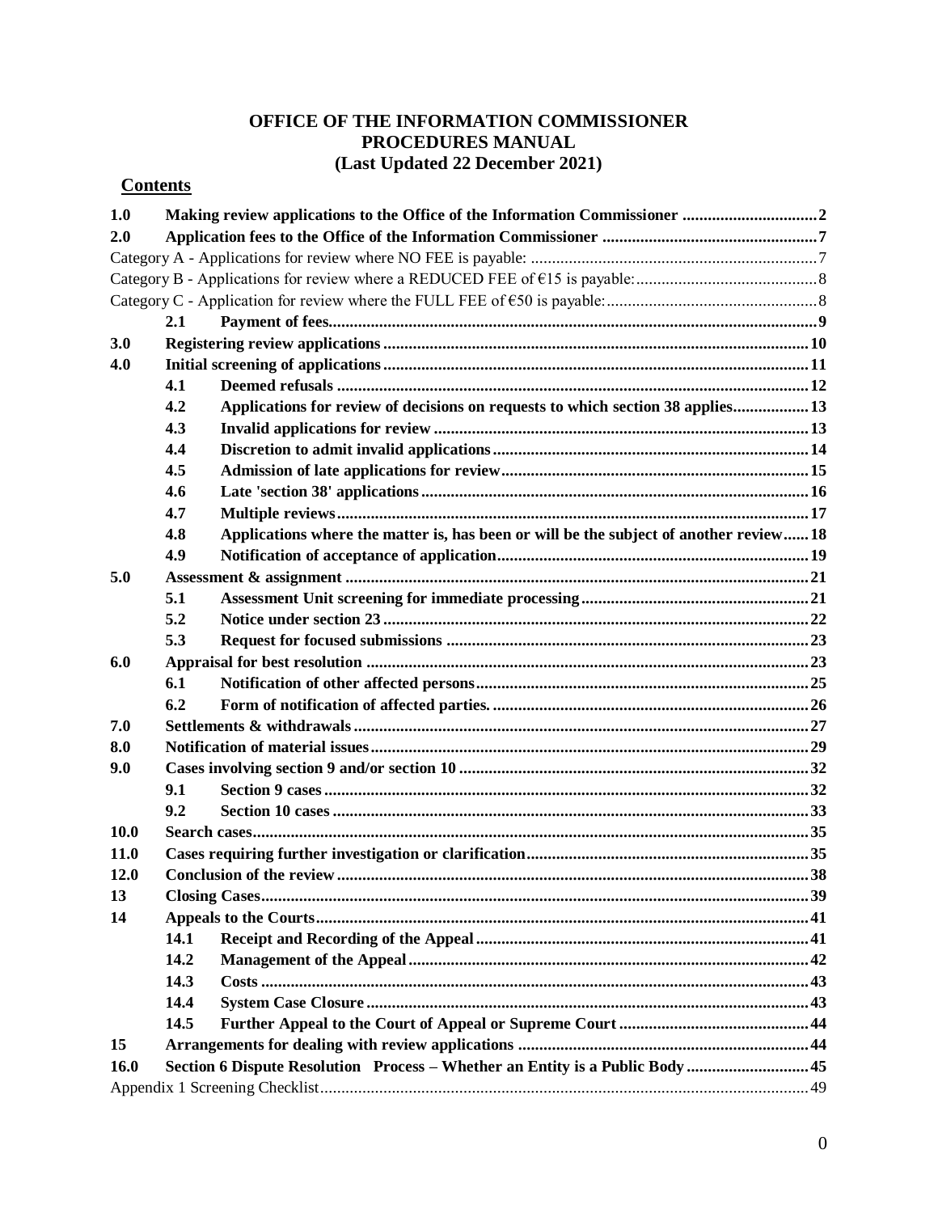# OFFICE OF THE INFORMATION COMMISSIONER
# PROCEDURES MANUAL
# (Last Updated 22 December 2021)

## Contents

| | | | |
|---|---|---|---|
| **1.0** | **Making review applications to the Office of the Information Commissioner** | | **2** |
| **2.0** | **Application fees to the Office of the Information Commissioner** | | **7** |
| Category A - Applications for review where NO FEE is payable: | | | 7 |
| Category B - Applications for review where a REDUCED FEE of €15 is payable: | | | 8 |
| Category C - Application for review where the FULL FEE of €50 is payable: | | | 8 |
| | **2.1** | **Payment of fees** | **9** |
| **3.0** | **Registering review applications** | | **10** |
| **4.0** | **Initial screening of applications** | | **11** |
| | **4.1** | **Deemed refusals** | **12** |
| | **4.2** | **Applications for review of decisions on requests to which section 38 applies** | **13** |
| | **4.3** | **Invalid applications for review** | **13** |
| | **4.4** | **Discretion to admit invalid applications** | **14** |
| | **4.5** | **Admission of late applications for review** | **15** |
| | **4.6** | **Late 'section 38' applications** | **16** |
| | **4.7** | **Multiple reviews** | **17** |
| | **4.8** | **Applications where the matter is, has been or will be the subject of another review** | **18** |
| | **4.9** | **Notification of acceptance of application** | **19** |
| **5.0** | **Assessment & assignment** | | **21** |
| | **5.1** | **Assessment Unit screening for immediate processing** | **21** |
| | **5.2** | **Notice under section 23** | **22** |
| | **5.3** | **Request for focused submissions** | **23** |
| **6.0** | **Appraisal for best resolution** | | **23** |
| | **6.1** | **Notification of other affected persons** | **25** |
| | **6.2** | **Form of notification of affected parties.** | **26** |
| **7.0** | **Settlements & withdrawals** | | **27** |
| **8.0** | **Notification of material issues** | | **29** |
| **9.0** | **Cases involving section 9 and/or section 10** | | **32** |
| | **9.1** | **Section 9 cases** | **32** |
| | **9.2** | **Section 10 cases** | **33** |
| **10.0** | **Search cases** | | **35** |
| **11.0** | **Cases requiring further investigation or clarification** | | **35** |
| **12.0** | **Conclusion of the review** | | **38** |
| **13** | **Closing Cases** | | **39** |
| **14** | **Appeals to the Courts** | | **41** |
| | **14.1** | **Receipt and Recording of the Appeal** | **41** |
| | **14.2** | **Management of the Appeal** | **42** |
| | **14.3** | **Costs** | **43** |
| | **14.4** | **System Case Closure** | **43** |
| | **14.5** | **Further Appeal to the Court of Appeal or Supreme Court** | **44** |
| **15** | **Arrangements for dealing with review applications** | | **44** |
| **16.0** | **Section 6 Dispute Resolution Process – Whether an Entity is a Public Body** | | **45** |
| Appendix 1 Screening Checklist | | | 49 |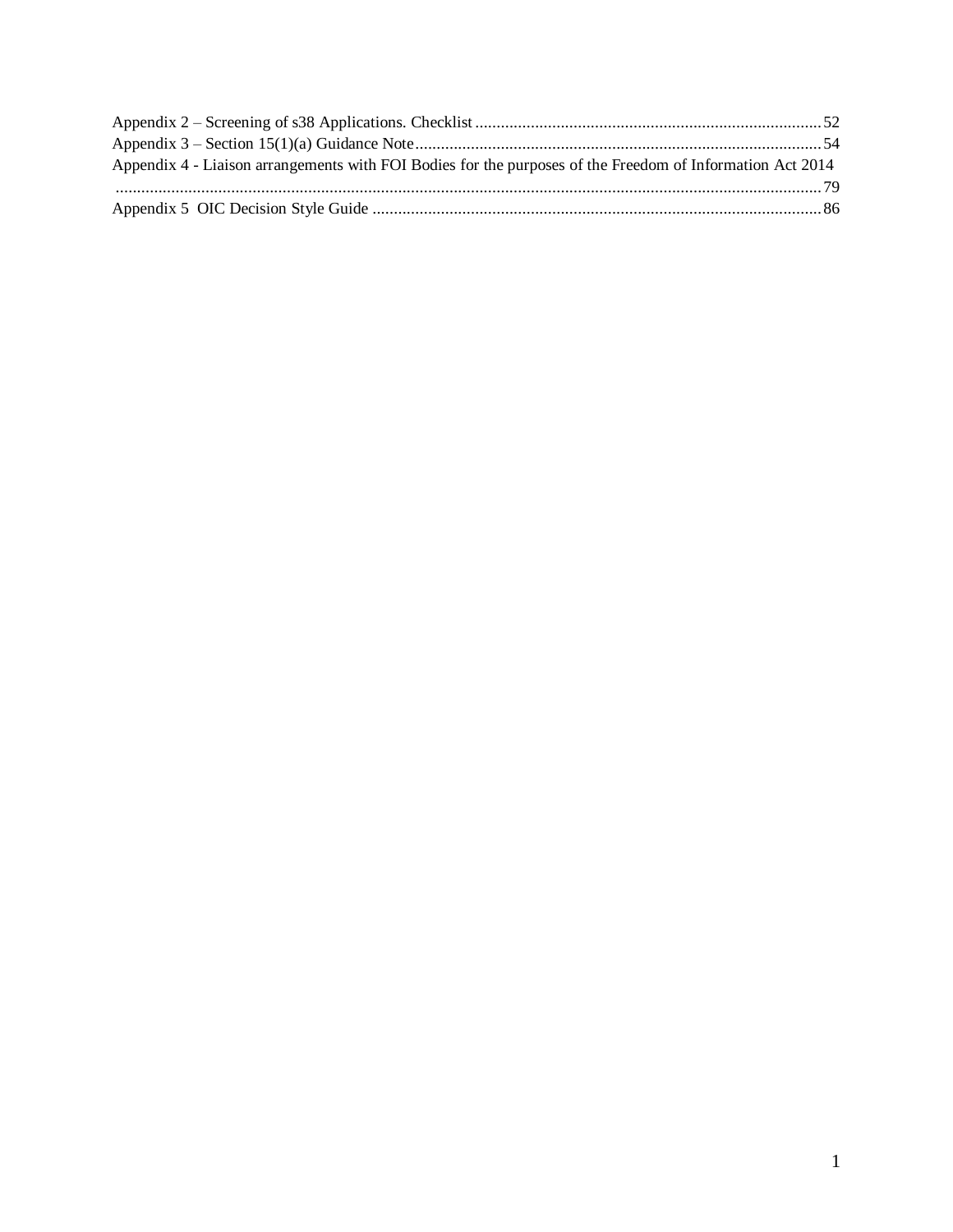Appendix 2 – Screening of s38 Applications. Checklist ..... 52
Appendix 3 – Section 15(1)(a) Guidance Note ..... 54
Appendix 4 - Liaison arrangements with FOI Bodies for the purposes of the Freedom of Information Act 2014 ..... 79
Appendix 5 OIC Decision Style Guide ..... 86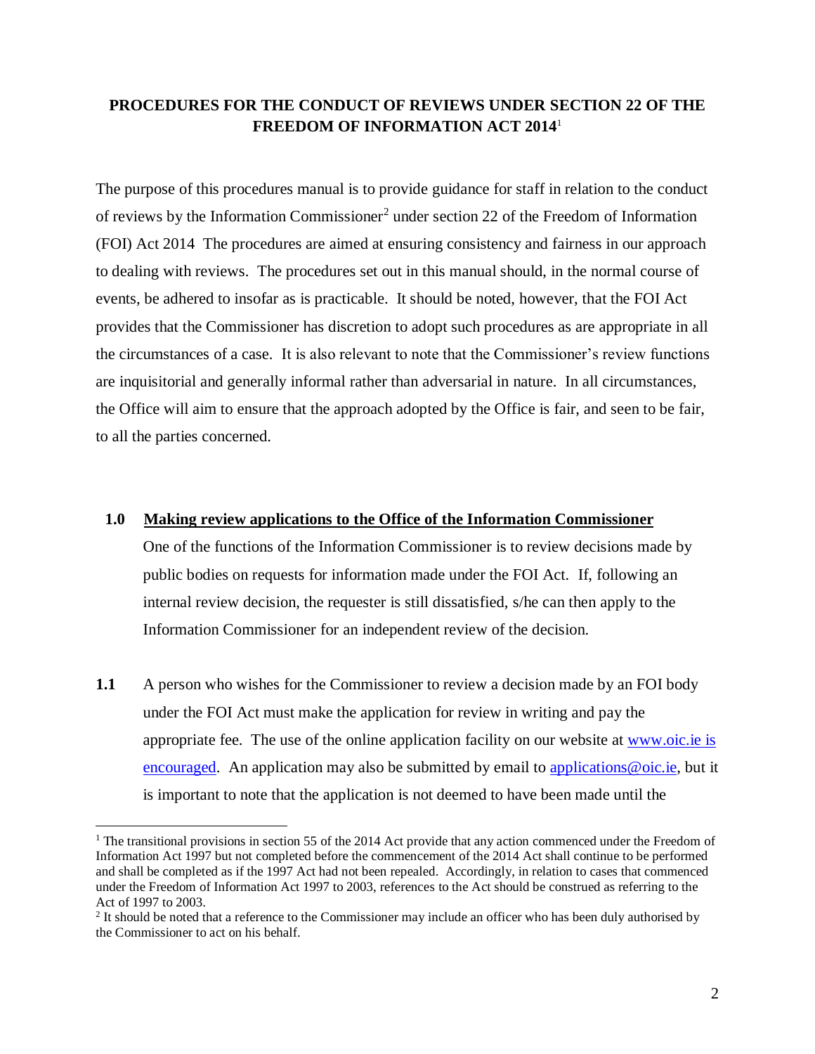**PROCEDURES FOR THE CONDUCT OF REVIEWS UNDER SECTION 22 OF THE FREEDOM OF INFORMATION ACT 2014**[1]

The purpose of this procedures manual is to provide guidance for staff in relation to the conduct of reviews by the Information Commissioner[2] under section 22 of the Freedom of Information (FOI) Act 2014 The procedures are aimed at ensuring consistency and fairness in our approach to dealing with reviews. The procedures set out in this manual should, in the normal course of events, be adhered to insofar as is practicable. It should be noted, however, that the FOI Act provides that the Commissioner has discretion to adopt such procedures as are appropriate in all the circumstances of a case. It is also relevant to note that the Commissioner's review functions are inquisitorial and generally informal rather than adversarial in nature. In all circumstances, the Office will aim to ensure that the approach adopted by the Office is fair, and seen to be fair, to all the parties concerned.

## 1.0 Making review applications to the Office of the Information Commissioner

One of the functions of the Information Commissioner is to review decisions made by public bodies on requests for information made under the FOI Act. If, following an internal review decision, the requester is still dissatisfied, s/he can then apply to the Information Commissioner for an independent review of the decision.

**1.1** A person who wishes for the Commissioner to review a decision made by an FOI body under the FOI Act must make the application for review in writing and pay the appropriate fee. The use of the online application facility on our website at www.oic.ie is encouraged. An application may also be submitted by email to applications@oic.ie, but it is important to note that the application is not deemed to have been made until the

---

[1] The transitional provisions in section 55 of the 2014 Act provide that any action commenced under the Freedom of Information Act 1997 but not completed before the commencement of the 2014 Act shall continue to be performed and shall be completed as if the 1997 Act had not been repealed. Accordingly, in relation to cases that commenced under the Freedom of Information Act 1997 to 2003, references to the Act should be construed as referring to the Act of 1997 to 2003.

[2] It should be noted that a reference to the Commissioner may include an officer who has been duly authorised by the Commissioner to act on his behalf.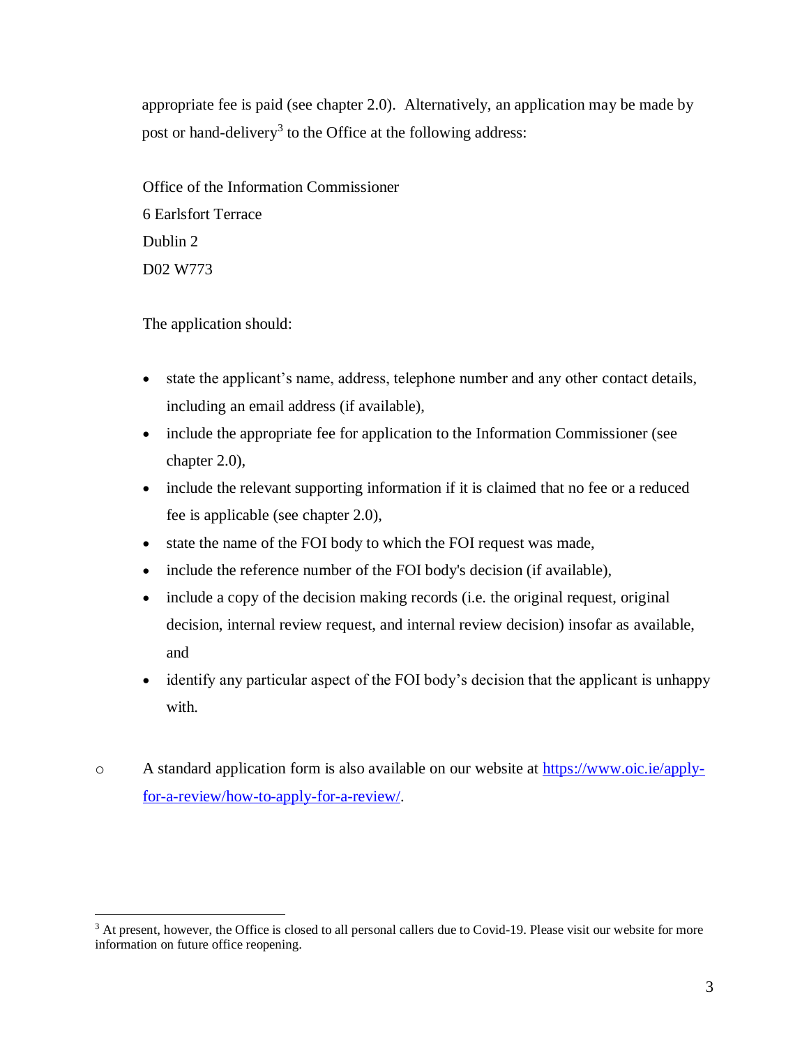appropriate fee is paid (see chapter 2.0). Alternatively, an application may be made by post or hand-delivery[3] to the Office at the following address:

Office of the Information Commissioner
6 Earlsfort Terrace
Dublin 2
D02 W773

The application should:

- state the applicant's name, address, telephone number and any other contact details, including an email address (if available),
- include the appropriate fee for application to the Information Commissioner (see chapter 2.0),
- include the relevant supporting information if it is claimed that no fee or a reduced fee is applicable (see chapter 2.0),
- state the name of the FOI body to which the FOI request was made,
- include the reference number of the FOI body's decision (if available),
- include a copy of the decision making records (i.e. the original request, original decision, internal review request, and internal review decision) insofar as available, and
- identify any particular aspect of the FOI body's decision that the applicant is unhappy with.

- A standard application form is also available on our website at [https://www.oic.ie/apply-for-a-review/how-to-apply-for-a-review/](https://www.oic.ie/apply-for-a-review/how-to-apply-for-a-review/).

[3] At present, however, the Office is closed to all personal callers due to Covid-19. Please visit our website for more information on future office reopening.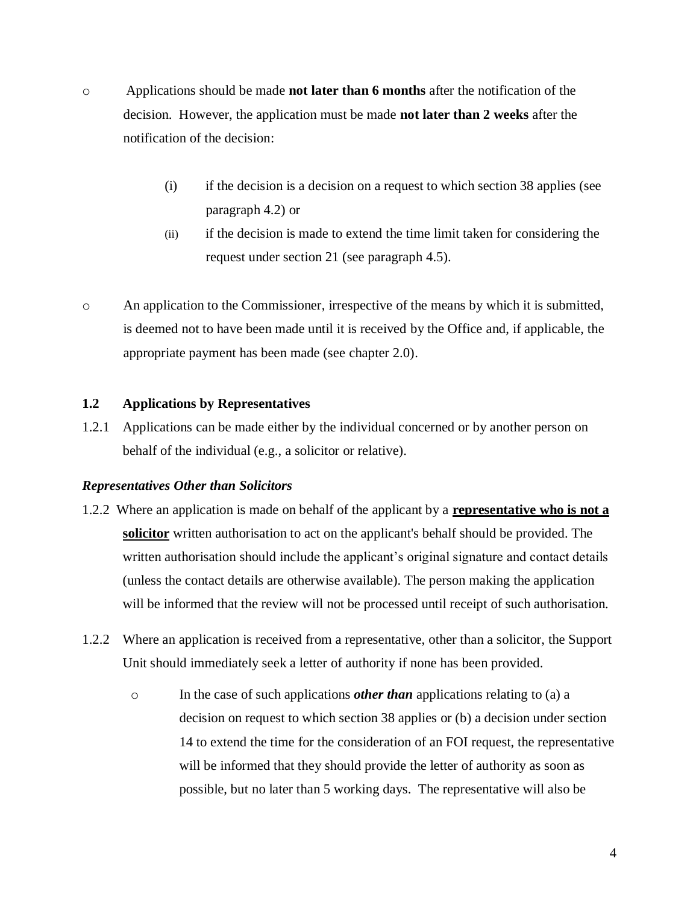- Applications should be made **not later than 6 months** after the notification of the decision. However, the application must be made **not later than 2 weeks** after the notification of the decision:

  (i) if the decision is a decision on a request to which section 38 applies (see paragraph 4.2) or

  (ii) if the decision is made to extend the time limit taken for considering the request under section 21 (see paragraph 4.5).

- An application to the Commissioner, irrespective of the means by which it is submitted, is deemed not to have been made until it is received by the Office and, if applicable, the appropriate payment has been made (see chapter 2.0).

## 1.2 Applications by Representatives

1.2.1 Applications can be made either by the individual concerned or by another person on behalf of the individual (e.g., a solicitor or relative).

### *Representatives Other than Solicitors*

1.2.2 Where an application is made on behalf of the applicant by a **representative who is not a solicitor** written authorisation to act on the applicant's behalf should be provided. The written authorisation should include the applicant's original signature and contact details (unless the contact details are otherwise available). The person making the application will be informed that the review will not be processed until receipt of such authorisation.

1.2.2 Where an application is received from a representative, other than a solicitor, the Support Unit should immediately seek a letter of authority if none has been provided.

- In the case of such applications ***other than*** applications relating to (a) a decision on request to which section 38 applies or (b) a decision under section 14 to extend the time for the consideration of an FOI request, the representative will be informed that they should provide the letter of authority as soon as possible, but no later than 5 working days. The representative will also be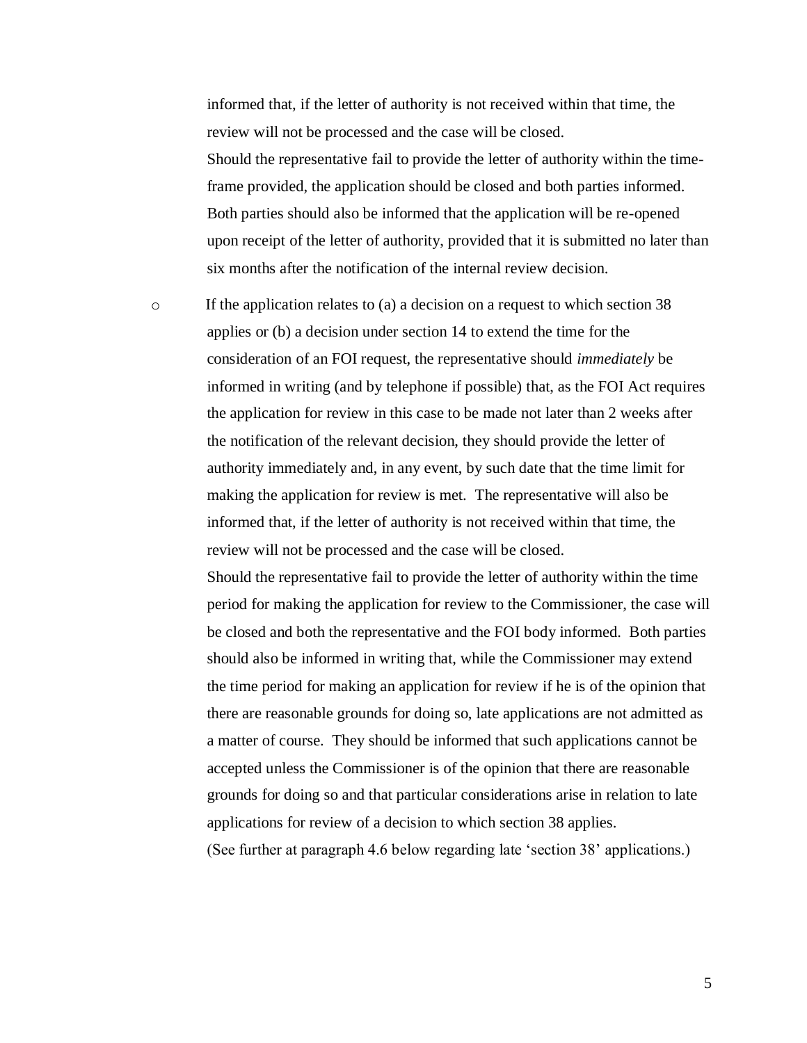informed that, if the letter of authority is not received within that time, the review will not be processed and the case will be closed.

Should the representative fail to provide the letter of authority within the time-frame provided, the application should be closed and both parties informed. Both parties should also be informed that the application will be re-opened upon receipt of the letter of authority, provided that it is submitted no later than six months after the notification of the internal review decision.

- If the application relates to (a) a decision on a request to which section 38 applies or (b) a decision under section 14 to extend the time for the consideration of an FOI request, the representative should *immediately* be informed in writing (and by telephone if possible) that, as the FOI Act requires the application for review in this case to be made not later than 2 weeks after the notification of the relevant decision, they should provide the letter of authority immediately and, in any event, by such date that the time limit for making the application for review is met. The representative will also be informed that, if the letter of authority is not received within that time, the review will not be processed and the case will be closed.

  Should the representative fail to provide the letter of authority within the time period for making the application for review to the Commissioner, the case will be closed and both the representative and the FOI body informed. Both parties should also be informed in writing that, while the Commissioner may extend the time period for making an application for review if he is of the opinion that there are reasonable grounds for doing so, late applications are not admitted as a matter of course. They should be informed that such applications cannot be accepted unless the Commissioner is of the opinion that there are reasonable grounds for doing so and that particular considerations arise in relation to late applications for review of a decision to which section 38 applies.

  (See further at paragraph 4.6 below regarding late 'section 38' applications.)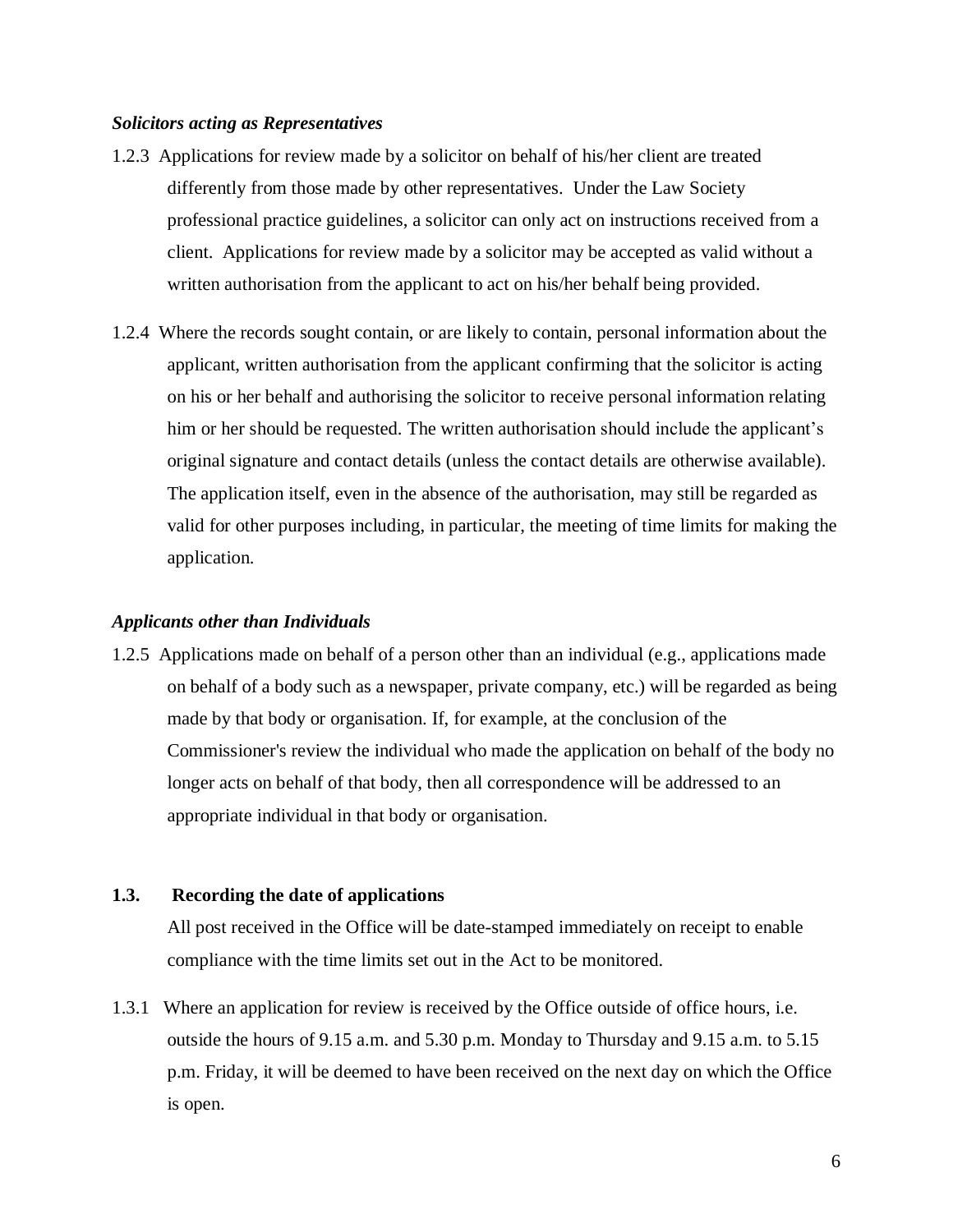*Solicitors acting as Representatives*

1.2.3 Applications for review made by a solicitor on behalf of his/her client are treated differently from those made by other representatives. Under the Law Society professional practice guidelines, a solicitor can only act on instructions received from a client. Applications for review made by a solicitor may be accepted as valid without a written authorisation from the applicant to act on his/her behalf being provided.

1.2.4 Where the records sought contain, or are likely to contain, personal information about the applicant, written authorisation from the applicant confirming that the solicitor is acting on his or her behalf and authorising the solicitor to receive personal information relating him or her should be requested. The written authorisation should include the applicant's original signature and contact details (unless the contact details are otherwise available). The application itself, even in the absence of the authorisation, may still be regarded as valid for other purposes including, in particular, the meeting of time limits for making the application.

*Applicants other than Individuals*

1.2.5 Applications made on behalf of a person other than an individual (e.g., applications made on behalf of a body such as a newspaper, private company, etc.) will be regarded as being made by that body or organisation. If, for example, at the conclusion of the Commissioner's review the individual who made the application on behalf of the body no longer acts on behalf of that body, then all correspondence will be addressed to an appropriate individual in that body or organisation.

**1.3. Recording the date of applications**

All post received in the Office will be date-stamped immediately on receipt to enable compliance with the time limits set out in the Act to be monitored.

1.3.1 Where an application for review is received by the Office outside of office hours, i.e. outside the hours of 9.15 a.m. and 5.30 p.m. Monday to Thursday and 9.15 a.m. to 5.15 p.m. Friday, it will be deemed to have been received on the next day on which the Office is open.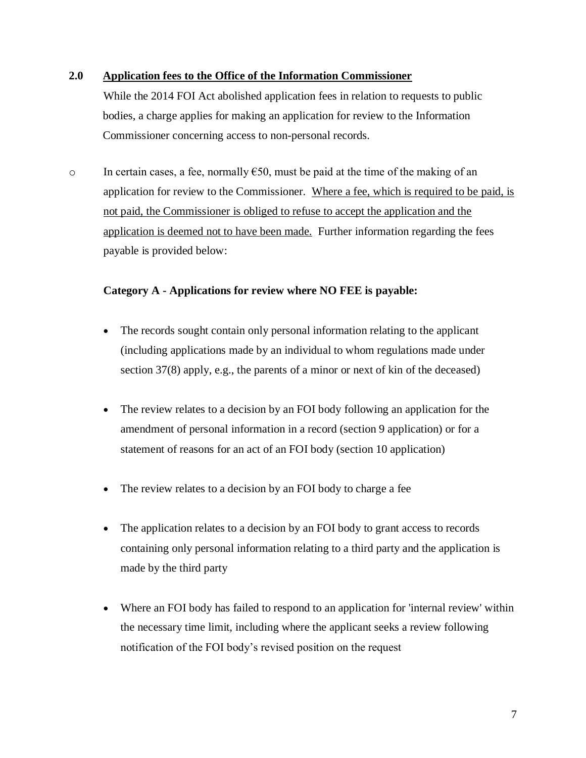## 2.0 Application fees to the Office of the Information Commissioner

While the 2014 FOI Act abolished application fees in relation to requests to public bodies, a charge applies for making an application for review to the Information Commissioner concerning access to non-personal records.

- In certain cases, a fee, normally €50, must be paid at the time of the making of an application for review to the Commissioner. <u>Where a fee, which is required to be paid, is not paid, the Commissioner is obliged to refuse to accept the application and the application is deemed not to have been made.</u> Further information regarding the fees payable is provided below:

**Category A - Applications for review where NO FEE is payable:**

- The records sought contain only personal information relating to the applicant (including applications made by an individual to whom regulations made under section 37(8) apply, e.g., the parents of a minor or next of kin of the deceased)
- The review relates to a decision by an FOI body following an application for the amendment of personal information in a record (section 9 application) or for a statement of reasons for an act of an FOI body (section 10 application)
- The review relates to a decision by an FOI body to charge a fee
- The application relates to a decision by an FOI body to grant access to records containing only personal information relating to a third party and the application is made by the third party
- Where an FOI body has failed to respond to an application for 'internal review' within the necessary time limit, including where the applicant seeks a review following notification of the FOI body's revised position on the request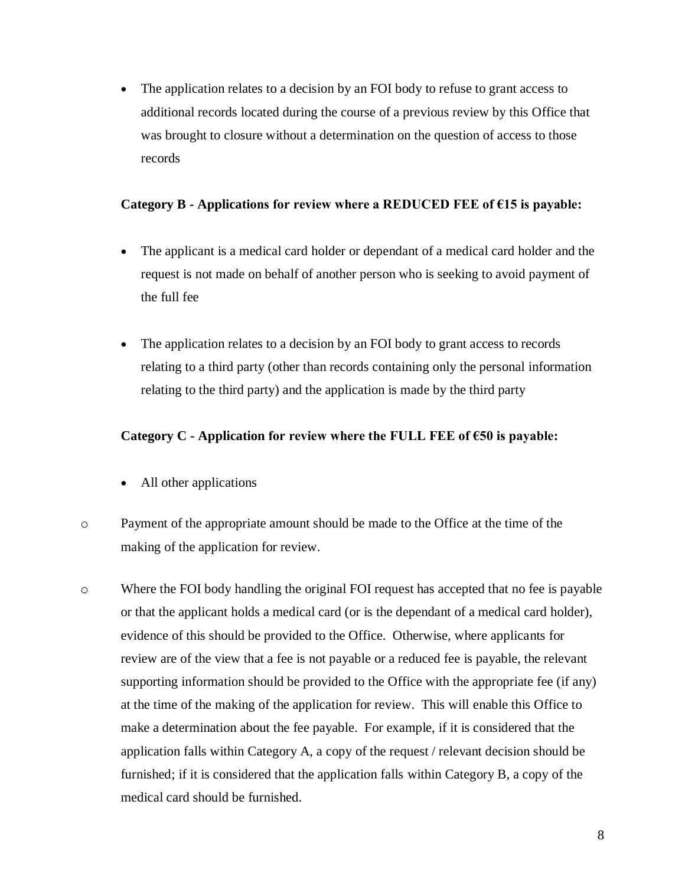- The application relates to a decision by an FOI body to refuse to grant access to additional records located during the course of a previous review by this Office that was brought to closure without a determination on the question of access to those records

**Category B - Applications for review where a REDUCED FEE of €15 is payable:**

- The applicant is a medical card holder or dependant of a medical card holder and the request is not made on behalf of another person who is seeking to avoid payment of the full fee

- The application relates to a decision by an FOI body to grant access to records relating to a third party (other than records containing only the personal information relating to the third party) and the application is made by the third party

**Category C - Application for review where the FULL FEE of €50 is payable:**

- All other applications

- Payment of the appropriate amount should be made to the Office at the time of the making of the application for review.

- Where the FOI body handling the original FOI request has accepted that no fee is payable or that the applicant holds a medical card (or is the dependant of a medical card holder), evidence of this should be provided to the Office. Otherwise, where applicants for review are of the view that a fee is not payable or a reduced fee is payable, the relevant supporting information should be provided to the Office with the appropriate fee (if any) at the time of the making of the application for review. This will enable this Office to make a determination about the fee payable. For example, if it is considered that the application falls within Category A, a copy of the request / relevant decision should be furnished; if it is considered that the application falls within Category B, a copy of the medical card should be furnished.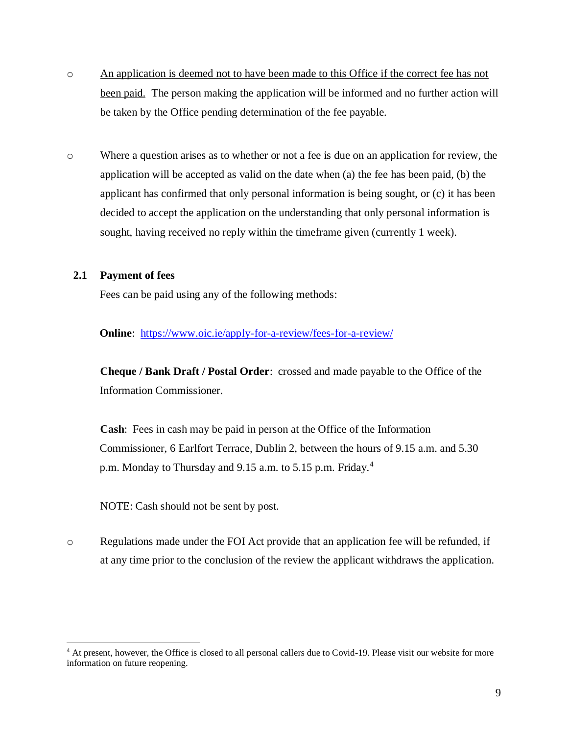- <u>An application is deemed not to have been made to this Office if the correct fee has not been paid.</u> The person making the application will be informed and no further action will be taken by the Office pending determination of the fee payable.

- Where a question arises as to whether or not a fee is due on an application for review, the application will be accepted as valid on the date when (a) the fee has been paid, (b) the applicant has confirmed that only personal information is being sought, or (c) it has been decided to accept the application on the understanding that only personal information is sought, having received no reply within the timeframe given (currently 1 week).

## 2.1 Payment of fees

Fees can be paid using any of the following methods:

**Online**: https://www.oic.ie/apply-for-a-review/fees-for-a-review/

**Cheque / Bank Draft / Postal Order**: crossed and made payable to the Office of the Information Commissioner.

**Cash**: Fees in cash may be paid in person at the Office of the Information Commissioner, 6 Earlfort Terrace, Dublin 2, between the hours of 9.15 a.m. and 5.30 p.m. Monday to Thursday and 9.15 a.m. to 5.15 p.m. Friday.[4]

NOTE: Cash should not be sent by post.

- Regulations made under the FOI Act provide that an application fee will be refunded, if at any time prior to the conclusion of the review the applicant withdraws the application.

---

[4] At present, however, the Office is closed to all personal callers due to Covid-19. Please visit our website for more information on future reopening.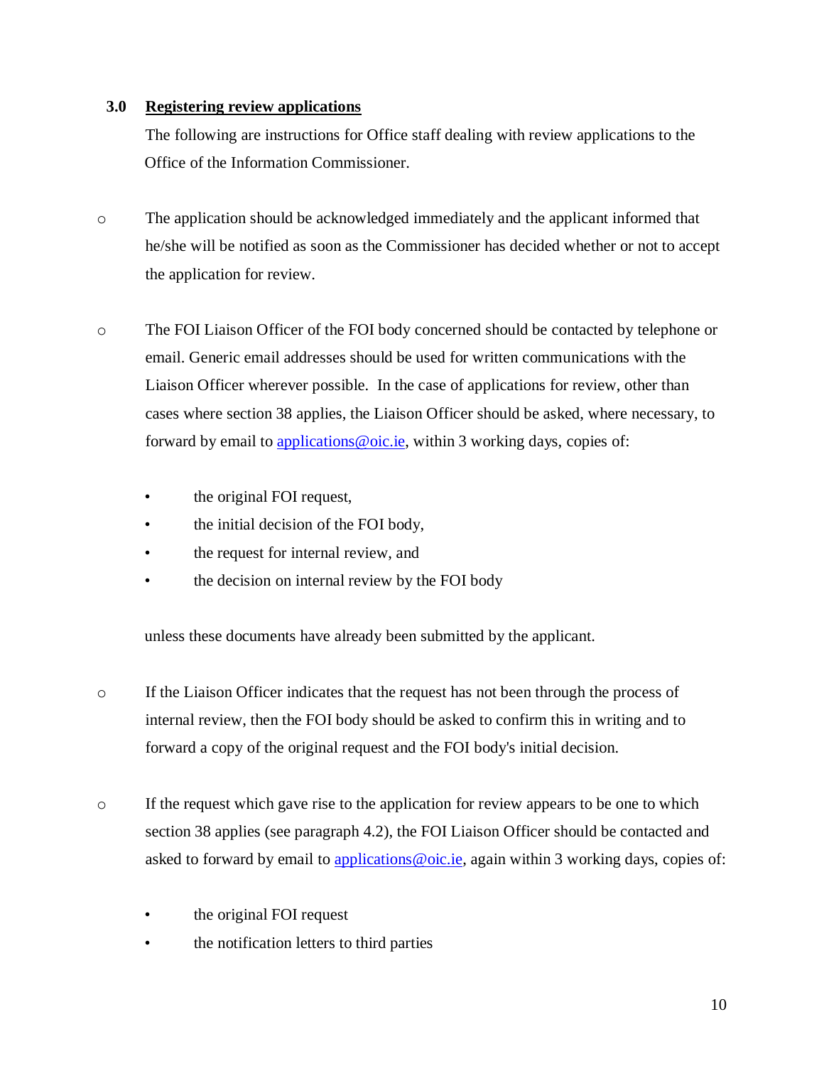## 3.0 Registering review applications

The following are instructions for Office staff dealing with review applications to the Office of the Information Commissioner.

- The application should be acknowledged immediately and the applicant informed that he/she will be notified as soon as the Commissioner has decided whether or not to accept the application for review.

- The FOI Liaison Officer of the FOI body concerned should be contacted by telephone or email. Generic email addresses should be used for written communications with the Liaison Officer wherever possible. In the case of applications for review, other than cases where section 38 applies, the Liaison Officer should be asked, where necessary, to forward by email to applications@oic.ie, within 3 working days, copies of:

  - the original FOI request,
  - the initial decision of the FOI body,
  - the request for internal review, and
  - the decision on internal review by the FOI body

  unless these documents have already been submitted by the applicant.

- If the Liaison Officer indicates that the request has not been through the process of internal review, then the FOI body should be asked to confirm this in writing and to forward a copy of the original request and the FOI body's initial decision.

- If the request which gave rise to the application for review appears to be one to which section 38 applies (see paragraph 4.2), the FOI Liaison Officer should be contacted and asked to forward by email to applications@oic.ie, again within 3 working days, copies of:

  - the original FOI request
  - the notification letters to third parties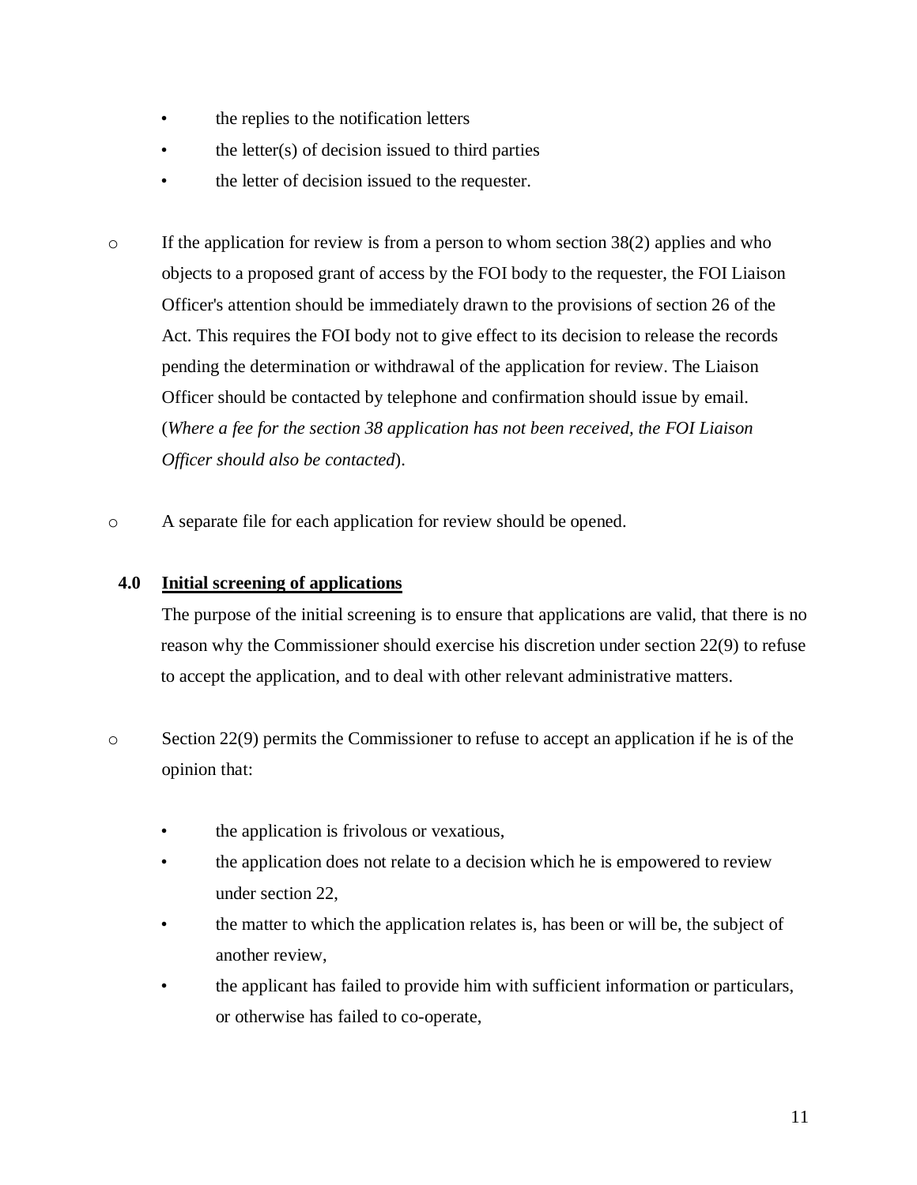- the replies to the notification letters
- the letter(s) of decision issued to third parties
- the letter of decision issued to the requester.

- If the application for review is from a person to whom section 38(2) applies and who objects to a proposed grant of access by the FOI body to the requester, the FOI Liaison Officer's attention should be immediately drawn to the provisions of section 26 of the Act. This requires the FOI body not to give effect to its decision to release the records pending the determination or withdrawal of the application for review. The Liaison Officer should be contacted by telephone and confirmation should issue by email. (*Where a fee for the section 38 application has not been received, the FOI Liaison Officer should also be contacted*).

- A separate file for each application for review should be opened.

## 4.0 Initial screening of applications

The purpose of the initial screening is to ensure that applications are valid, that there is no reason why the Commissioner should exercise his discretion under section 22(9) to refuse to accept the application, and to deal with other relevant administrative matters.

- Section 22(9) permits the Commissioner to refuse to accept an application if he is of the opinion that:

  - the application is frivolous or vexatious,
  - the application does not relate to a decision which he is empowered to review under section 22,
  - the matter to which the application relates is, has been or will be, the subject of another review,
  - the applicant has failed to provide him with sufficient information or particulars, or otherwise has failed to co-operate,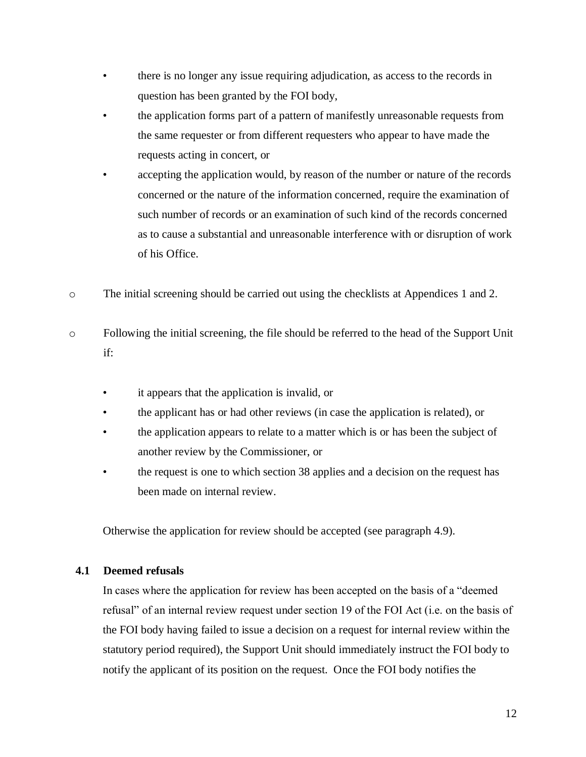- there is no longer any issue requiring adjudication, as access to the records in question has been granted by the FOI body,
- the application forms part of a pattern of manifestly unreasonable requests from the same requester or from different requesters who appear to have made the requests acting in concert, or
- accepting the application would, by reason of the number or nature of the records concerned or the nature of the information concerned, require the examination of such number of records or an examination of such kind of the records concerned as to cause a substantial and unreasonable interference with or disruption of work of his Office.

o The initial screening should be carried out using the checklists at Appendices 1 and 2.

o Following the initial screening, the file should be referred to the head of the Support Unit if:

- it appears that the application is invalid, or
- the applicant has or had other reviews (in case the application is related), or
- the application appears to relate to a matter which is or has been the subject of another review by the Commissioner, or
- the request is one to which section 38 applies and a decision on the request has been made on internal review.

Otherwise the application for review should be accepted (see paragraph 4.9).

### 4.1 Deemed refusals

In cases where the application for review has been accepted on the basis of a "deemed refusal" of an internal review request under section 19 of the FOI Act (i.e. on the basis of the FOI body having failed to issue a decision on a request for internal review within the statutory period required), the Support Unit should immediately instruct the FOI body to notify the applicant of its position on the request. Once the FOI body notifies the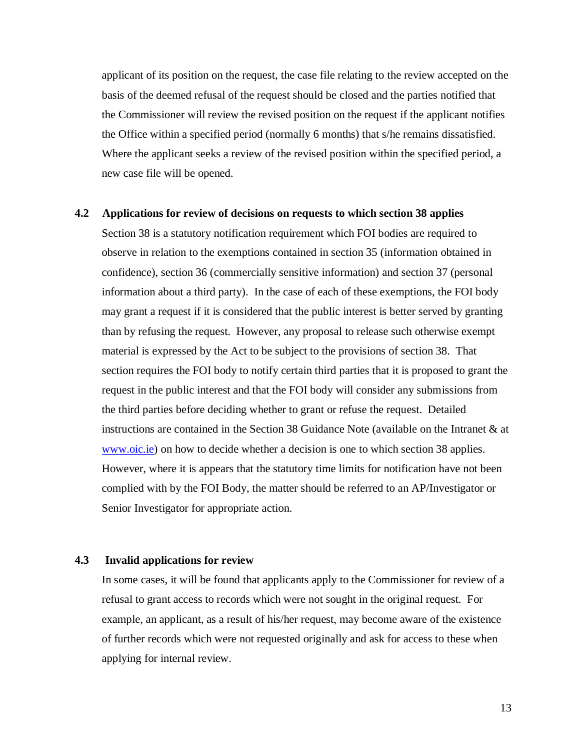applicant of its position on the request, the case file relating to the review accepted on the basis of the deemed refusal of the request should be closed and the parties notified that the Commissioner will review the revised position on the request if the applicant notifies the Office within a specified period (normally 6 months) that s/he remains dissatisfied. Where the applicant seeks a review of the revised position within the specified period, a new case file will be opened.

### 4.2 Applications for review of decisions on requests to which section 38 applies

Section 38 is a statutory notification requirement which FOI bodies are required to observe in relation to the exemptions contained in section 35 (information obtained in confidence), section 36 (commercially sensitive information) and section 37 (personal information about a third party). In the case of each of these exemptions, the FOI body may grant a request if it is considered that the public interest is better served by granting than by refusing the request. However, any proposal to release such otherwise exempt material is expressed by the Act to be subject to the provisions of section 38. That section requires the FOI body to notify certain third parties that it is proposed to grant the request in the public interest and that the FOI body will consider any submissions from the third parties before deciding whether to grant or refuse the request. Detailed instructions are contained in the Section 38 Guidance Note (available on the Intranet & at www.oic.ie) on how to decide whether a decision is one to which section 38 applies. However, where it is appears that the statutory time limits for notification have not been complied with by the FOI Body, the matter should be referred to an AP/Investigator or Senior Investigator for appropriate action.

### 4.3 Invalid applications for review

In some cases, it will be found that applicants apply to the Commissioner for review of a refusal to grant access to records which were not sought in the original request. For example, an applicant, as a result of his/her request, may become aware of the existence of further records which were not requested originally and ask for access to these when applying for internal review.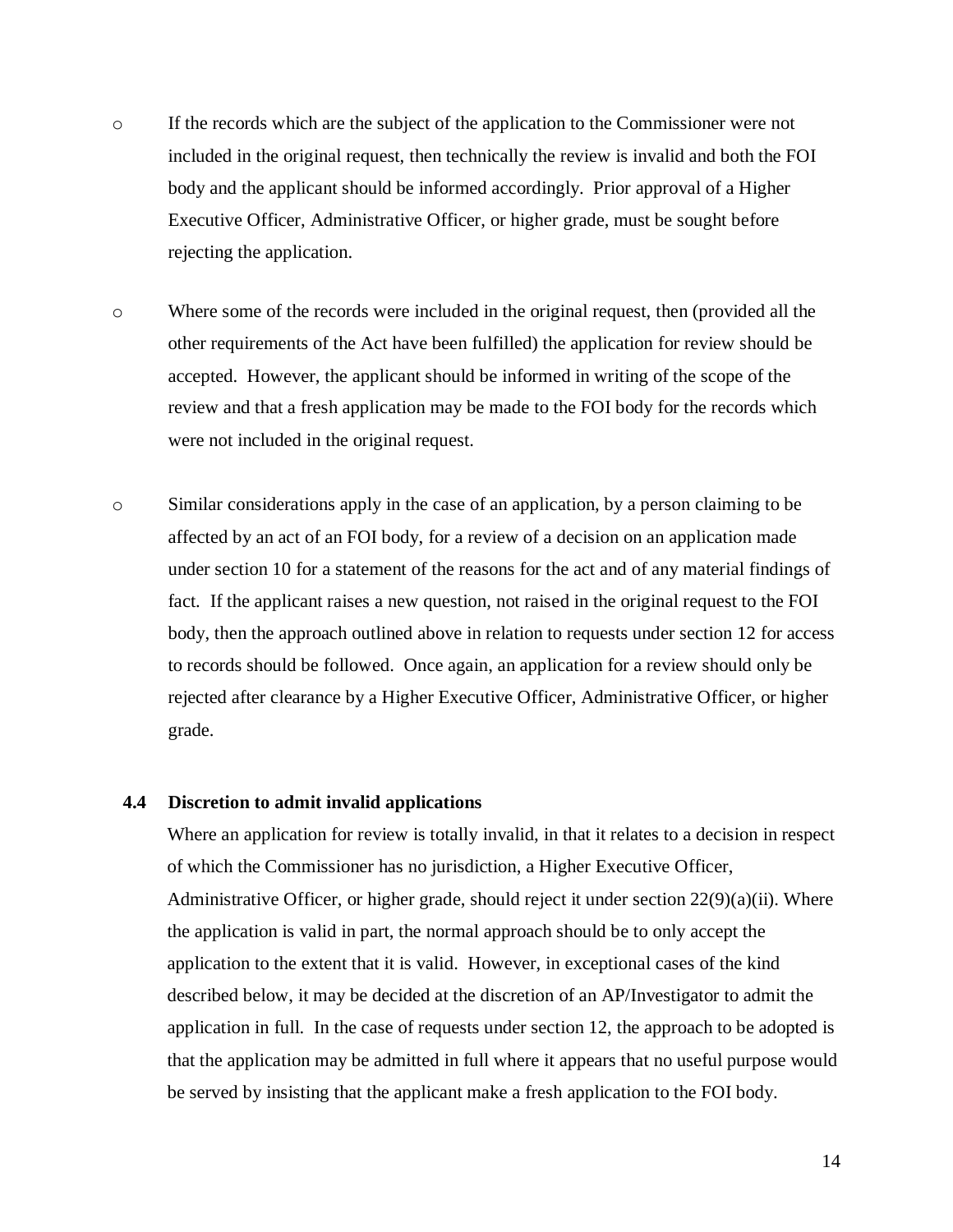- If the records which are the subject of the application to the Commissioner were not included in the original request, then technically the review is invalid and both the FOI body and the applicant should be informed accordingly. Prior approval of a Higher Executive Officer, Administrative Officer, or higher grade, must be sought before rejecting the application.

- Where some of the records were included in the original request, then (provided all the other requirements of the Act have been fulfilled) the application for review should be accepted. However, the applicant should be informed in writing of the scope of the review and that a fresh application may be made to the FOI body for the records which were not included in the original request.

- Similar considerations apply in the case of an application, by a person claiming to be affected by an act of an FOI body, for a review of a decision on an application made under section 10 for a statement of the reasons for the act and of any material findings of fact. If the applicant raises a new question, not raised in the original request to the FOI body, then the approach outlined above in relation to requests under section 12 for access to records should be followed. Once again, an application for a review should only be rejected after clearance by a Higher Executive Officer, Administrative Officer, or higher grade.

### 4.4 Discretion to admit invalid applications

Where an application for review is totally invalid, in that it relates to a decision in respect of which the Commissioner has no jurisdiction, a Higher Executive Officer, Administrative Officer, or higher grade, should reject it under section 22(9)(a)(ii). Where the application is valid in part, the normal approach should be to only accept the application to the extent that it is valid. However, in exceptional cases of the kind described below, it may be decided at the discretion of an AP/Investigator to admit the application in full. In the case of requests under section 12, the approach to be adopted is that the application may be admitted in full where it appears that no useful purpose would be served by insisting that the applicant make a fresh application to the FOI body.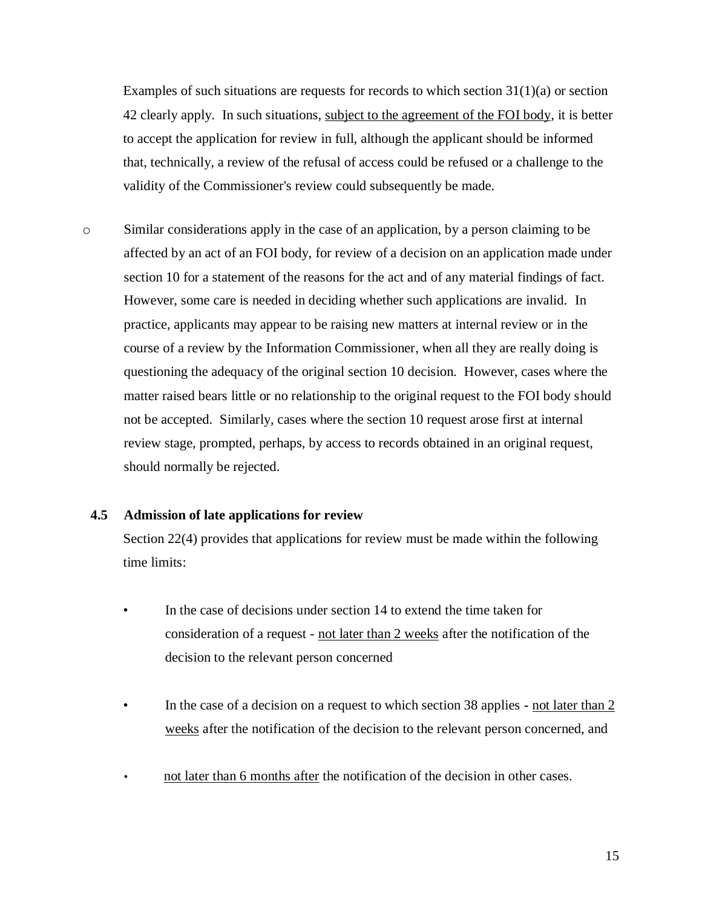Examples of such situations are requests for records to which section 31(1)(a) or section 42 clearly apply. In such situations, <u>subject to the agreement of the FOI body</u>, it is better to accept the application for review in full, although the applicant should be informed that, technically, a review of the refusal of access could be refused or a challenge to the validity of the Commissioner's review could subsequently be made.

- Similar considerations apply in the case of an application, by a person claiming to be affected by an act of an FOI body, for review of a decision on an application made under section 10 for a statement of the reasons for the act and of any material findings of fact. However, some care is needed in deciding whether such applications are invalid. In practice, applicants may appear to be raising new matters at internal review or in the course of a review by the Information Commissioner, when all they are really doing is questioning the adequacy of the original section 10 decision. However, cases where the matter raised bears little or no relationship to the original request to the FOI body should not be accepted. Similarly, cases where the section 10 request arose first at internal review stage, prompted, perhaps, by access to records obtained in an original request, should normally be rejected.

### 4.5 Admission of late applications for review

Section 22(4) provides that applications for review must be made within the following time limits:

- In the case of decisions under section 14 to extend the time taken for consideration of a request - <u>not later than 2 weeks</u> after the notification of the decision to the relevant person concerned

- In the case of a decision on a request to which section 38 applies - <u>not later than 2 weeks</u> after the notification of the decision to the relevant person concerned, and

- <u>not later than 6 months after</u> the notification of the decision in other cases.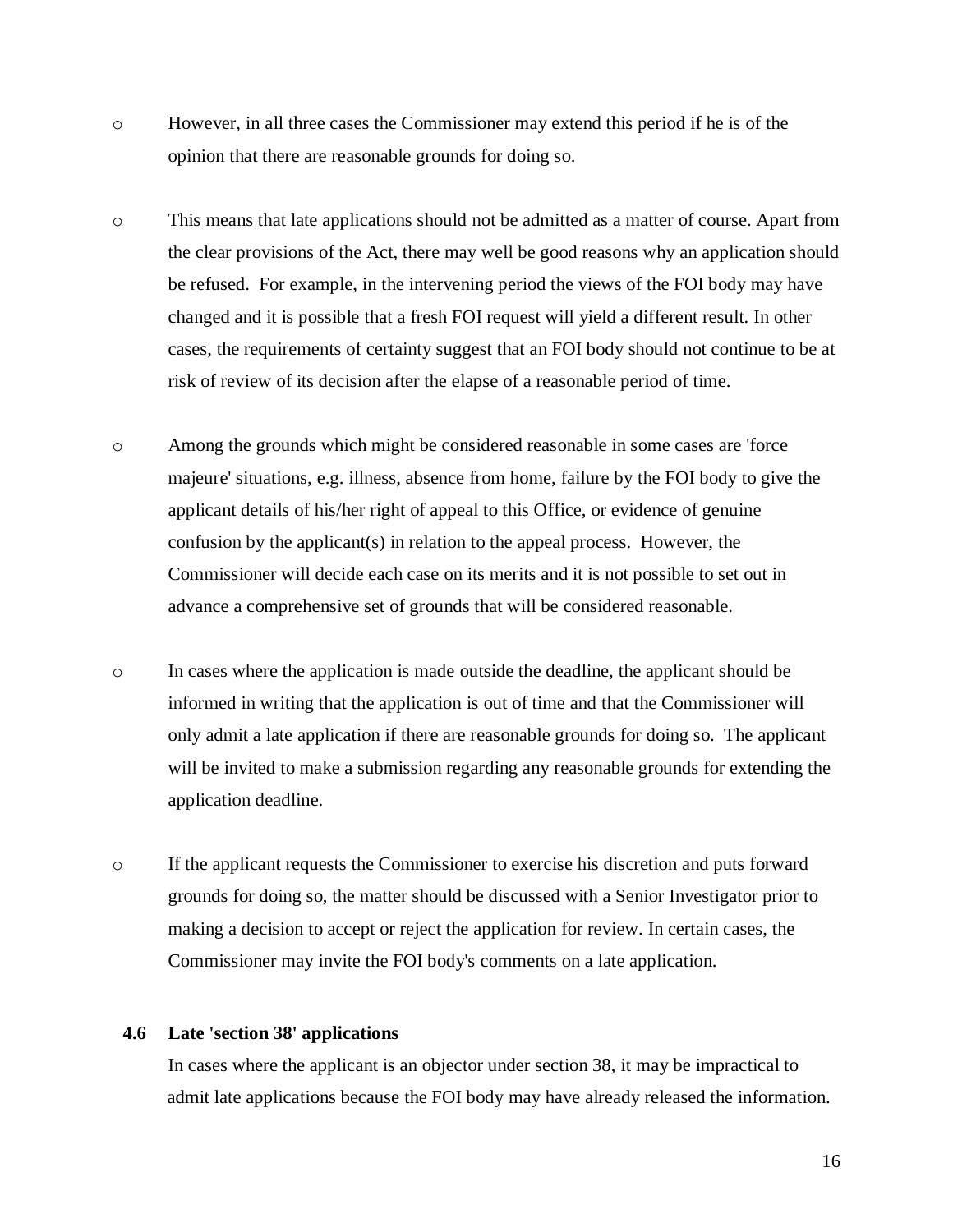- However, in all three cases the Commissioner may extend this period if he is of the opinion that there are reasonable grounds for doing so.

- This means that late applications should not be admitted as a matter of course. Apart from the clear provisions of the Act, there may well be good reasons why an application should be refused. For example, in the intervening period the views of the FOI body may have changed and it is possible that a fresh FOI request will yield a different result. In other cases, the requirements of certainty suggest that an FOI body should not continue to be at risk of review of its decision after the elapse of a reasonable period of time.

- Among the grounds which might be considered reasonable in some cases are 'force majeure' situations, e.g. illness, absence from home, failure by the FOI body to give the applicant details of his/her right of appeal to this Office, or evidence of genuine confusion by the applicant(s) in relation to the appeal process. However, the Commissioner will decide each case on its merits and it is not possible to set out in advance a comprehensive set of grounds that will be considered reasonable.

- In cases where the application is made outside the deadline, the applicant should be informed in writing that the application is out of time and that the Commissioner will only admit a late application if there are reasonable grounds for doing so. The applicant will be invited to make a submission regarding any reasonable grounds for extending the application deadline.

- If the applicant requests the Commissioner to exercise his discretion and puts forward grounds for doing so, the matter should be discussed with a Senior Investigator prior to making a decision to accept or reject the application for review. In certain cases, the Commissioner may invite the FOI body's comments on a late application.

### 4.6 Late 'section 38' applications

In cases where the applicant is an objector under section 38, it may be impractical to admit late applications because the FOI body may have already released the information.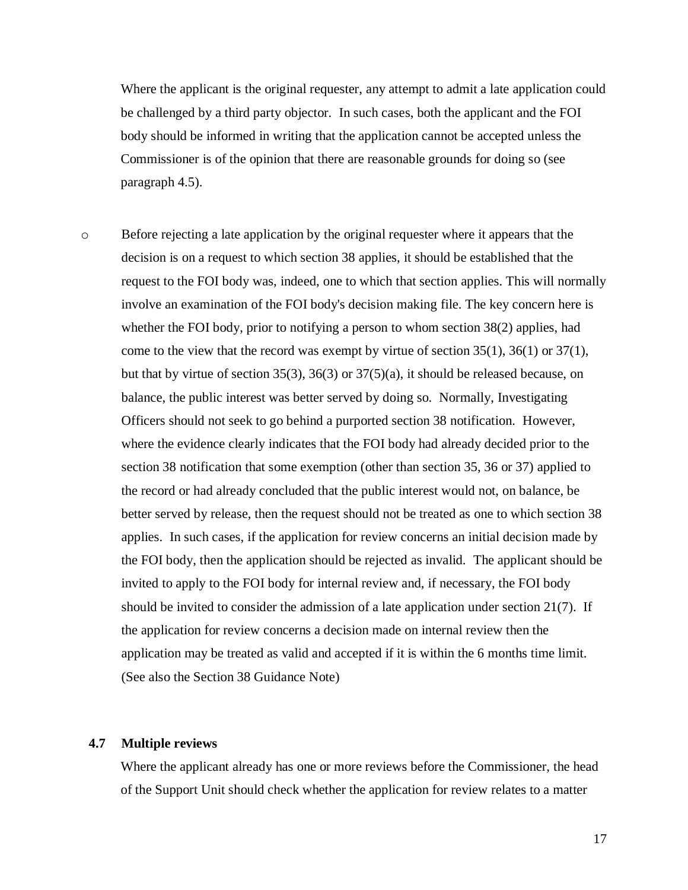Where the applicant is the original requester, any attempt to admit a late application could be challenged by a third party objector. In such cases, both the applicant and the FOI body should be informed in writing that the application cannot be accepted unless the Commissioner is of the opinion that there are reasonable grounds for doing so (see paragraph 4.5).

- Before rejecting a late application by the original requester where it appears that the decision is on a request to which section 38 applies, it should be established that the request to the FOI body was, indeed, one to which that section applies. This will normally involve an examination of the FOI body's decision making file. The key concern here is whether the FOI body, prior to notifying a person to whom section 38(2) applies, had come to the view that the record was exempt by virtue of section 35(1), 36(1) or 37(1), but that by virtue of section 35(3), 36(3) or 37(5)(a), it should be released because, on balance, the public interest was better served by doing so. Normally, Investigating Officers should not seek to go behind a purported section 38 notification. However, where the evidence clearly indicates that the FOI body had already decided prior to the section 38 notification that some exemption (other than section 35, 36 or 37) applied to the record or had already concluded that the public interest would not, on balance, be better served by release, then the request should not be treated as one to which section 38 applies. In such cases, if the application for review concerns an initial decision made by the FOI body, then the application should be rejected as invalid. The applicant should be invited to apply to the FOI body for internal review and, if necessary, the FOI body should be invited to consider the admission of a late application under section 21(7). If the application for review concerns a decision made on internal review then the application may be treated as valid and accepted if it is within the 6 months time limit. (See also the Section 38 Guidance Note)

### 4.7 Multiple reviews

Where the applicant already has one or more reviews before the Commissioner, the head of the Support Unit should check whether the application for review relates to a matter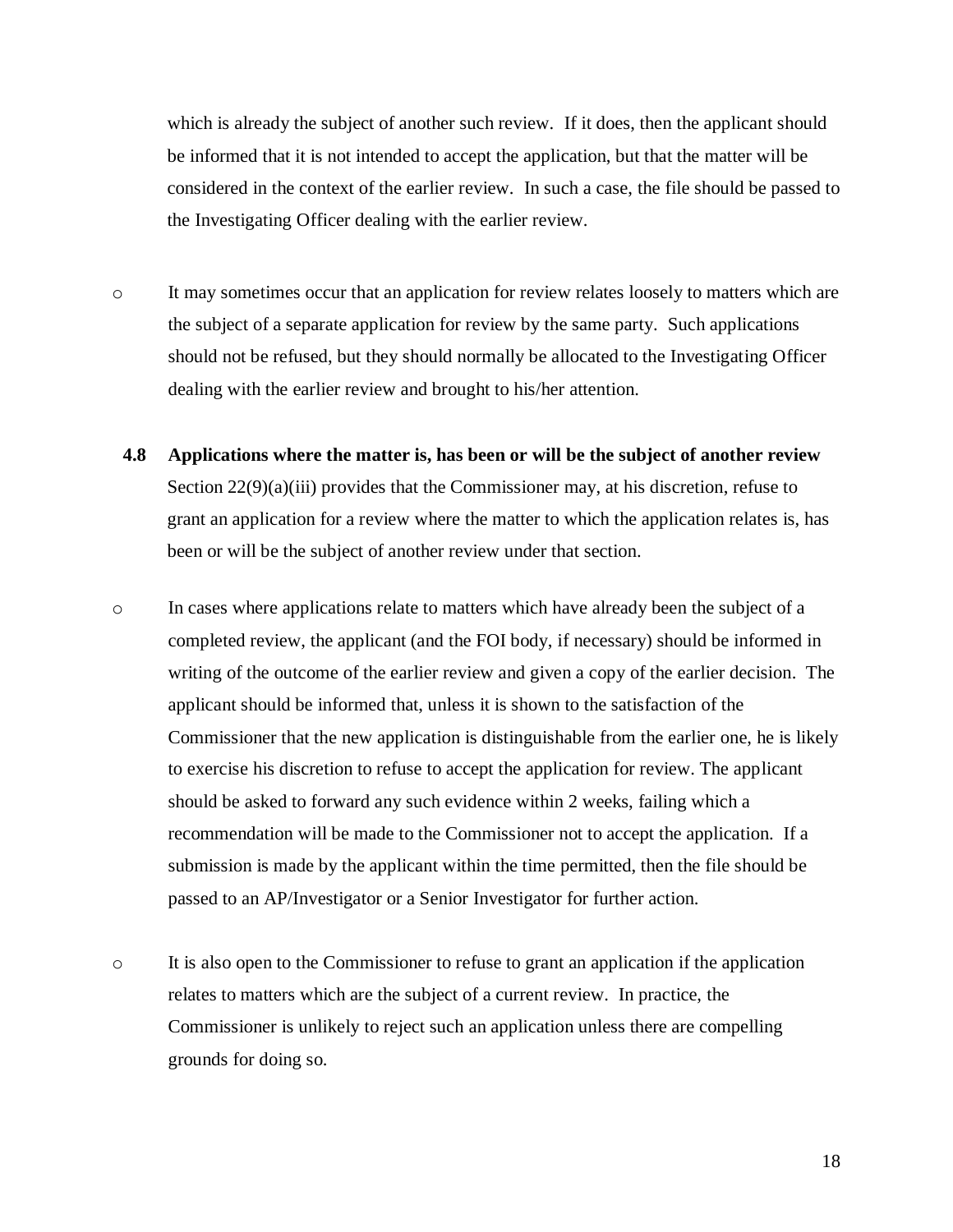which is already the subject of another such review. If it does, then the applicant should be informed that it is not intended to accept the application, but that the matter will be considered in the context of the earlier review. In such a case, the file should be passed to the Investigating Officer dealing with the earlier review.

- It may sometimes occur that an application for review relates loosely to matters which are the subject of a separate application for review by the same party. Such applications should not be refused, but they should normally be allocated to the Investigating Officer dealing with the earlier review and brought to his/her attention.

### 4.8 Applications where the matter is, has been or will be the subject of another review

Section 22(9)(a)(iii) provides that the Commissioner may, at his discretion, refuse to grant an application for a review where the matter to which the application relates is, has been or will be the subject of another review under that section.

- In cases where applications relate to matters which have already been the subject of a completed review, the applicant (and the FOI body, if necessary) should be informed in writing of the outcome of the earlier review and given a copy of the earlier decision. The applicant should be informed that, unless it is shown to the satisfaction of the Commissioner that the new application is distinguishable from the earlier one, he is likely to exercise his discretion to refuse to accept the application for review. The applicant should be asked to forward any such evidence within 2 weeks, failing which a recommendation will be made to the Commissioner not to accept the application. If a submission is made by the applicant within the time permitted, then the file should be passed to an AP/Investigator or a Senior Investigator for further action.

- It is also open to the Commissioner to refuse to grant an application if the application relates to matters which are the subject of a current review. In practice, the Commissioner is unlikely to reject such an application unless there are compelling grounds for doing so.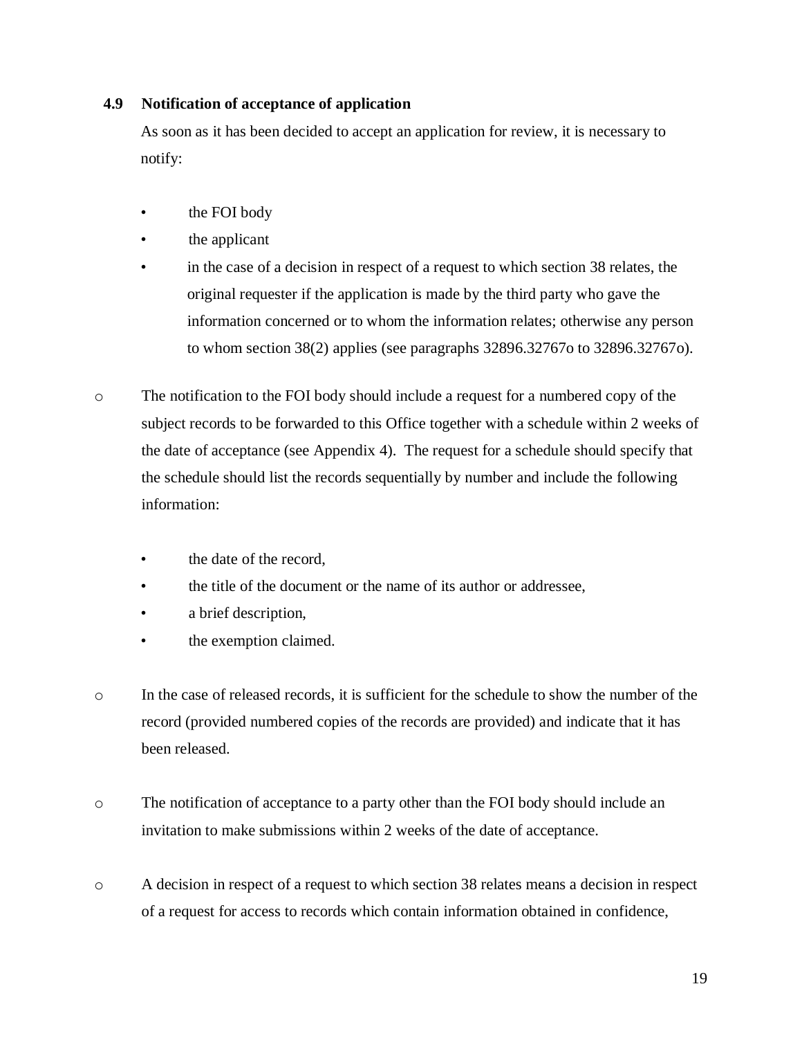### 4.9 Notification of acceptance of application

As soon as it has been decided to accept an application for review, it is necessary to notify:

- the FOI body
- the applicant
- in the case of a decision in respect of a request to which section 38 relates, the original requester if the application is made by the third party who gave the information concerned or to whom the information relates; otherwise any person to whom section 38(2) applies (see paragraphs 32896.32767o to 32896.32767o).

o The notification to the FOI body should include a request for a numbered copy of the subject records to be forwarded to this Office together with a schedule within 2 weeks of the date of acceptance (see Appendix 4). The request for a schedule should specify that the schedule should list the records sequentially by number and include the following information:

- the date of the record,
- the title of the document or the name of its author or addressee,
- a brief description,
- the exemption claimed.

o In the case of released records, it is sufficient for the schedule to show the number of the record (provided numbered copies of the records are provided) and indicate that it has been released.

o The notification of acceptance to a party other than the FOI body should include an invitation to make submissions within 2 weeks of the date of acceptance.

o A decision in respect of a request to which section 38 relates means a decision in respect of a request for access to records which contain information obtained in confidence,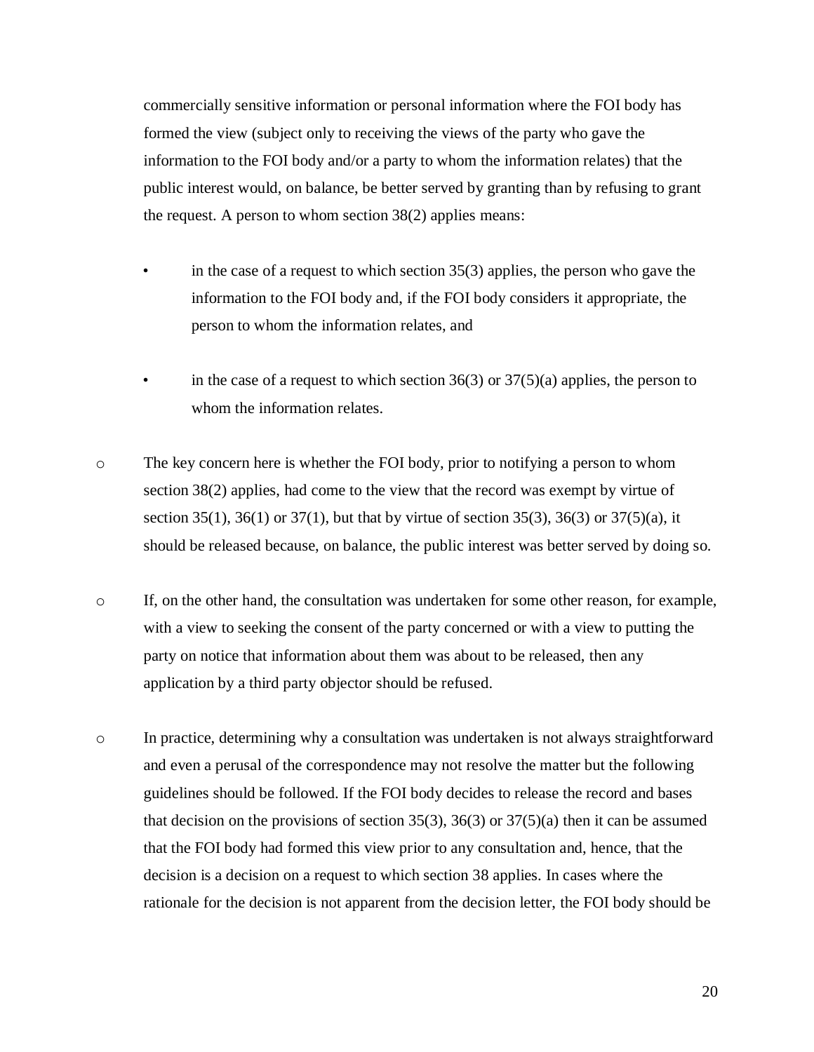commercially sensitive information or personal information where the FOI body has formed the view (subject only to receiving the views of the party who gave the information to the FOI body and/or a party to whom the information relates) that the public interest would, on balance, be better served by granting than by refusing to grant the request. A person to whom section 38(2) applies means:

- in the case of a request to which section 35(3) applies, the person who gave the information to the FOI body and, if the FOI body considers it appropriate, the person to whom the information relates, and

- in the case of a request to which section 36(3) or 37(5)(a) applies, the person to whom the information relates.

- The key concern here is whether the FOI body, prior to notifying a person to whom section 38(2) applies, had come to the view that the record was exempt by virtue of section 35(1), 36(1) or 37(1), but that by virtue of section 35(3), 36(3) or 37(5)(a), it should be released because, on balance, the public interest was better served by doing so.

- If, on the other hand, the consultation was undertaken for some other reason, for example, with a view to seeking the consent of the party concerned or with a view to putting the party on notice that information about them was about to be released, then any application by a third party objector should be refused.

- In practice, determining why a consultation was undertaken is not always straightforward and even a perusal of the correspondence may not resolve the matter but the following guidelines should be followed. If the FOI body decides to release the record and bases that decision on the provisions of section 35(3), 36(3) or 37(5)(a) then it can be assumed that the FOI body had formed this view prior to any consultation and, hence, that the decision is a decision on a request to which section 38 applies. In cases where the rationale for the decision is not apparent from the decision letter, the FOI body should be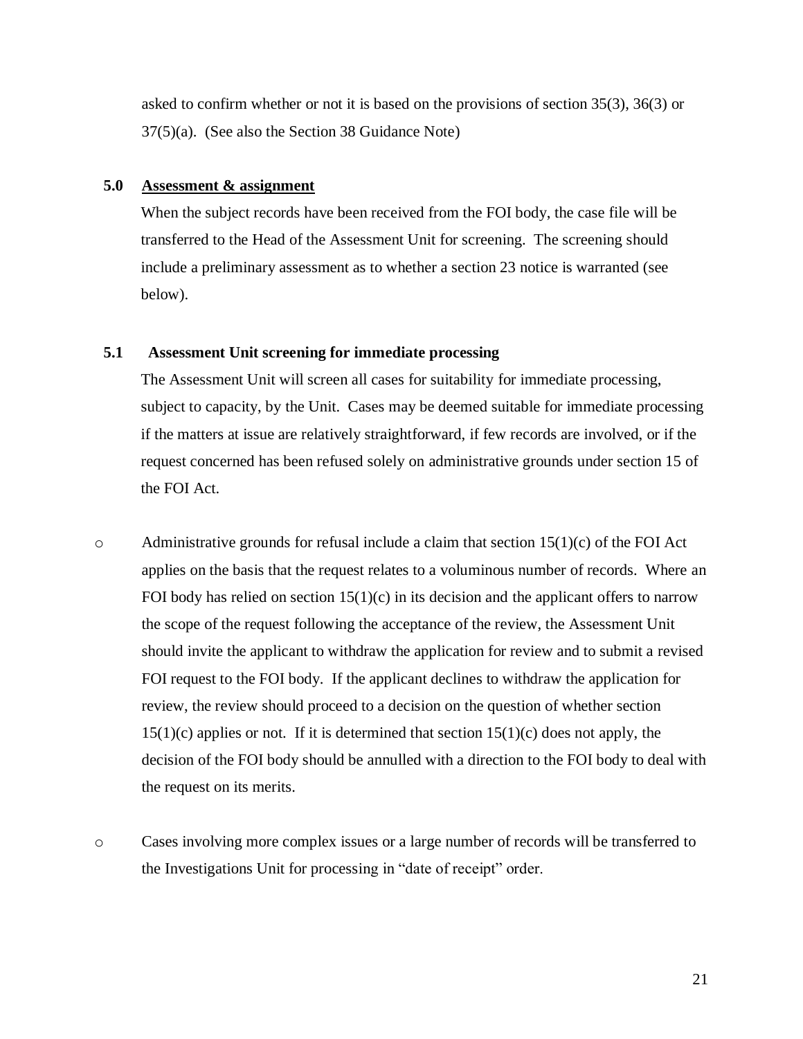asked to confirm whether or not it is based on the provisions of section 35(3), 36(3) or 37(5)(a). (See also the Section 38 Guidance Note)

## 5.0 Assessment & assignment

When the subject records have been received from the FOI body, the case file will be transferred to the Head of the Assessment Unit for screening. The screening should include a preliminary assessment as to whether a section 23 notice is warranted (see below).

### 5.1 Assessment Unit screening for immediate processing

The Assessment Unit will screen all cases for suitability for immediate processing, subject to capacity, by the Unit. Cases may be deemed suitable for immediate processing if the matters at issue are relatively straightforward, if few records are involved, or if the request concerned has been refused solely on administrative grounds under section 15 of the FOI Act.

- Administrative grounds for refusal include a claim that section 15(1)(c) of the FOI Act applies on the basis that the request relates to a voluminous number of records. Where an FOI body has relied on section 15(1)(c) in its decision and the applicant offers to narrow the scope of the request following the acceptance of the review, the Assessment Unit should invite the applicant to withdraw the application for review and to submit a revised FOI request to the FOI body. If the applicant declines to withdraw the application for review, the review should proceed to a decision on the question of whether section 15(1)(c) applies or not. If it is determined that section 15(1)(c) does not apply, the decision of the FOI body should be annulled with a direction to the FOI body to deal with the request on its merits.

- Cases involving more complex issues or a large number of records will be transferred to the Investigations Unit for processing in "date of receipt" order.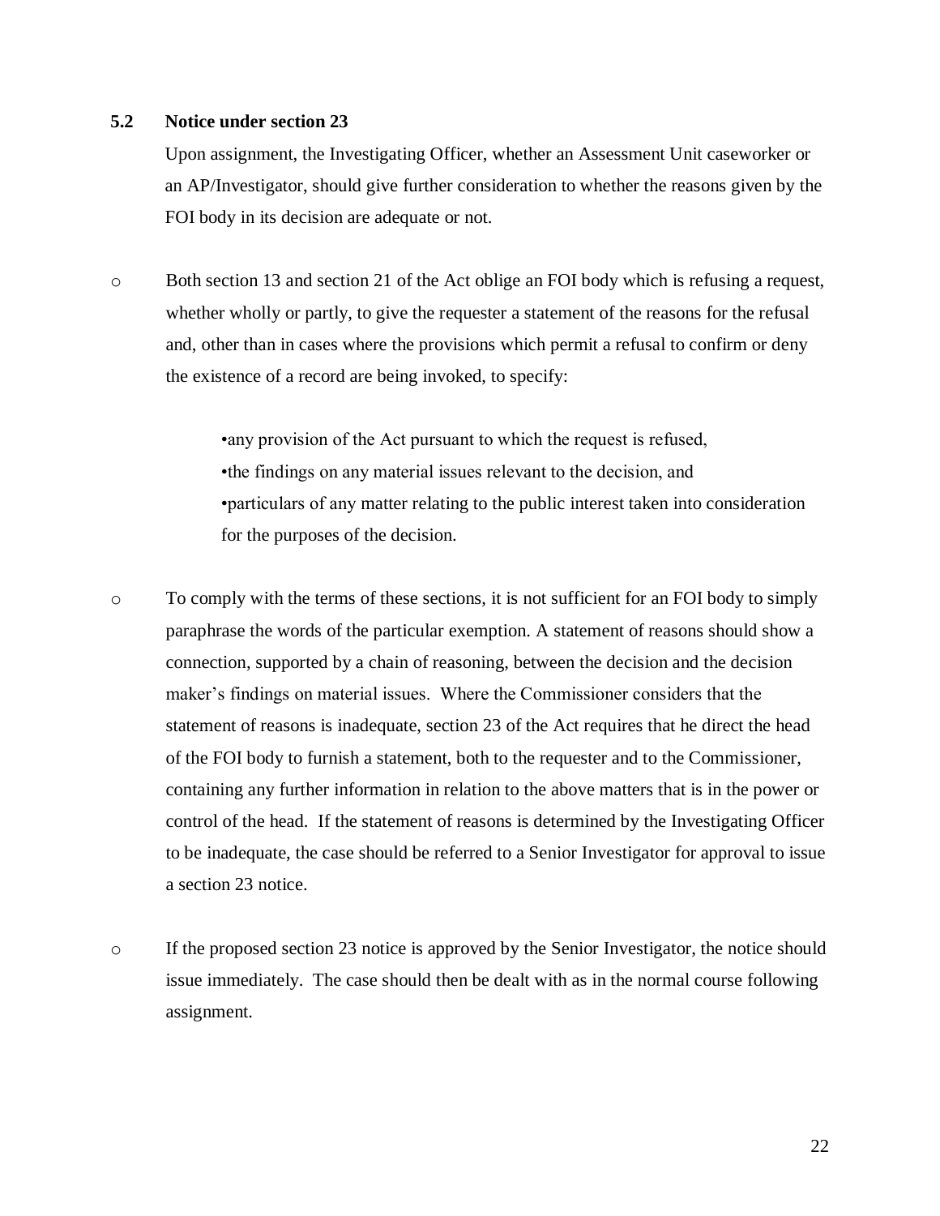### 5.2 Notice under section 23

Upon assignment, the Investigating Officer, whether an Assessment Unit caseworker or an AP/Investigator, should give further consideration to whether the reasons given by the FOI body in its decision are adequate or not.

- Both section 13 and section 21 of the Act oblige an FOI body which is refusing a request, whether wholly or partly, to give the requester a statement of the reasons for the refusal and, other than in cases where the provisions which permit a refusal to confirm or deny the existence of a record are being invoked, to specify:

  - any provision of the Act pursuant to which the request is refused,
  - the findings on any material issues relevant to the decision, and
  - particulars of any matter relating to the public interest taken into consideration for the purposes of the decision.

- To comply with the terms of these sections, it is not sufficient for an FOI body to simply paraphrase the words of the particular exemption. A statement of reasons should show a connection, supported by a chain of reasoning, between the decision and the decision maker's findings on material issues. Where the Commissioner considers that the statement of reasons is inadequate, section 23 of the Act requires that he direct the head of the FOI body to furnish a statement, both to the requester and to the Commissioner, containing any further information in relation to the above matters that is in the power or control of the head. If the statement of reasons is determined by the Investigating Officer to be inadequate, the case should be referred to a Senior Investigator for approval to issue a section 23 notice.

- If the proposed section 23 notice is approved by the Senior Investigator, the notice should issue immediately. The case should then be dealt with as in the normal course following assignment.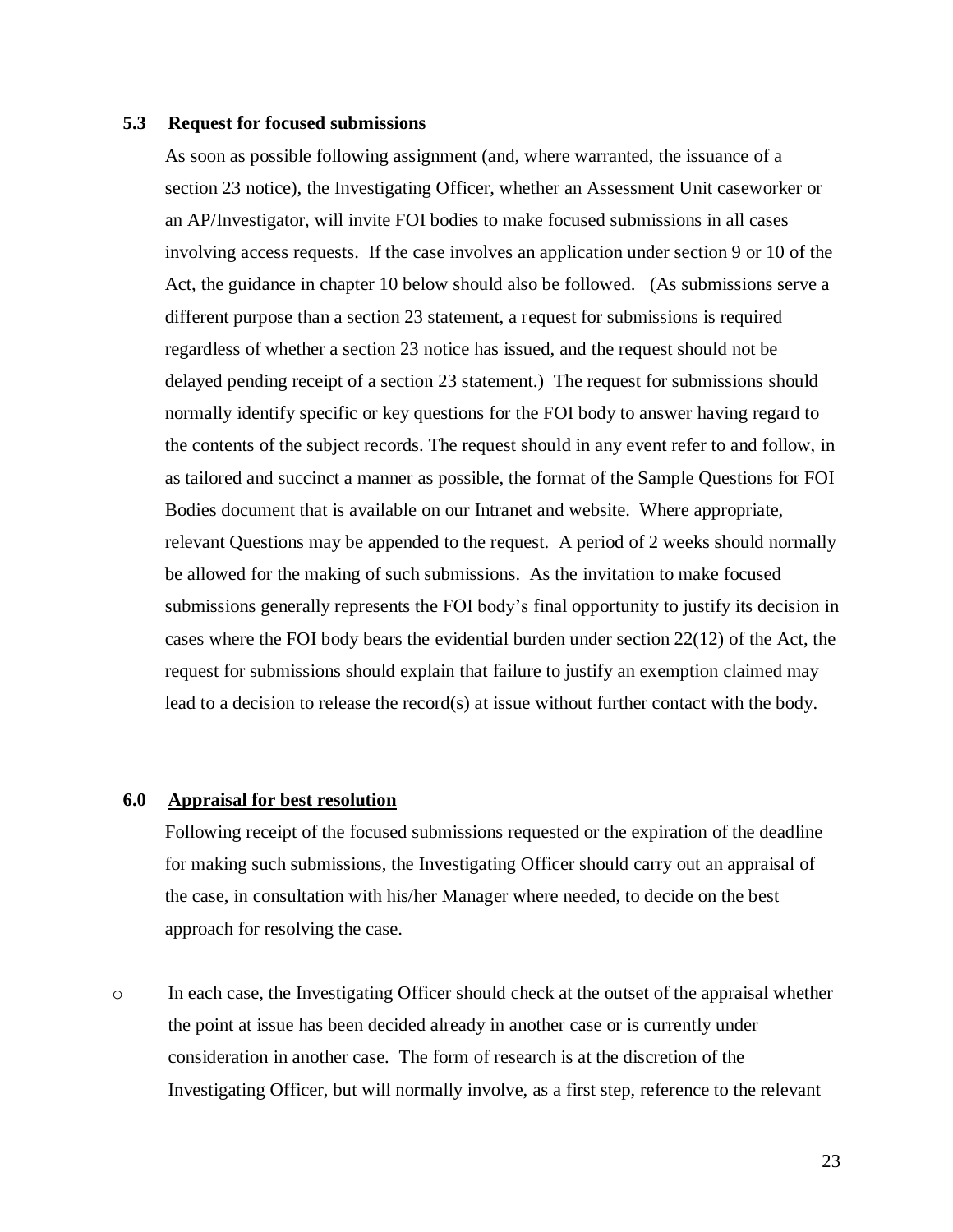### 5.3 Request for focused submissions

As soon as possible following assignment (and, where warranted, the issuance of a section 23 notice), the Investigating Officer, whether an Assessment Unit caseworker or an AP/Investigator, will invite FOI bodies to make focused submissions in all cases involving access requests. If the case involves an application under section 9 or 10 of the Act, the guidance in chapter 10 below should also be followed. (As submissions serve a different purpose than a section 23 statement, a request for submissions is required regardless of whether a section 23 notice has issued, and the request should not be delayed pending receipt of a section 23 statement.) The request for submissions should normally identify specific or key questions for the FOI body to answer having regard to the contents of the subject records. The request should in any event refer to and follow, in as tailored and succinct a manner as possible, the format of the Sample Questions for FOI Bodies document that is available on our Intranet and website. Where appropriate, relevant Questions may be appended to the request. A period of 2 weeks should normally be allowed for the making of such submissions. As the invitation to make focused submissions generally represents the FOI body's final opportunity to justify its decision in cases where the FOI body bears the evidential burden under section 22(12) of the Act, the request for submissions should explain that failure to justify an exemption claimed may lead to a decision to release the record(s) at issue without further contact with the body.

## 6.0 <u>Appraisal for best resolution</u>

Following receipt of the focused submissions requested or the expiration of the deadline for making such submissions, the Investigating Officer should carry out an appraisal of the case, in consultation with his/her Manager where needed, to decide on the best approach for resolving the case.

- In each case, the Investigating Officer should check at the outset of the appraisal whether the point at issue has been decided already in another case or is currently under consideration in another case. The form of research is at the discretion of the Investigating Officer, but will normally involve, as a first step, reference to the relevant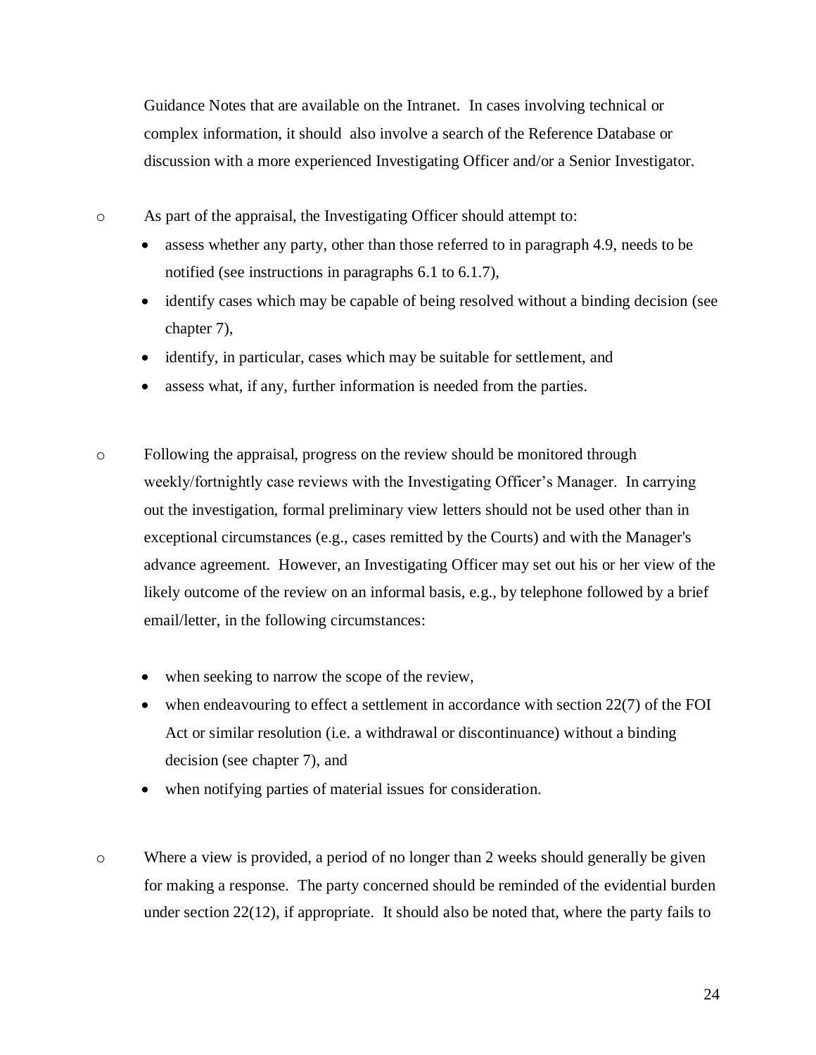Guidance Notes that are available on the Intranet. In cases involving technical or complex information, it should also involve a search of the Reference Database or discussion with a more experienced Investigating Officer and/or a Senior Investigator.

- As part of the appraisal, the Investigating Officer should attempt to:
  - assess whether any party, other than those referred to in paragraph 4.9, needs to be notified (see instructions in paragraphs 6.1 to 6.1.7),
  - identify cases which may be capable of being resolved without a binding decision (see chapter 7),
  - identify, in particular, cases which may be suitable for settlement, and
  - assess what, if any, further information is needed from the parties.

- Following the appraisal, progress on the review should be monitored through weekly/fortnightly case reviews with the Investigating Officer's Manager. In carrying out the investigation, formal preliminary view letters should not be used other than in exceptional circumstances (e.g., cases remitted by the Courts) and with the Manager's advance agreement. However, an Investigating Officer may set out his or her view of the likely outcome of the review on an informal basis, e.g., by telephone followed by a brief email/letter, in the following circumstances:

  - when seeking to narrow the scope of the review,
  - when endeavouring to effect a settlement in accordance with section 22(7) of the FOI Act or similar resolution (i.e. a withdrawal or discontinuance) without a binding decision (see chapter 7), and
  - when notifying parties of material issues for consideration.

- Where a view is provided, a period of no longer than 2 weeks should generally be given for making a response. The party concerned should be reminded of the evidential burden under section 22(12), if appropriate. It should also be noted that, where the party fails to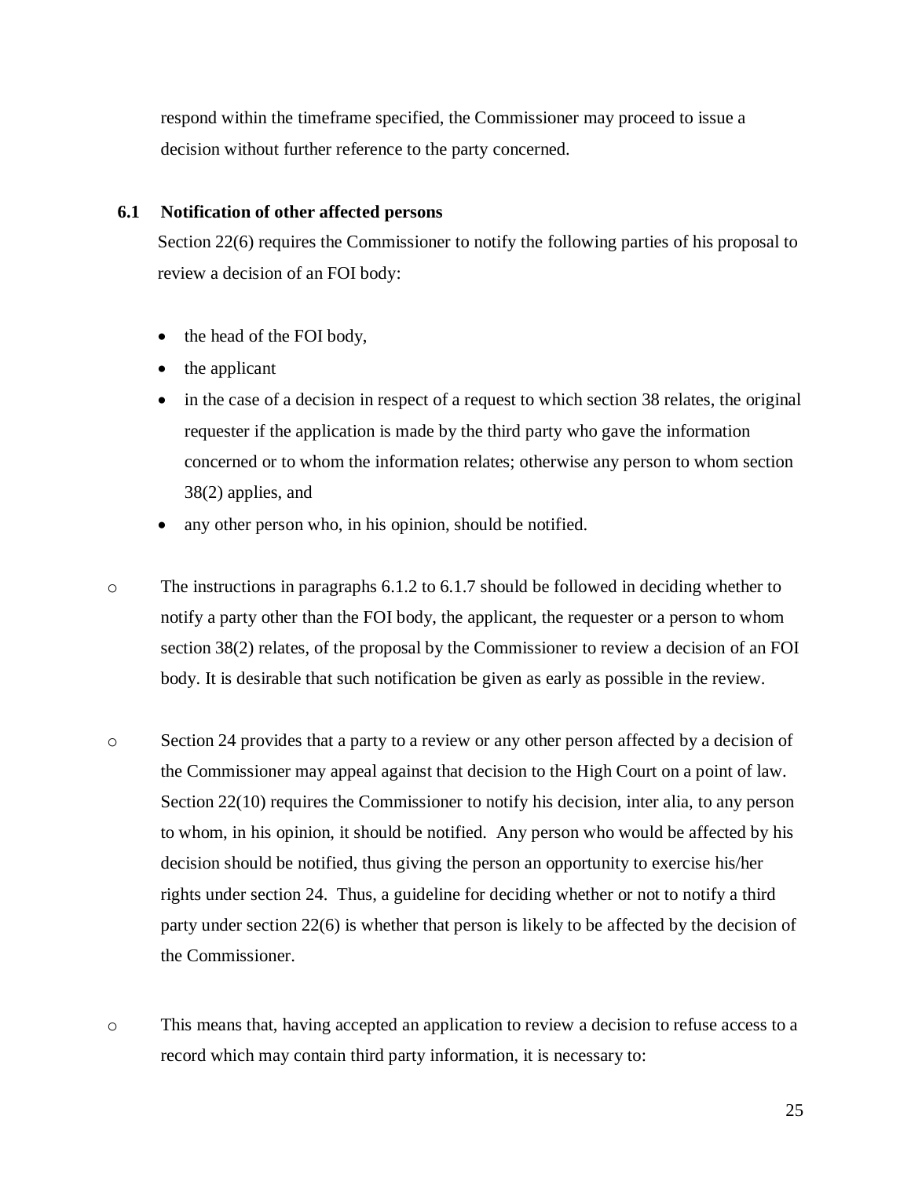respond within the timeframe specified, the Commissioner may proceed to issue a decision without further reference to the party concerned.

### 6.1 Notification of other affected persons

Section 22(6) requires the Commissioner to notify the following parties of his proposal to review a decision of an FOI body:

- the head of the FOI body,
- the applicant
- in the case of a decision in respect of a request to which section 38 relates, the original requester if the application is made by the third party who gave the information concerned or to whom the information relates; otherwise any person to whom section 38(2) applies, and
- any other person who, in his opinion, should be notified.

- The instructions in paragraphs 6.1.2 to 6.1.7 should be followed in deciding whether to notify a party other than the FOI body, the applicant, the requester or a person to whom section 38(2) relates, of the proposal by the Commissioner to review a decision of an FOI body. It is desirable that such notification be given as early as possible in the review.

- Section 24 provides that a party to a review or any other person affected by a decision of the Commissioner may appeal against that decision to the High Court on a point of law. Section 22(10) requires the Commissioner to notify his decision, inter alia, to any person to whom, in his opinion, it should be notified. Any person who would be affected by his decision should be notified, thus giving the person an opportunity to exercise his/her rights under section 24. Thus, a guideline for deciding whether or not to notify a third party under section 22(6) is whether that person is likely to be affected by the decision of the Commissioner.

- This means that, having accepted an application to review a decision to refuse access to a record which may contain third party information, it is necessary to: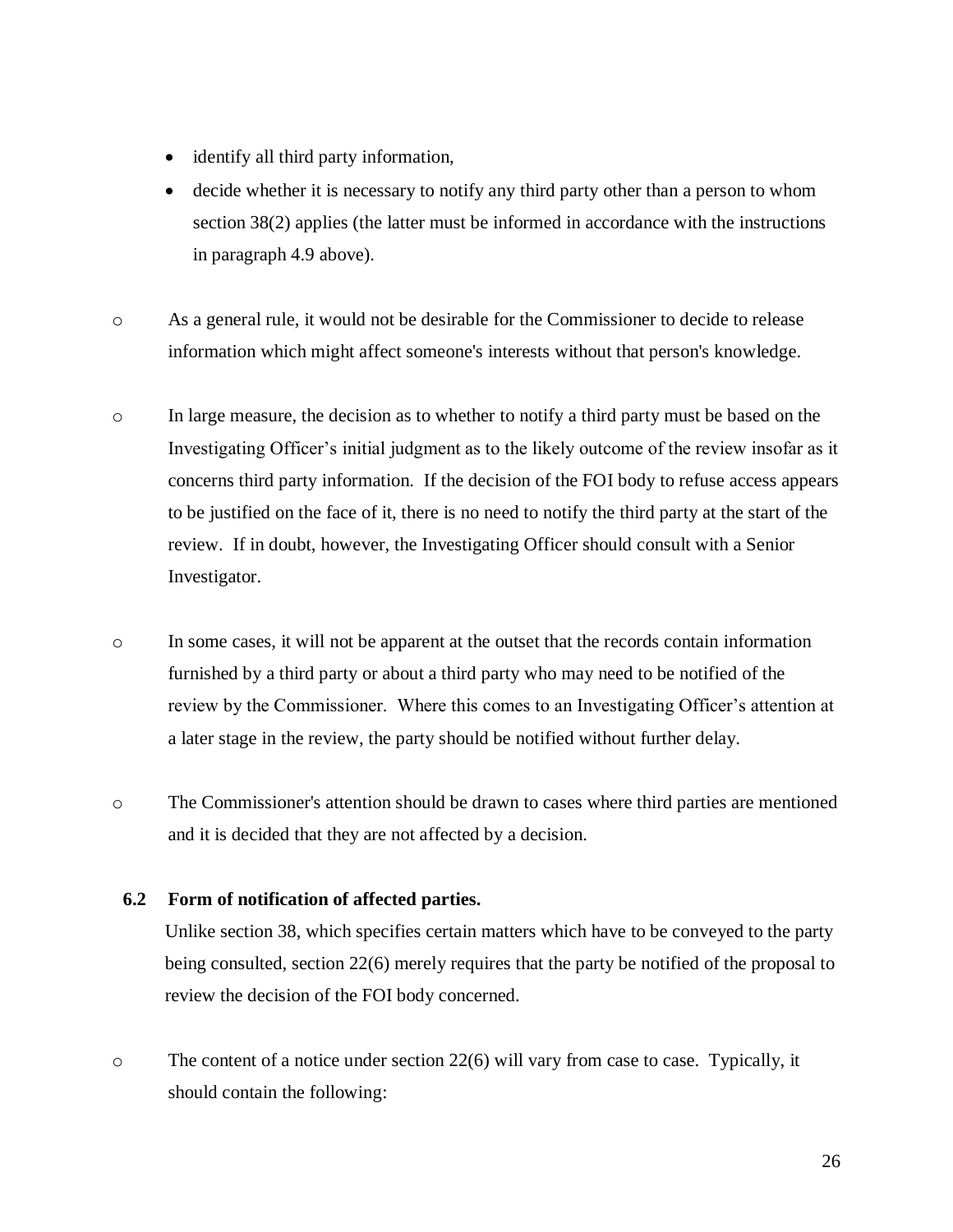- identify all third party information,
- decide whether it is necessary to notify any third party other than a person to whom section 38(2) applies (the latter must be informed in accordance with the instructions in paragraph 4.9 above).

- As a general rule, it would not be desirable for the Commissioner to decide to release information which might affect someone's interests without that person's knowledge.

- In large measure, the decision as to whether to notify a third party must be based on the Investigating Officer's initial judgment as to the likely outcome of the review insofar as it concerns third party information. If the decision of the FOI body to refuse access appears to be justified on the face of it, there is no need to notify the third party at the start of the review. If in doubt, however, the Investigating Officer should consult with a Senior Investigator.

- In some cases, it will not be apparent at the outset that the records contain information furnished by a third party or about a third party who may need to be notified of the review by the Commissioner. Where this comes to an Investigating Officer's attention at a later stage in the review, the party should be notified without further delay.

- The Commissioner's attention should be drawn to cases where third parties are mentioned and it is decided that they are not affected by a decision.

### 6.2 Form of notification of affected parties.

Unlike section 38, which specifies certain matters which have to be conveyed to the party being consulted, section 22(6) merely requires that the party be notified of the proposal to review the decision of the FOI body concerned.

- The content of a notice under section 22(6) will vary from case to case. Typically, it should contain the following: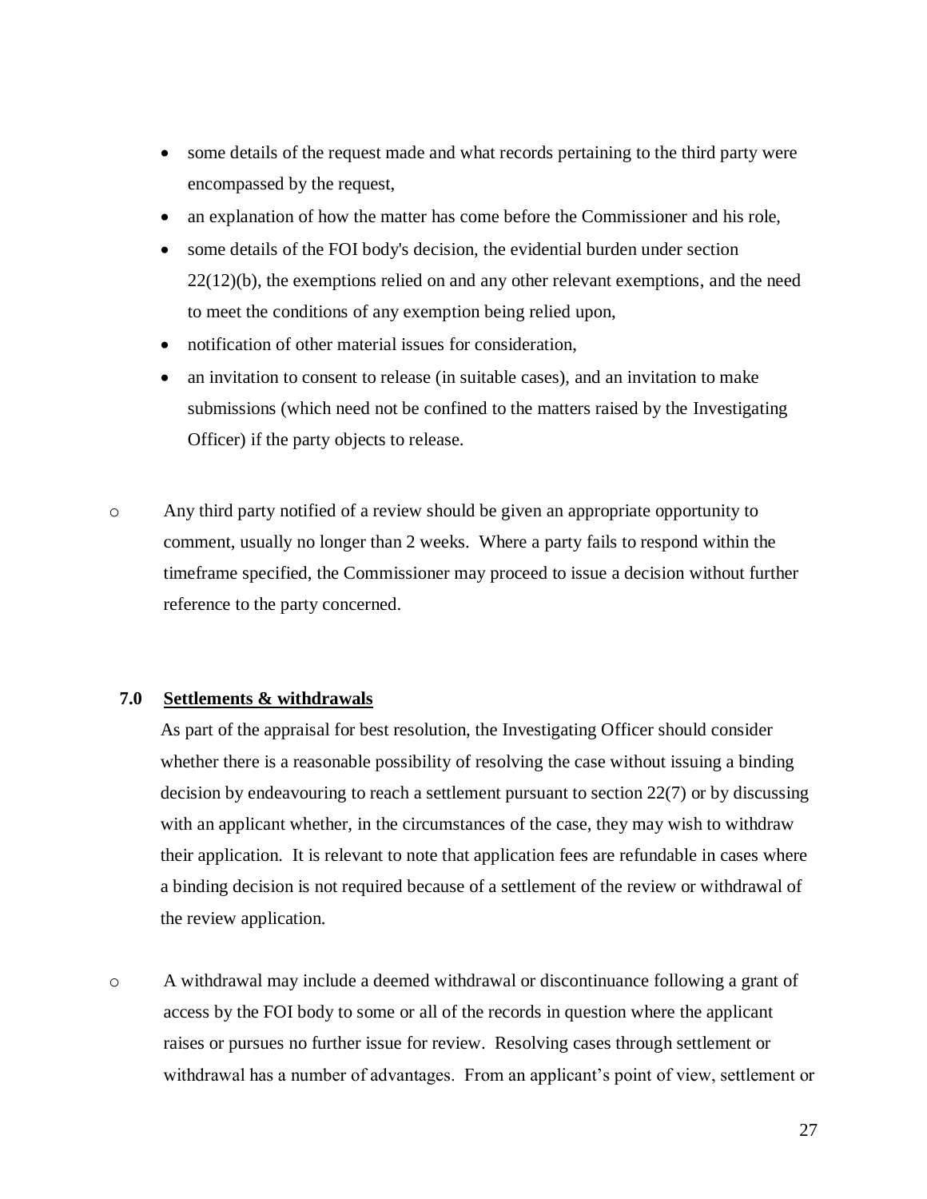- some details of the request made and what records pertaining to the third party were encompassed by the request,
- an explanation of how the matter has come before the Commissioner and his role,
- some details of the FOI body's decision, the evidential burden under section 22(12)(b), the exemptions relied on and any other relevant exemptions, and the need to meet the conditions of any exemption being relied upon,
- notification of other material issues for consideration,
- an invitation to consent to release (in suitable cases), and an invitation to make submissions (which need not be confined to the matters raised by the Investigating Officer) if the party objects to release.

o Any third party notified of a review should be given an appropriate opportunity to comment, usually no longer than 2 weeks. Where a party fails to respond within the timeframe specified, the Commissioner may proceed to issue a decision without further reference to the party concerned.

## 7.0 Settlements & withdrawals

As part of the appraisal for best resolution, the Investigating Officer should consider whether there is a reasonable possibility of resolving the case without issuing a binding decision by endeavouring to reach a settlement pursuant to section 22(7) or by discussing with an applicant whether, in the circumstances of the case, they may wish to withdraw their application. It is relevant to note that application fees are refundable in cases where a binding decision is not required because of a settlement of the review or withdrawal of the review application.

o A withdrawal may include a deemed withdrawal or discontinuance following a grant of access by the FOI body to some or all of the records in question where the applicant raises or pursues no further issue for review. Resolving cases through settlement or withdrawal has a number of advantages. From an applicant's point of view, settlement or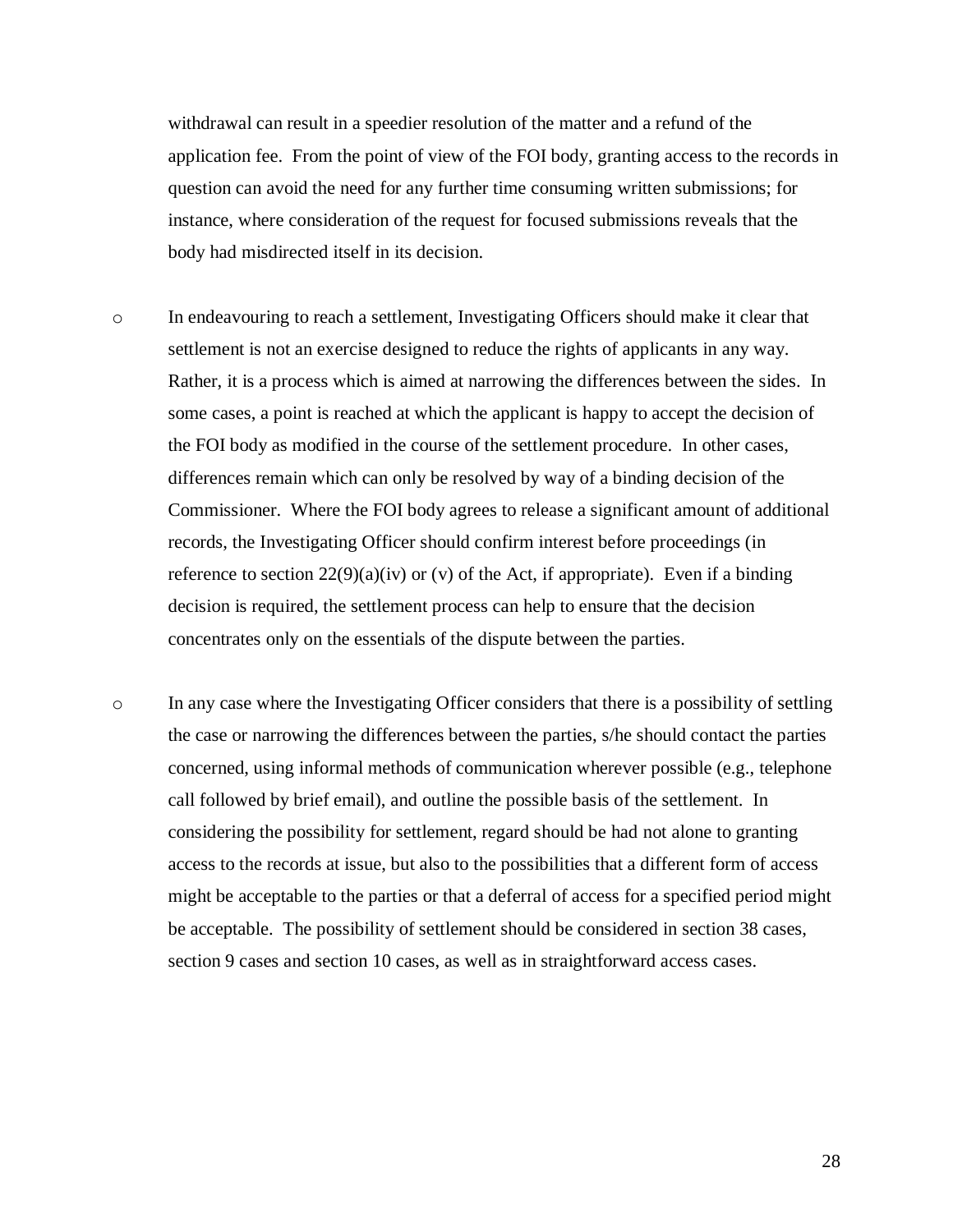withdrawal can result in a speedier resolution of the matter and a refund of the application fee. From the point of view of the FOI body, granting access to the records in question can avoid the need for any further time consuming written submissions; for instance, where consideration of the request for focused submissions reveals that the body had misdirected itself in its decision.

- In endeavouring to reach a settlement, Investigating Officers should make it clear that settlement is not an exercise designed to reduce the rights of applicants in any way. Rather, it is a process which is aimed at narrowing the differences between the sides. In some cases, a point is reached at which the applicant is happy to accept the decision of the FOI body as modified in the course of the settlement procedure. In other cases, differences remain which can only be resolved by way of a binding decision of the Commissioner. Where the FOI body agrees to release a significant amount of additional records, the Investigating Officer should confirm interest before proceedings (in reference to section 22(9)(a)(iv) or (v) of the Act, if appropriate). Even if a binding decision is required, the settlement process can help to ensure that the decision concentrates only on the essentials of the dispute between the parties.

- In any case where the Investigating Officer considers that there is a possibility of settling the case or narrowing the differences between the parties, s/he should contact the parties concerned, using informal methods of communication wherever possible (e.g., telephone call followed by brief email), and outline the possible basis of the settlement. In considering the possibility for settlement, regard should be had not alone to granting access to the records at issue, but also to the possibilities that a different form of access might be acceptable to the parties or that a deferral of access for a specified period might be acceptable. The possibility of settlement should be considered in section 38 cases, section 9 cases and section 10 cases, as well as in straightforward access cases.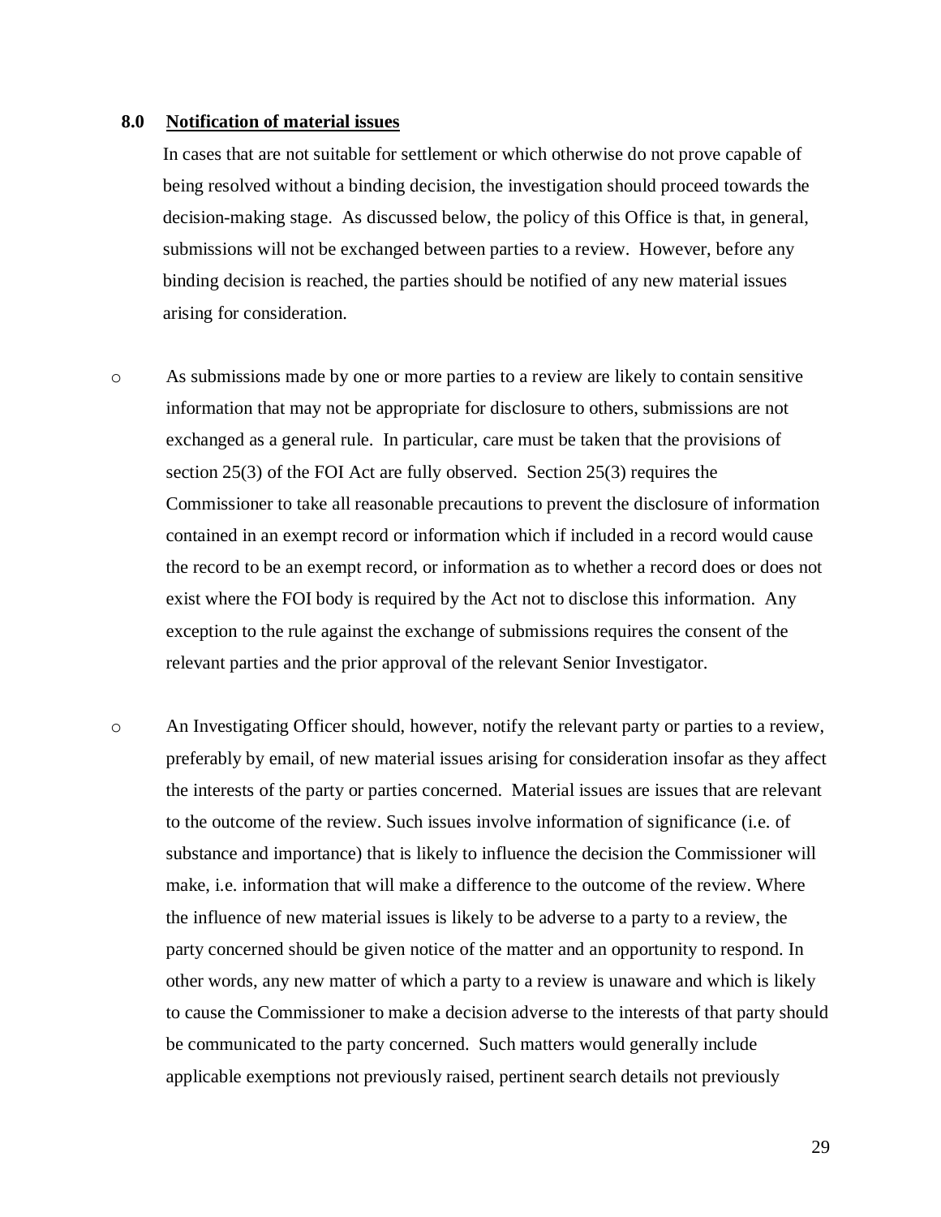## 8.0 Notification of material issues

In cases that are not suitable for settlement or which otherwise do not prove capable of being resolved without a binding decision, the investigation should proceed towards the decision-making stage. As discussed below, the policy of this Office is that, in general, submissions will not be exchanged between parties to a review. However, before any binding decision is reached, the parties should be notified of any new material issues arising for consideration.

- As submissions made by one or more parties to a review are likely to contain sensitive information that may not be appropriate for disclosure to others, submissions are not exchanged as a general rule. In particular, care must be taken that the provisions of section 25(3) of the FOI Act are fully observed. Section 25(3) requires the Commissioner to take all reasonable precautions to prevent the disclosure of information contained in an exempt record or information which if included in a record would cause the record to be an exempt record, or information as to whether a record does or does not exist where the FOI body is required by the Act not to disclose this information. Any exception to the rule against the exchange of submissions requires the consent of the relevant parties and the prior approval of the relevant Senior Investigator.

- An Investigating Officer should, however, notify the relevant party or parties to a review, preferably by email, of new material issues arising for consideration insofar as they affect the interests of the party or parties concerned. Material issues are issues that are relevant to the outcome of the review. Such issues involve information of significance (i.e. of substance and importance) that is likely to influence the decision the Commissioner will make, i.e. information that will make a difference to the outcome of the review. Where the influence of new material issues is likely to be adverse to a party to a review, the party concerned should be given notice of the matter and an opportunity to respond. In other words, any new matter of which a party to a review is unaware and which is likely to cause the Commissioner to make a decision adverse to the interests of that party should be communicated to the party concerned. Such matters would generally include applicable exemptions not previously raised, pertinent search details not previously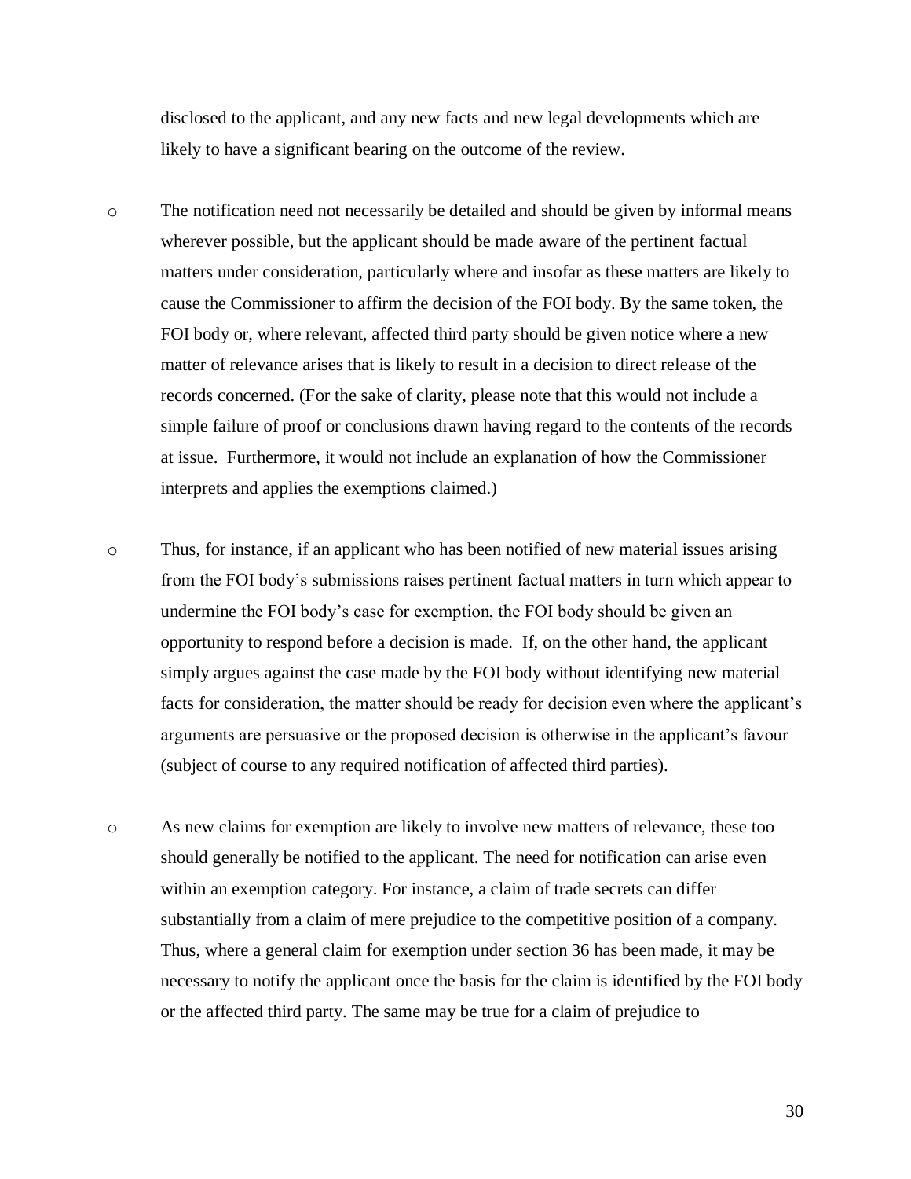disclosed to the applicant, and any new facts and new legal developments which are likely to have a significant bearing on the outcome of the review.

- The notification need not necessarily be detailed and should be given by informal means wherever possible, but the applicant should be made aware of the pertinent factual matters under consideration, particularly where and insofar as these matters are likely to cause the Commissioner to affirm the decision of the FOI body. By the same token, the FOI body or, where relevant, affected third party should be given notice where a new matter of relevance arises that is likely to result in a decision to direct release of the records concerned. (For the sake of clarity, please note that this would not include a simple failure of proof or conclusions drawn having regard to the contents of the records at issue. Furthermore, it would not include an explanation of how the Commissioner interprets and applies the exemptions claimed.)

- Thus, for instance, if an applicant who has been notified of new material issues arising from the FOI body's submissions raises pertinent factual matters in turn which appear to undermine the FOI body's case for exemption, the FOI body should be given an opportunity to respond before a decision is made. If, on the other hand, the applicant simply argues against the case made by the FOI body without identifying new material facts for consideration, the matter should be ready for decision even where the applicant's arguments are persuasive or the proposed decision is otherwise in the applicant's favour (subject of course to any required notification of affected third parties).

- As new claims for exemption are likely to involve new matters of relevance, these too should generally be notified to the applicant. The need for notification can arise even within an exemption category. For instance, a claim of trade secrets can differ substantially from a claim of mere prejudice to the competitive position of a company. Thus, where a general claim for exemption under section 36 has been made, it may be necessary to notify the applicant once the basis for the claim is identified by the FOI body or the affected third party. The same may be true for a claim of prejudice to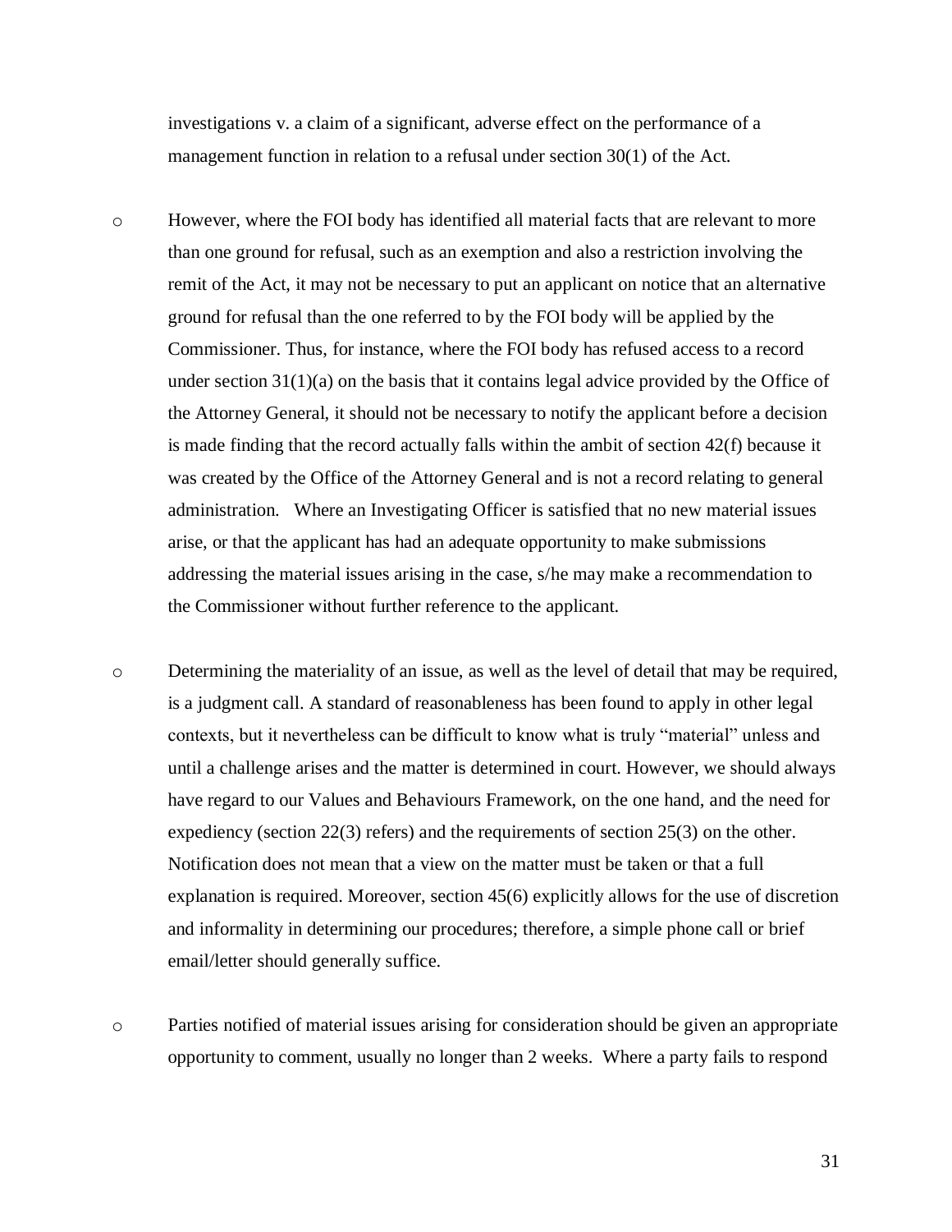investigations v. a claim of a significant, adverse effect on the performance of a management function in relation to a refusal under section 30(1) of the Act.

- However, where the FOI body has identified all material facts that are relevant to more than one ground for refusal, such as an exemption and also a restriction involving the remit of the Act, it may not be necessary to put an applicant on notice that an alternative ground for refusal than the one referred to by the FOI body will be applied by the Commissioner. Thus, for instance, where the FOI body has refused access to a record under section 31(1)(a) on the basis that it contains legal advice provided by the Office of the Attorney General, it should not be necessary to notify the applicant before a decision is made finding that the record actually falls within the ambit of section 42(f) because it was created by the Office of the Attorney General and is not a record relating to general administration. Where an Investigating Officer is satisfied that no new material issues arise, or that the applicant has had an adequate opportunity to make submissions addressing the material issues arising in the case, s/he may make a recommendation to the Commissioner without further reference to the applicant.

- Determining the materiality of an issue, as well as the level of detail that may be required, is a judgment call. A standard of reasonableness has been found to apply in other legal contexts, but it nevertheless can be difficult to know what is truly "material" unless and until a challenge arises and the matter is determined in court. However, we should always have regard to our Values and Behaviours Framework, on the one hand, and the need for expediency (section 22(3) refers) and the requirements of section 25(3) on the other. Notification does not mean that a view on the matter must be taken or that a full explanation is required. Moreover, section 45(6) explicitly allows for the use of discretion and informality in determining our procedures; therefore, a simple phone call or brief email/letter should generally suffice.

- Parties notified of material issues arising for consideration should be given an appropriate opportunity to comment, usually no longer than 2 weeks. Where a party fails to respond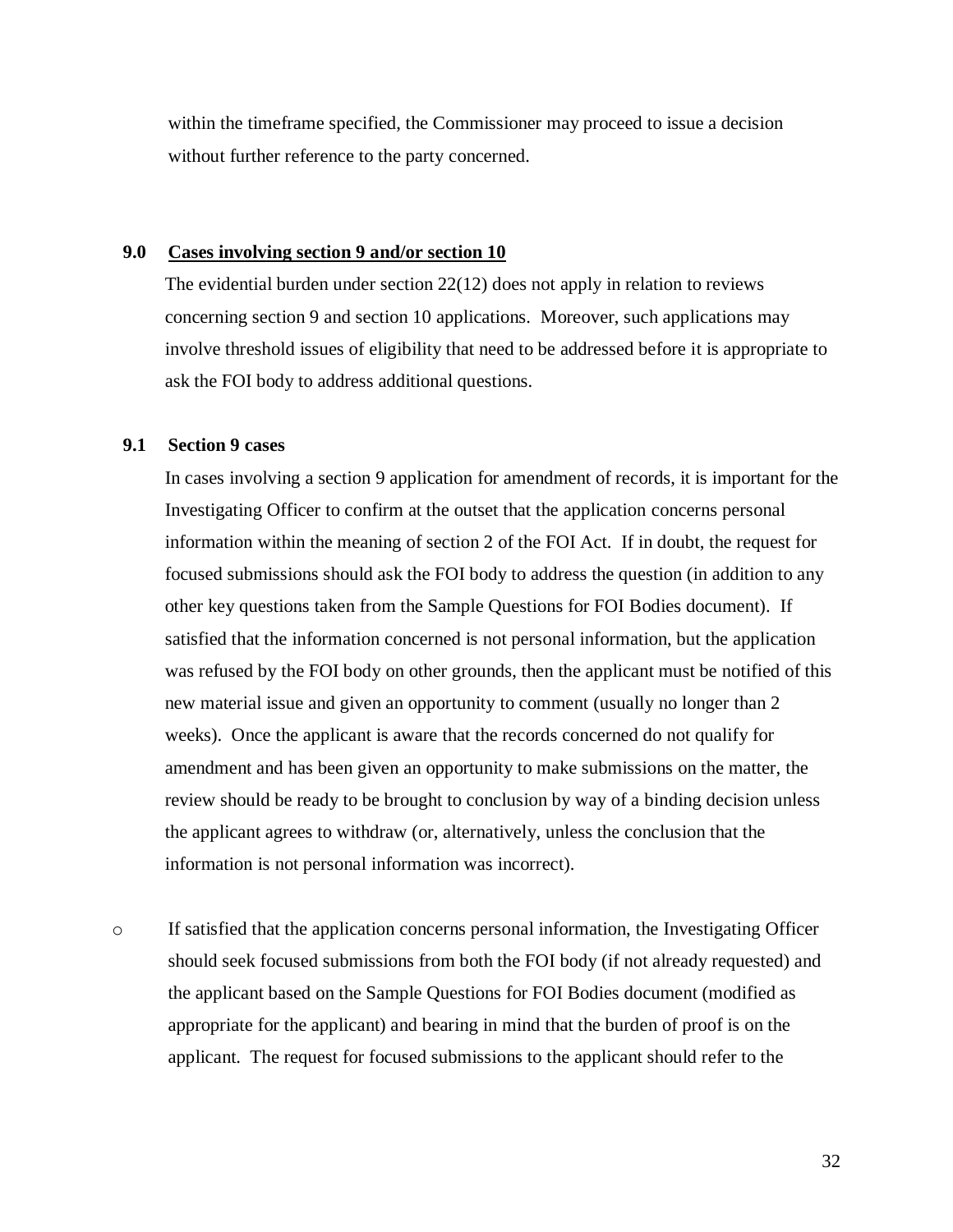within the timeframe specified, the Commissioner may proceed to issue a decision without further reference to the party concerned.

## 9.0 Cases involving section 9 and/or section 10

The evidential burden under section 22(12) does not apply in relation to reviews concerning section 9 and section 10 applications. Moreover, such applications may involve threshold issues of eligibility that need to be addressed before it is appropriate to ask the FOI body to address additional questions.

### 9.1 Section 9 cases

In cases involving a section 9 application for amendment of records, it is important for the Investigating Officer to confirm at the outset that the application concerns personal information within the meaning of section 2 of the FOI Act. If in doubt, the request for focused submissions should ask the FOI body to address the question (in addition to any other key questions taken from the Sample Questions for FOI Bodies document). If satisfied that the information concerned is not personal information, but the application was refused by the FOI body on other grounds, then the applicant must be notified of this new material issue and given an opportunity to comment (usually no longer than 2 weeks). Once the applicant is aware that the records concerned do not qualify for amendment and has been given an opportunity to make submissions on the matter, the review should be ready to be brought to conclusion by way of a binding decision unless the applicant agrees to withdraw (or, alternatively, unless the conclusion that the information is not personal information was incorrect).

- If satisfied that the application concerns personal information, the Investigating Officer should seek focused submissions from both the FOI body (if not already requested) and the applicant based on the Sample Questions for FOI Bodies document (modified as appropriate for the applicant) and bearing in mind that the burden of proof is on the applicant. The request for focused submissions to the applicant should refer to the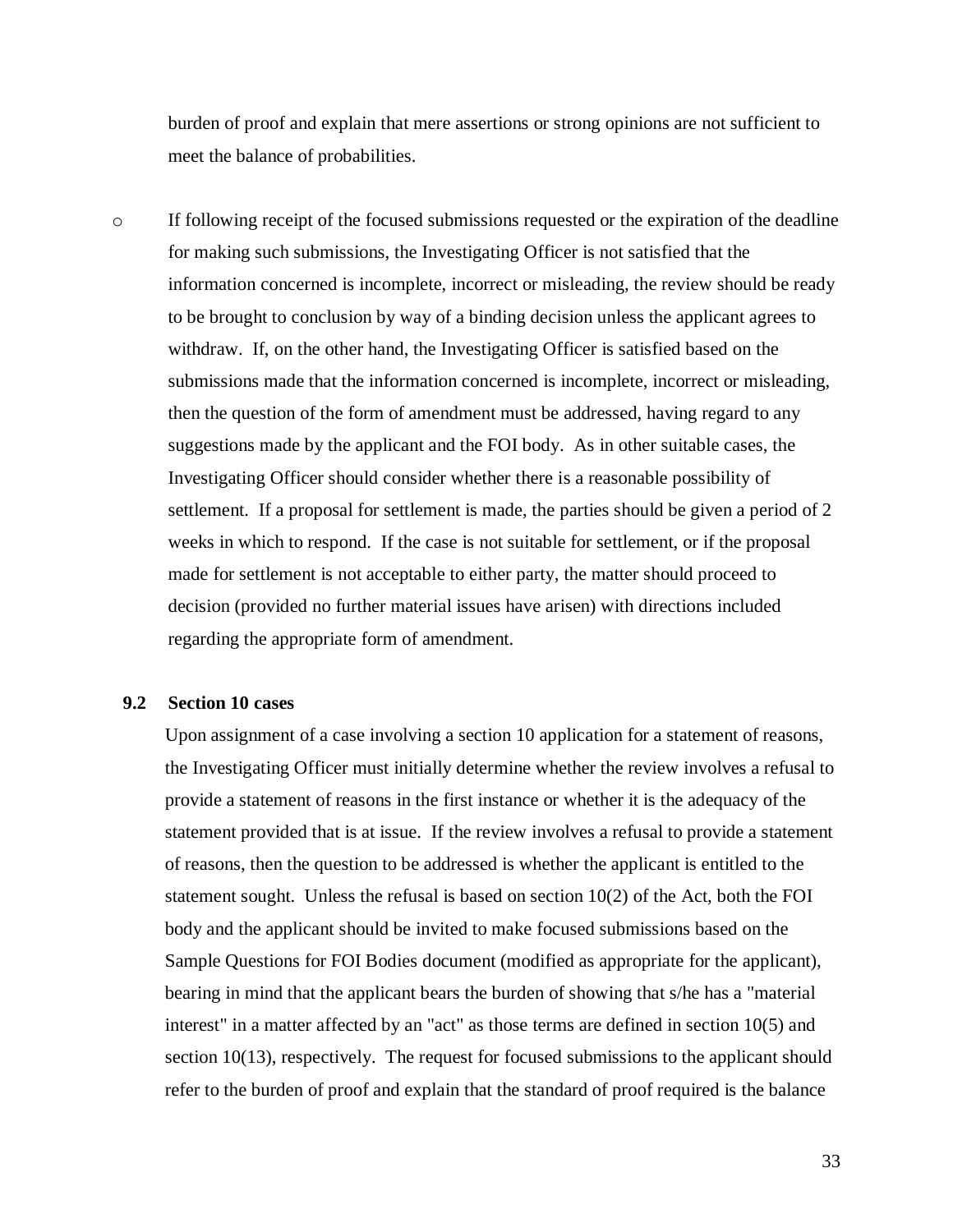burden of proof and explain that mere assertions or strong opinions are not sufficient to meet the balance of probabilities.

- If following receipt of the focused submissions requested or the expiration of the deadline for making such submissions, the Investigating Officer is not satisfied that the information concerned is incomplete, incorrect or misleading, the review should be ready to be brought to conclusion by way of a binding decision unless the applicant agrees to withdraw. If, on the other hand, the Investigating Officer is satisfied based on the submissions made that the information concerned is incomplete, incorrect or misleading, then the question of the form of amendment must be addressed, having regard to any suggestions made by the applicant and the FOI body. As in other suitable cases, the Investigating Officer should consider whether there is a reasonable possibility of settlement. If a proposal for settlement is made, the parties should be given a period of 2 weeks in which to respond. If the case is not suitable for settlement, or if the proposal made for settlement is not acceptable to either party, the matter should proceed to decision (provided no further material issues have arisen) with directions included regarding the appropriate form of amendment.

### 9.2 Section 10 cases

Upon assignment of a case involving a section 10 application for a statement of reasons, the Investigating Officer must initially determine whether the review involves a refusal to provide a statement of reasons in the first instance or whether it is the adequacy of the statement provided that is at issue. If the review involves a refusal to provide a statement of reasons, then the question to be addressed is whether the applicant is entitled to the statement sought. Unless the refusal is based on section 10(2) of the Act, both the FOI body and the applicant should be invited to make focused submissions based on the Sample Questions for FOI Bodies document (modified as appropriate for the applicant), bearing in mind that the applicant bears the burden of showing that s/he has a "material interest" in a matter affected by an "act" as those terms are defined in section 10(5) and section 10(13), respectively. The request for focused submissions to the applicant should refer to the burden of proof and explain that the standard of proof required is the balance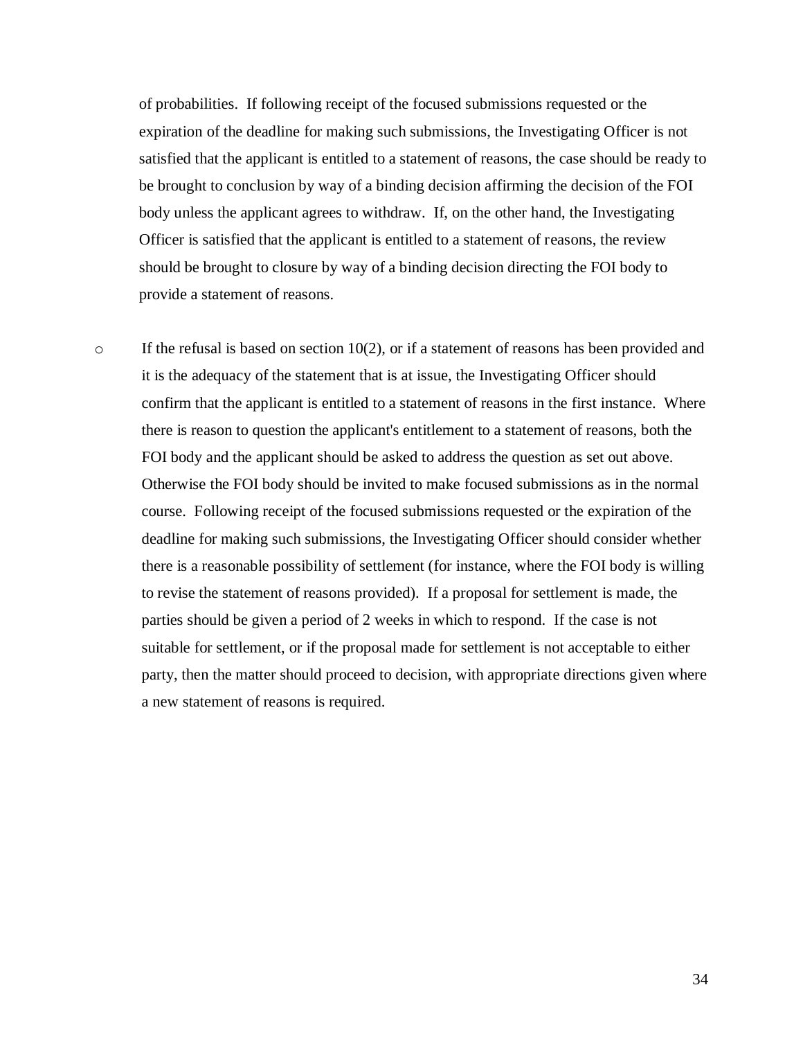of probabilities. If following receipt of the focused submissions requested or the expiration of the deadline for making such submissions, the Investigating Officer is not satisfied that the applicant is entitled to a statement of reasons, the case should be ready to be brought to conclusion by way of a binding decision affirming the decision of the FOI body unless the applicant agrees to withdraw. If, on the other hand, the Investigating Officer is satisfied that the applicant is entitled to a statement of reasons, the review should be brought to closure by way of a binding decision directing the FOI body to provide a statement of reasons.

- If the refusal is based on section 10(2), or if a statement of reasons has been provided and it is the adequacy of the statement that is at issue, the Investigating Officer should confirm that the applicant is entitled to a statement of reasons in the first instance. Where there is reason to question the applicant's entitlement to a statement of reasons, both the FOI body and the applicant should be asked to address the question as set out above. Otherwise the FOI body should be invited to make focused submissions as in the normal course. Following receipt of the focused submissions requested or the expiration of the deadline for making such submissions, the Investigating Officer should consider whether there is a reasonable possibility of settlement (for instance, where the FOI body is willing to revise the statement of reasons provided). If a proposal for settlement is made, the parties should be given a period of 2 weeks in which to respond. If the case is not suitable for settlement, or if the proposal made for settlement is not acceptable to either party, then the matter should proceed to decision, with appropriate directions given where a new statement of reasons is required.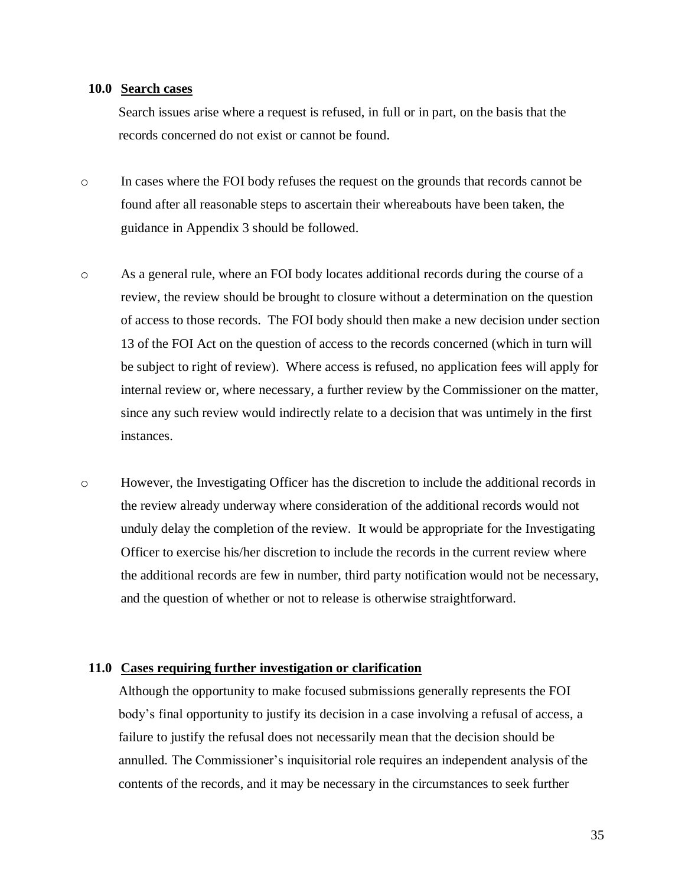## 10.0 Search cases

Search issues arise where a request is refused, in full or in part, on the basis that the records concerned do not exist or cannot be found.

- In cases where the FOI body refuses the request on the grounds that records cannot be found after all reasonable steps to ascertain their whereabouts have been taken, the guidance in Appendix 3 should be followed.

- As a general rule, where an FOI body locates additional records during the course of a review, the review should be brought to closure without a determination on the question of access to those records. The FOI body should then make a new decision under section 13 of the FOI Act on the question of access to the records concerned (which in turn will be subject to right of review). Where access is refused, no application fees will apply for internal review or, where necessary, a further review by the Commissioner on the matter, since any such review would indirectly relate to a decision that was untimely in the first instances.

- However, the Investigating Officer has the discretion to include the additional records in the review already underway where consideration of the additional records would not unduly delay the completion of the review. It would be appropriate for the Investigating Officer to exercise his/her discretion to include the records in the current review where the additional records are few in number, third party notification would not be necessary, and the question of whether or not to release is otherwise straightforward.

## 11.0 Cases requiring further investigation or clarification

Although the opportunity to make focused submissions generally represents the FOI body's final opportunity to justify its decision in a case involving a refusal of access, a failure to justify the refusal does not necessarily mean that the decision should be annulled. The Commissioner's inquisitorial role requires an independent analysis of the contents of the records, and it may be necessary in the circumstances to seek further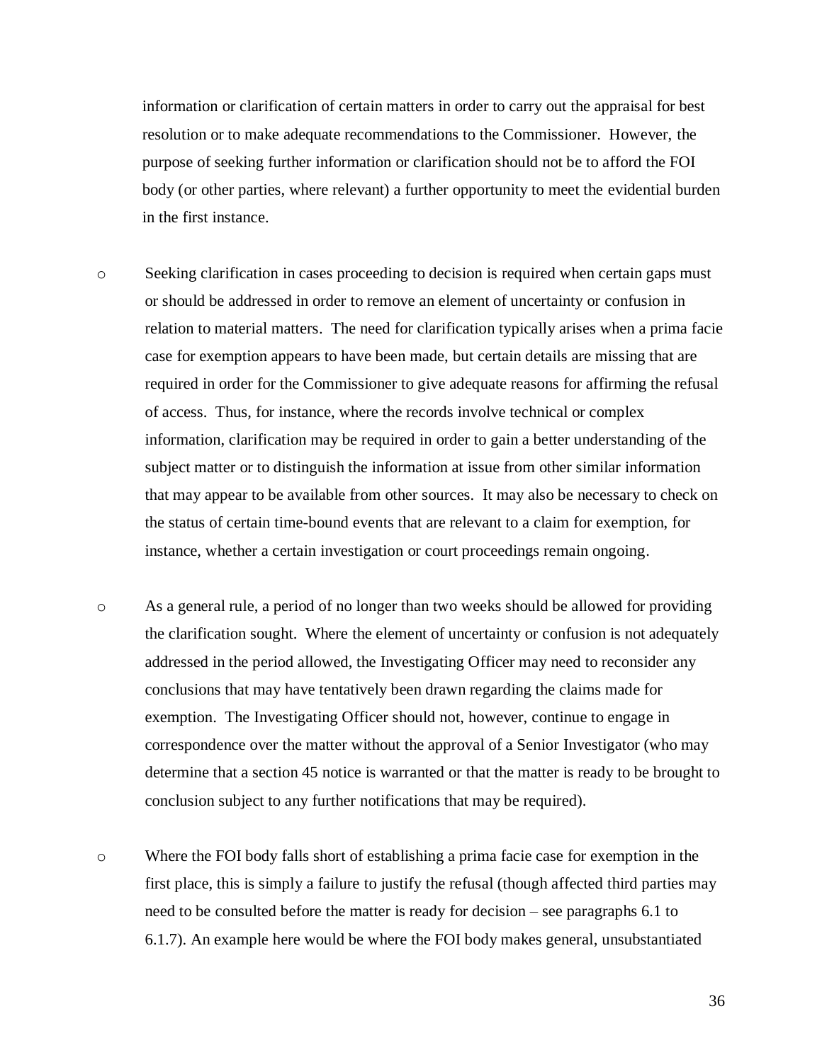information or clarification of certain matters in order to carry out the appraisal for best resolution or to make adequate recommendations to the Commissioner. However, the purpose of seeking further information or clarification should not be to afford the FOI body (or other parties, where relevant) a further opportunity to meet the evidential burden in the first instance.

- Seeking clarification in cases proceeding to decision is required when certain gaps must or should be addressed in order to remove an element of uncertainty or confusion in relation to material matters. The need for clarification typically arises when a prima facie case for exemption appears to have been made, but certain details are missing that are required in order for the Commissioner to give adequate reasons for affirming the refusal of access. Thus, for instance, where the records involve technical or complex information, clarification may be required in order to gain a better understanding of the subject matter or to distinguish the information at issue from other similar information that may appear to be available from other sources. It may also be necessary to check on the status of certain time-bound events that are relevant to a claim for exemption, for instance, whether a certain investigation or court proceedings remain ongoing.

- As a general rule, a period of no longer than two weeks should be allowed for providing the clarification sought. Where the element of uncertainty or confusion is not adequately addressed in the period allowed, the Investigating Officer may need to reconsider any conclusions that may have tentatively been drawn regarding the claims made for exemption. The Investigating Officer should not, however, continue to engage in correspondence over the matter without the approval of a Senior Investigator (who may determine that a section 45 notice is warranted or that the matter is ready to be brought to conclusion subject to any further notifications that may be required).

- Where the FOI body falls short of establishing a prima facie case for exemption in the first place, this is simply a failure to justify the refusal (though affected third parties may need to be consulted before the matter is ready for decision – see paragraphs 6.1 to 6.1.7). An example here would be where the FOI body makes general, unsubstantiated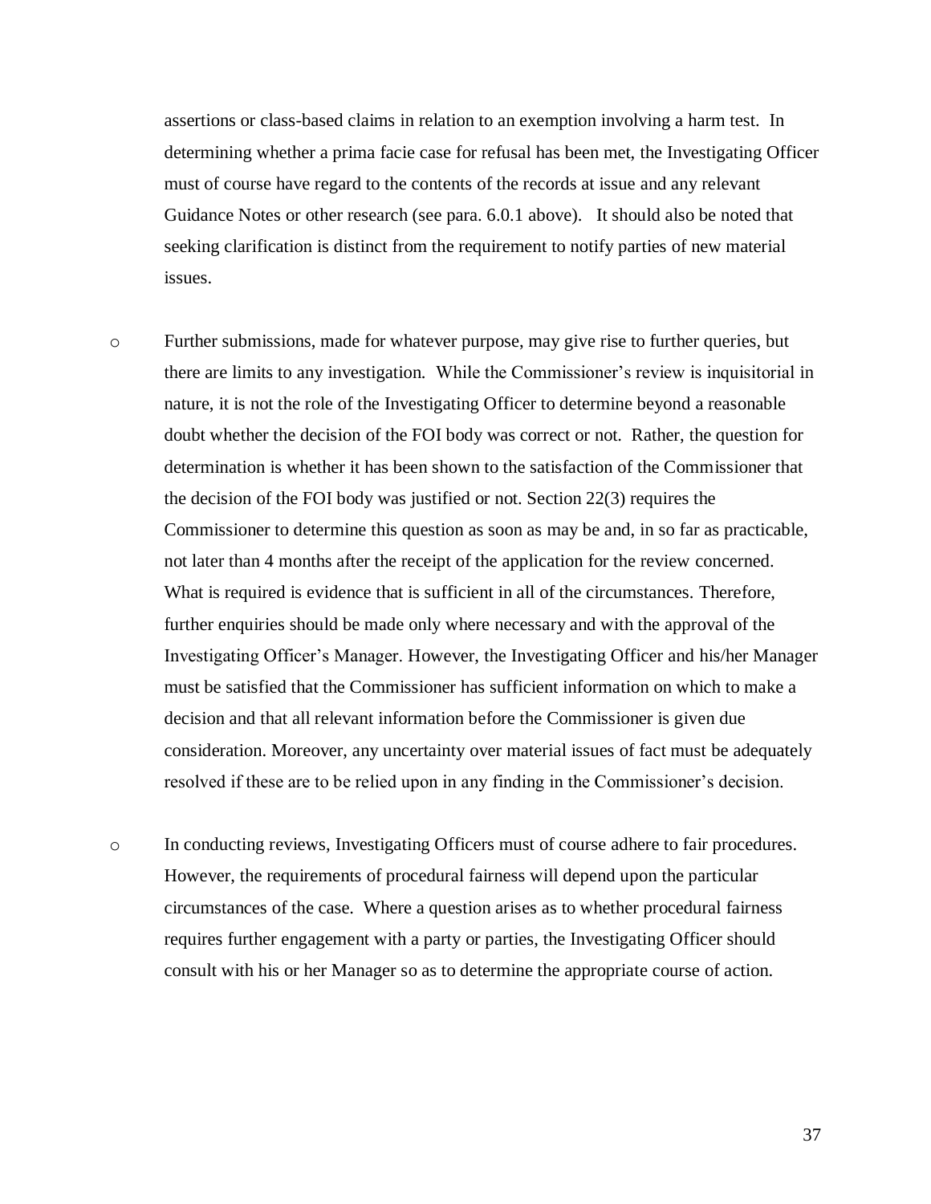assertions or class-based claims in relation to an exemption involving a harm test. In determining whether a prima facie case for refusal has been met, the Investigating Officer must of course have regard to the contents of the records at issue and any relevant Guidance Notes or other research (see para. 6.0.1 above). It should also be noted that seeking clarification is distinct from the requirement to notify parties of new material issues.

- Further submissions, made for whatever purpose, may give rise to further queries, but there are limits to any investigation. While the Commissioner's review is inquisitorial in nature, it is not the role of the Investigating Officer to determine beyond a reasonable doubt whether the decision of the FOI body was correct or not. Rather, the question for determination is whether it has been shown to the satisfaction of the Commissioner that the decision of the FOI body was justified or not. Section 22(3) requires the Commissioner to determine this question as soon as may be and, in so far as practicable, not later than 4 months after the receipt of the application for the review concerned. What is required is evidence that is sufficient in all of the circumstances. Therefore, further enquiries should be made only where necessary and with the approval of the Investigating Officer's Manager. However, the Investigating Officer and his/her Manager must be satisfied that the Commissioner has sufficient information on which to make a decision and that all relevant information before the Commissioner is given due consideration. Moreover, any uncertainty over material issues of fact must be adequately resolved if these are to be relied upon in any finding in the Commissioner's decision.

- In conducting reviews, Investigating Officers must of course adhere to fair procedures. However, the requirements of procedural fairness will depend upon the particular circumstances of the case. Where a question arises as to whether procedural fairness requires further engagement with a party or parties, the Investigating Officer should consult with his or her Manager so as to determine the appropriate course of action.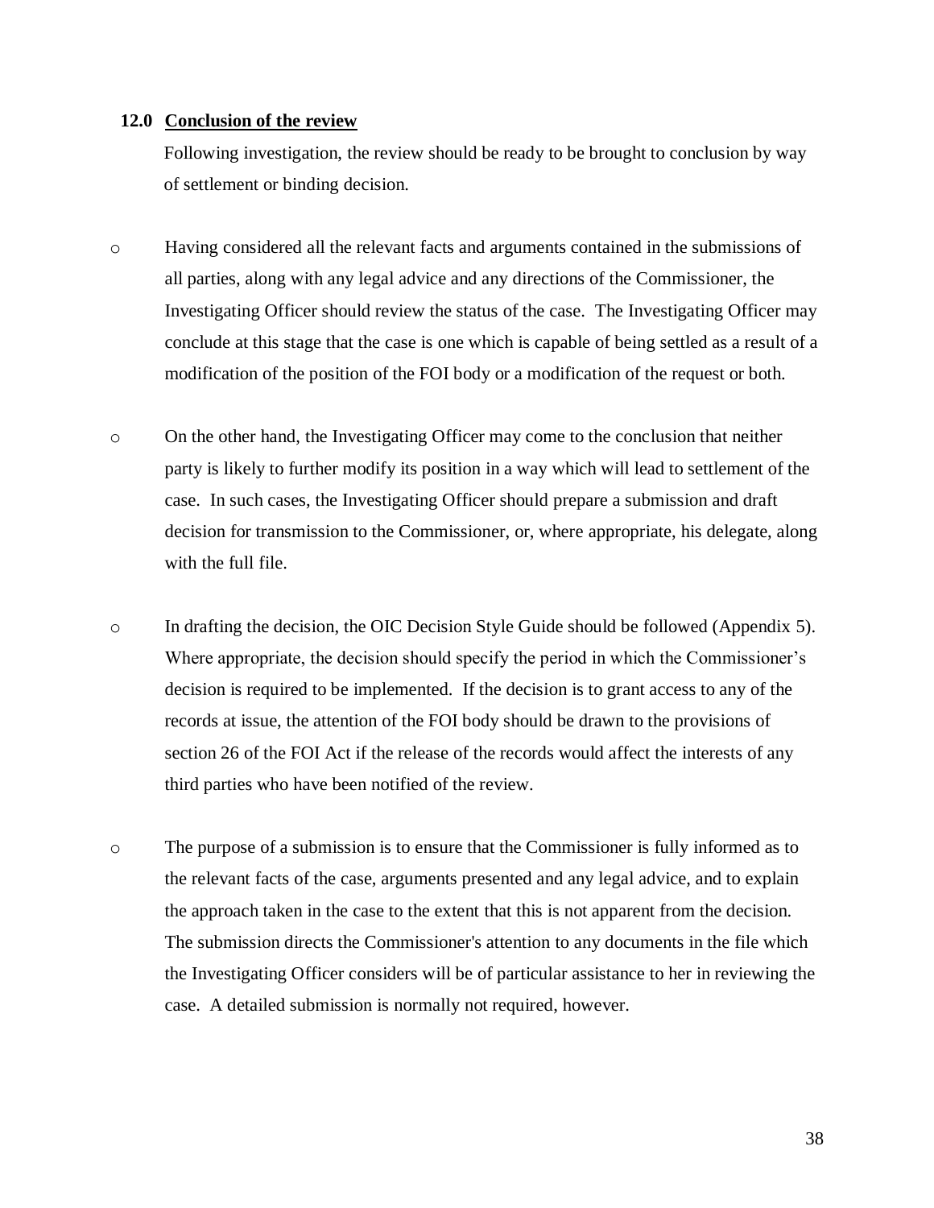## 12.0 Conclusion of the review

Following investigation, the review should be ready to be brought to conclusion by way of settlement or binding decision.

- Having considered all the relevant facts and arguments contained in the submissions of all parties, along with any legal advice and any directions of the Commissioner, the Investigating Officer should review the status of the case. The Investigating Officer may conclude at this stage that the case is one which is capable of being settled as a result of a modification of the position of the FOI body or a modification of the request or both.

- On the other hand, the Investigating Officer may come to the conclusion that neither party is likely to further modify its position in a way which will lead to settlement of the case. In such cases, the Investigating Officer should prepare a submission and draft decision for transmission to the Commissioner, or, where appropriate, his delegate, along with the full file.

- In drafting the decision, the OIC Decision Style Guide should be followed (Appendix 5). Where appropriate, the decision should specify the period in which the Commissioner's decision is required to be implemented. If the decision is to grant access to any of the records at issue, the attention of the FOI body should be drawn to the provisions of section 26 of the FOI Act if the release of the records would affect the interests of any third parties who have been notified of the review.

- The purpose of a submission is to ensure that the Commissioner is fully informed as to the relevant facts of the case, arguments presented and any legal advice, and to explain the approach taken in the case to the extent that this is not apparent from the decision. The submission directs the Commissioner's attention to any documents in the file which the Investigating Officer considers will be of particular assistance to her in reviewing the case. A detailed submission is normally not required, however.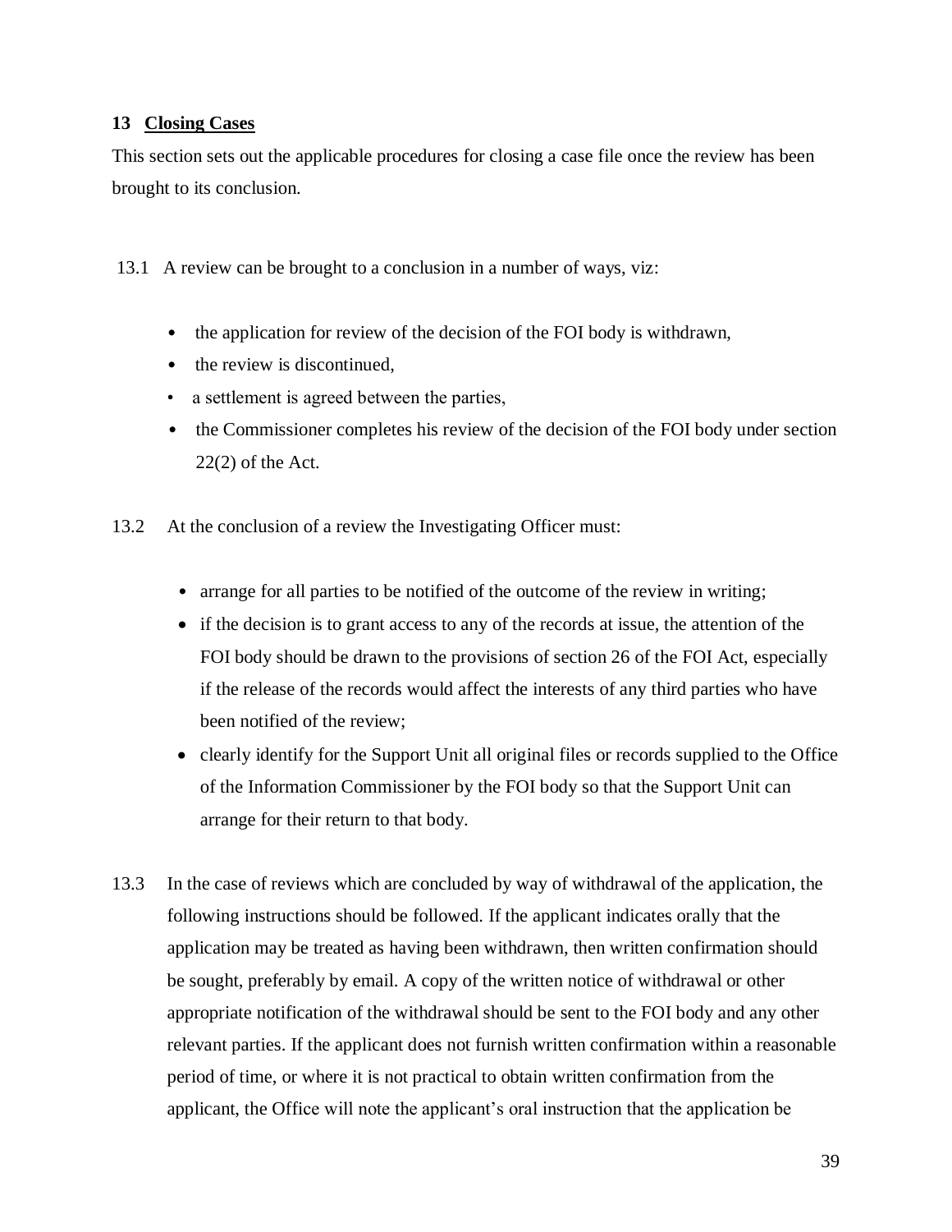## 13 Closing Cases

This section sets out the applicable procedures for closing a case file once the review has been brought to its conclusion.

13.1 A review can be brought to a conclusion in a number of ways, viz:

- the application for review of the decision of the FOI body is withdrawn,
- the review is discontinued,
- a settlement is agreed between the parties,
- the Commissioner completes his review of the decision of the FOI body under section 22(2) of the Act.

13.2 At the conclusion of a review the Investigating Officer must:

- arrange for all parties to be notified of the outcome of the review in writing;
- if the decision is to grant access to any of the records at issue, the attention of the FOI body should be drawn to the provisions of section 26 of the FOI Act, especially if the release of the records would affect the interests of any third parties who have been notified of the review;
- clearly identify for the Support Unit all original files or records supplied to the Office of the Information Commissioner by the FOI body so that the Support Unit can arrange for their return to that body.

13.3 In the case of reviews which are concluded by way of withdrawal of the application, the following instructions should be followed. If the applicant indicates orally that the application may be treated as having been withdrawn, then written confirmation should be sought, preferably by email. A copy of the written notice of withdrawal or other appropriate notification of the withdrawal should be sent to the FOI body and any other relevant parties. If the applicant does not furnish written confirmation within a reasonable period of time, or where it is not practical to obtain written confirmation from the applicant, the Office will note the applicant's oral instruction that the application be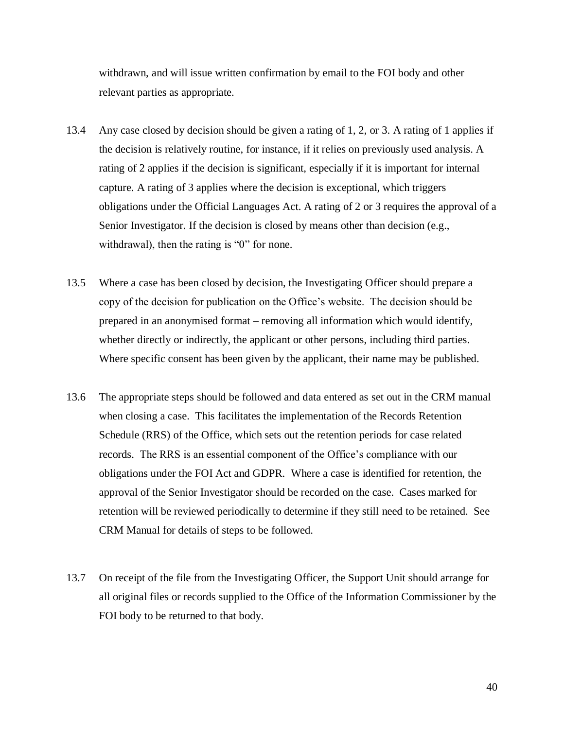withdrawn, and will issue written confirmation by email to the FOI body and other relevant parties as appropriate.

13.4 Any case closed by decision should be given a rating of 1, 2, or 3. A rating of 1 applies if the decision is relatively routine, for instance, if it relies on previously used analysis. A rating of 2 applies if the decision is significant, especially if it is important for internal capture. A rating of 3 applies where the decision is exceptional, which triggers obligations under the Official Languages Act. A rating of 2 or 3 requires the approval of a Senior Investigator. If the decision is closed by means other than decision (e.g., withdrawal), then the rating is "0" for none.

13.5 Where a case has been closed by decision, the Investigating Officer should prepare a copy of the decision for publication on the Office's website. The decision should be prepared in an anonymised format – removing all information which would identify, whether directly or indirectly, the applicant or other persons, including third parties. Where specific consent has been given by the applicant, their name may be published.

13.6 The appropriate steps should be followed and data entered as set out in the CRM manual when closing a case. This facilitates the implementation of the Records Retention Schedule (RRS) of the Office, which sets out the retention periods for case related records. The RRS is an essential component of the Office's compliance with our obligations under the FOI Act and GDPR. Where a case is identified for retention, the approval of the Senior Investigator should be recorded on the case. Cases marked for retention will be reviewed periodically to determine if they still need to be retained. See CRM Manual for details of steps to be followed.

13.7 On receipt of the file from the Investigating Officer, the Support Unit should arrange for all original files or records supplied to the Office of the Information Commissioner by the FOI body to be returned to that body.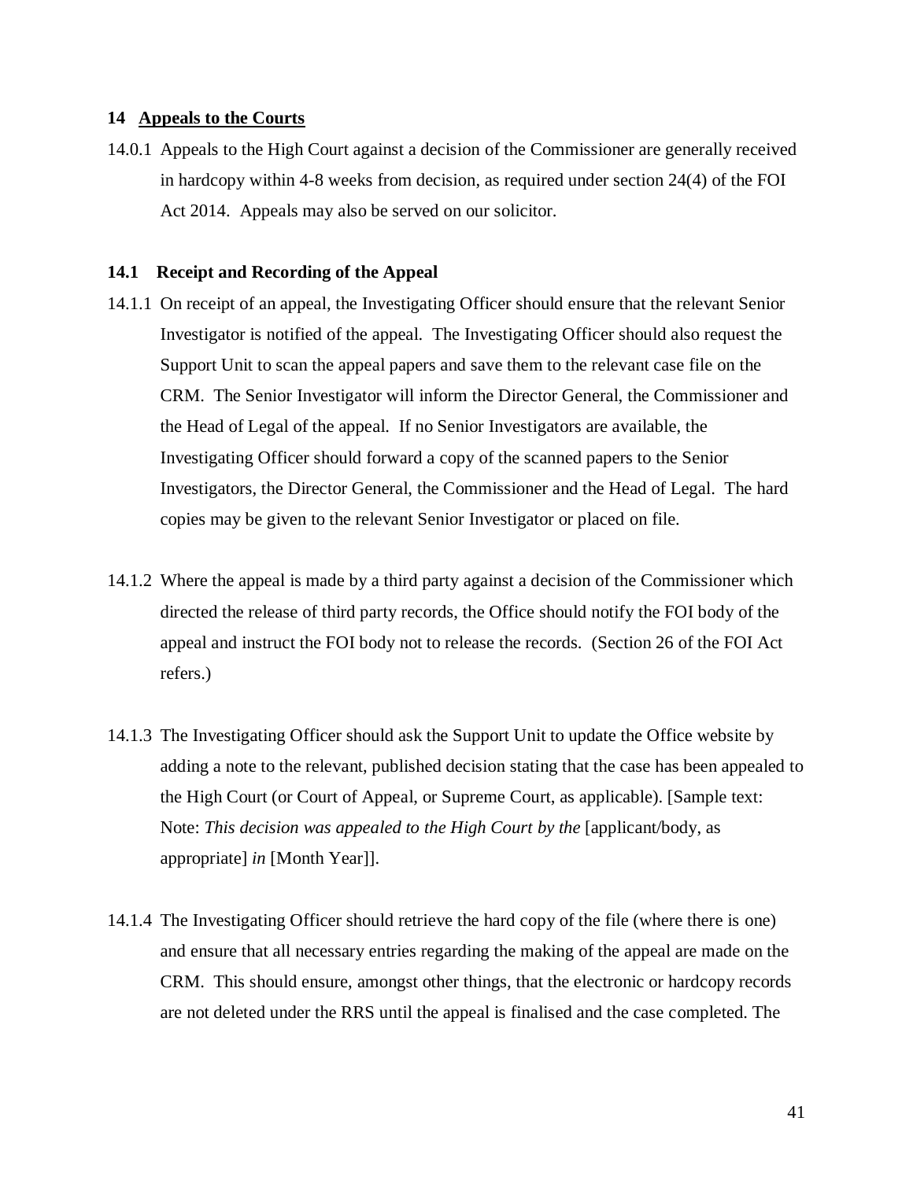## 14 Appeals to the Courts

14.0.1 Appeals to the High Court against a decision of the Commissioner are generally received in hardcopy within 4-8 weeks from decision, as required under section 24(4) of the FOI Act 2014. Appeals may also be served on our solicitor.

### 14.1 Receipt and Recording of the Appeal

14.1.1 On receipt of an appeal, the Investigating Officer should ensure that the relevant Senior Investigator is notified of the appeal. The Investigating Officer should also request the Support Unit to scan the appeal papers and save them to the relevant case file on the CRM. The Senior Investigator will inform the Director General, the Commissioner and the Head of Legal of the appeal. If no Senior Investigators are available, the Investigating Officer should forward a copy of the scanned papers to the Senior Investigators, the Director General, the Commissioner and the Head of Legal. The hard copies may be given to the relevant Senior Investigator or placed on file.

14.1.2 Where the appeal is made by a third party against a decision of the Commissioner which directed the release of third party records, the Office should notify the FOI body of the appeal and instruct the FOI body not to release the records. (Section 26 of the FOI Act refers.)

14.1.3 The Investigating Officer should ask the Support Unit to update the Office website by adding a note to the relevant, published decision stating that the case has been appealed to the High Court (or Court of Appeal, or Supreme Court, as applicable). [Sample text: Note: *This decision was appealed to the High Court by the* [applicant/body, as appropriate] *in* [Month Year]].

14.1.4 The Investigating Officer should retrieve the hard copy of the file (where there is one) and ensure that all necessary entries regarding the making of the appeal are made on the CRM. This should ensure, amongst other things, that the electronic or hardcopy records are not deleted under the RRS until the appeal is finalised and the case completed. The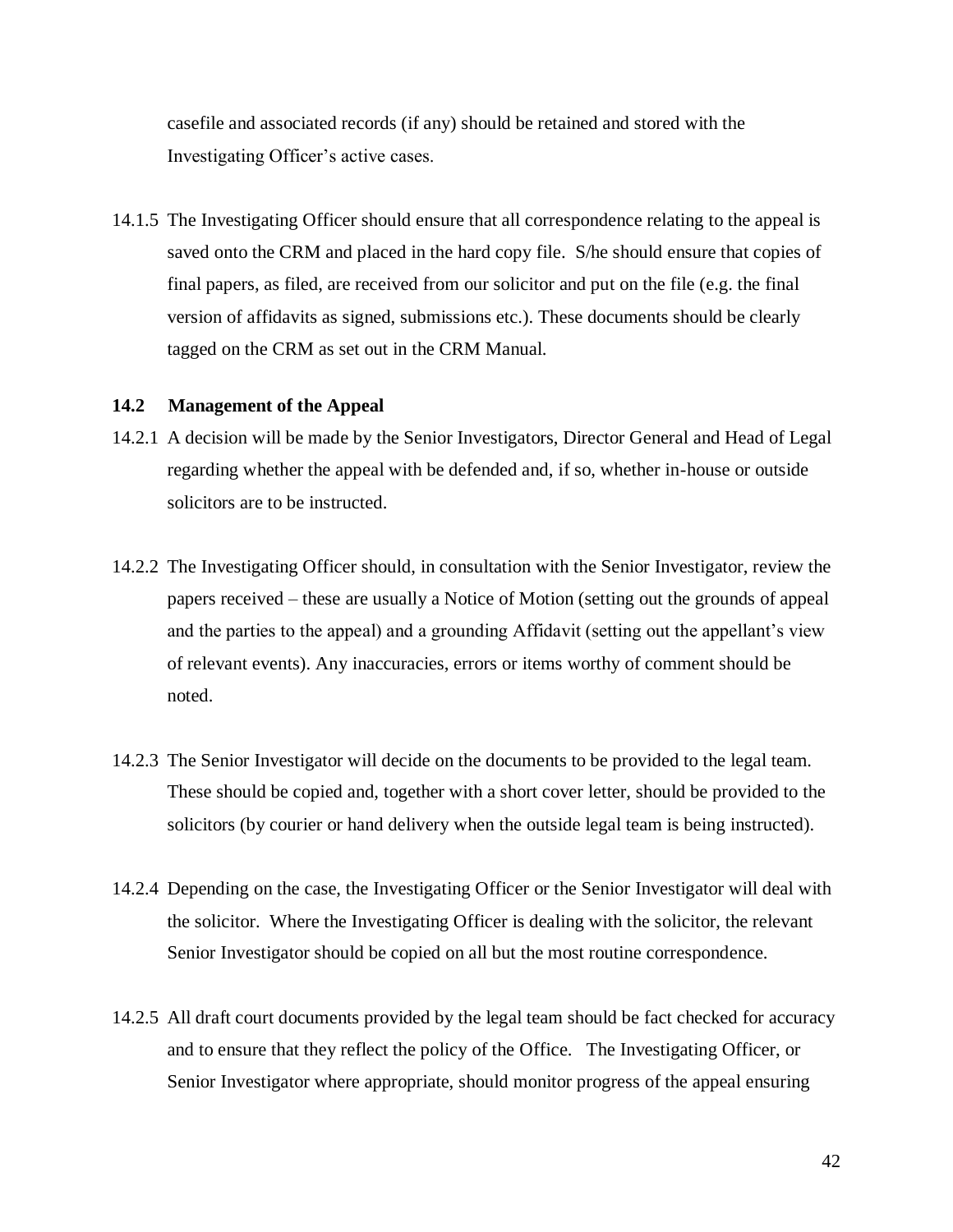casefile and associated records (if any) should be retained and stored with the Investigating Officer's active cases.

14.1.5 The Investigating Officer should ensure that all correspondence relating to the appeal is saved onto the CRM and placed in the hard copy file. S/he should ensure that copies of final papers, as filed, are received from our solicitor and put on the file (e.g. the final version of affidavits as signed, submissions etc.). These documents should be clearly tagged on the CRM as set out in the CRM Manual.

### 14.2 Management of the Appeal

14.2.1 A decision will be made by the Senior Investigators, Director General and Head of Legal regarding whether the appeal with be defended and, if so, whether in-house or outside solicitors are to be instructed.

14.2.2 The Investigating Officer should, in consultation with the Senior Investigator, review the papers received – these are usually a Notice of Motion (setting out the grounds of appeal and the parties to the appeal) and a grounding Affidavit (setting out the appellant's view of relevant events). Any inaccuracies, errors or items worthy of comment should be noted.

14.2.3 The Senior Investigator will decide on the documents to be provided to the legal team. These should be copied and, together with a short cover letter, should be provided to the solicitors (by courier or hand delivery when the outside legal team is being instructed).

14.2.4 Depending on the case, the Investigating Officer or the Senior Investigator will deal with the solicitor. Where the Investigating Officer is dealing with the solicitor, the relevant Senior Investigator should be copied on all but the most routine correspondence.

14.2.5 All draft court documents provided by the legal team should be fact checked for accuracy and to ensure that they reflect the policy of the Office. The Investigating Officer, or Senior Investigator where appropriate, should monitor progress of the appeal ensuring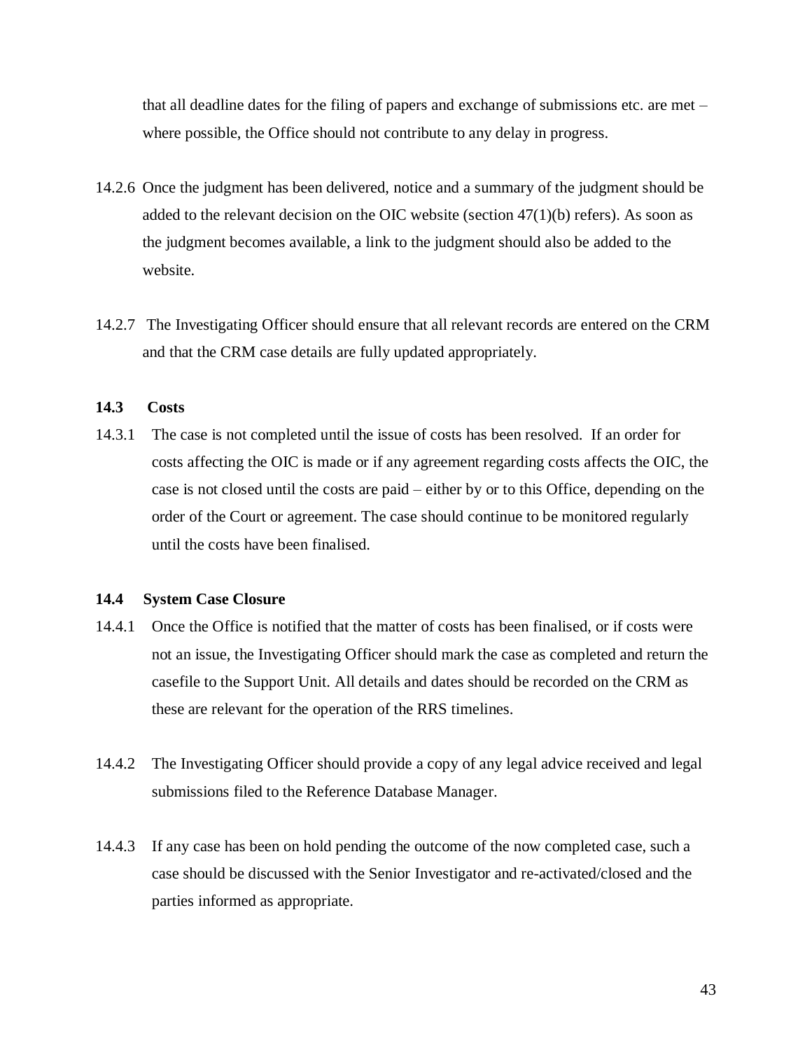that all deadline dates for the filing of papers and exchange of submissions etc. are met – where possible, the Office should not contribute to any delay in progress.

14.2.6 Once the judgment has been delivered, notice and a summary of the judgment should be added to the relevant decision on the OIC website (section 47(1)(b) refers). As soon as the judgment becomes available, a link to the judgment should also be added to the website.

14.2.7 The Investigating Officer should ensure that all relevant records are entered on the CRM and that the CRM case details are fully updated appropriately.

### 14.3 Costs

14.3.1 The case is not completed until the issue of costs has been resolved. If an order for costs affecting the OIC is made or if any agreement regarding costs affects the OIC, the case is not closed until the costs are paid – either by or to this Office, depending on the order of the Court or agreement. The case should continue to be monitored regularly until the costs have been finalised.

### 14.4 System Case Closure

14.4.1 Once the Office is notified that the matter of costs has been finalised, or if costs were not an issue, the Investigating Officer should mark the case as completed and return the casefile to the Support Unit. All details and dates should be recorded on the CRM as these are relevant for the operation of the RRS timelines.

14.4.2 The Investigating Officer should provide a copy of any legal advice received and legal submissions filed to the Reference Database Manager.

14.4.3 If any case has been on hold pending the outcome of the now completed case, such a case should be discussed with the Senior Investigator and re-activated/closed and the parties informed as appropriate.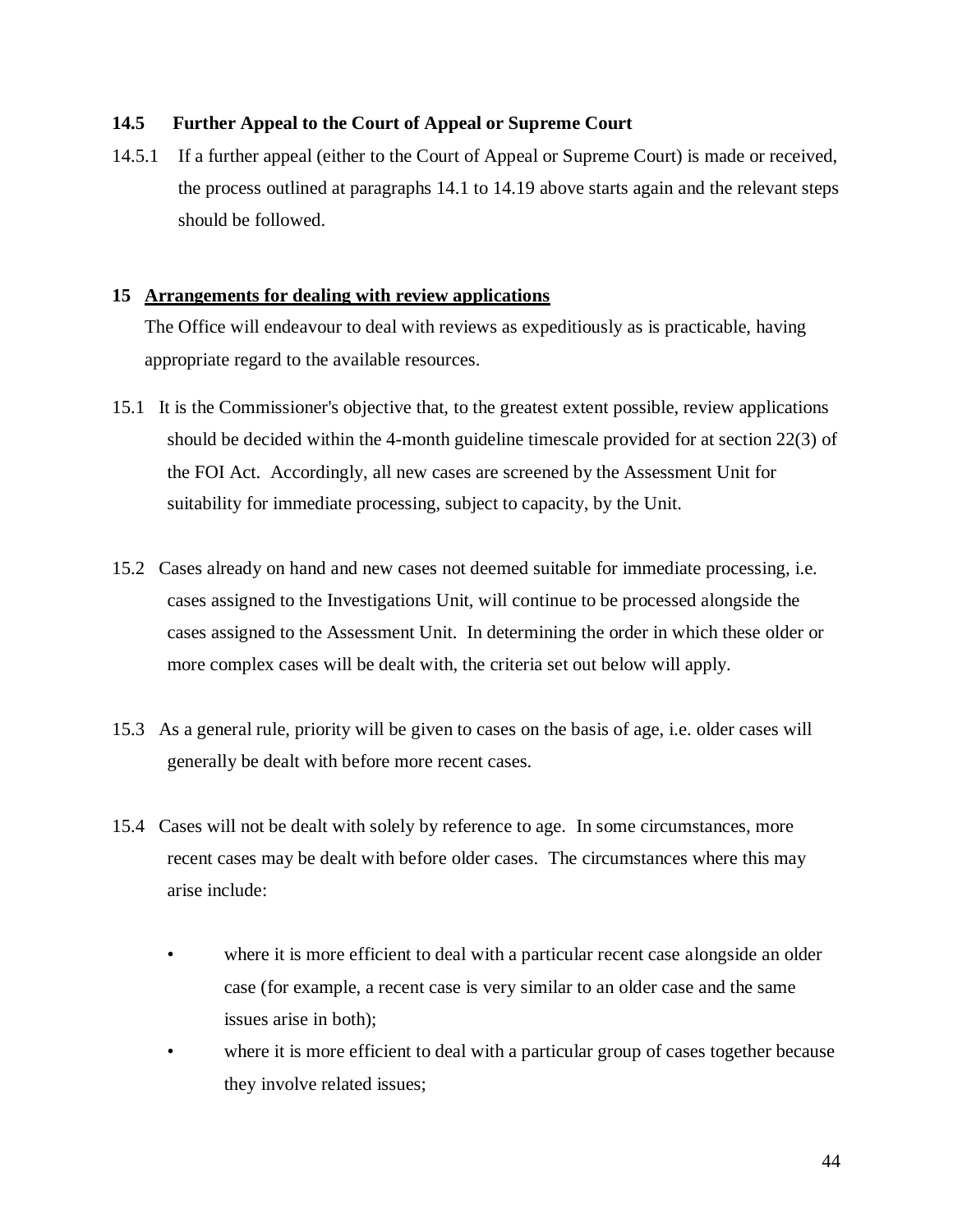### 14.5 Further Appeal to the Court of Appeal or Supreme Court

14.5.1 If a further appeal (either to the Court of Appeal or Supreme Court) is made or received, the process outlined at paragraphs 14.1 to 14.19 above starts again and the relevant steps should be followed.

## 15 Arrangements for dealing with review applications

The Office will endeavour to deal with reviews as expeditiously as is practicable, having appropriate regard to the available resources.

15.1 It is the Commissioner's objective that, to the greatest extent possible, review applications should be decided within the 4-month guideline timescale provided for at section 22(3) of the FOI Act. Accordingly, all new cases are screened by the Assessment Unit for suitability for immediate processing, subject to capacity, by the Unit.

15.2 Cases already on hand and new cases not deemed suitable for immediate processing, i.e. cases assigned to the Investigations Unit, will continue to be processed alongside the cases assigned to the Assessment Unit. In determining the order in which these older or more complex cases will be dealt with, the criteria set out below will apply.

15.3 As a general rule, priority will be given to cases on the basis of age, i.e. older cases will generally be dealt with before more recent cases.

15.4 Cases will not be dealt with solely by reference to age. In some circumstances, more recent cases may be dealt with before older cases. The circumstances where this may arise include:

- where it is more efficient to deal with a particular recent case alongside an older case (for example, a recent case is very similar to an older case and the same issues arise in both);
- where it is more efficient to deal with a particular group of cases together because they involve related issues;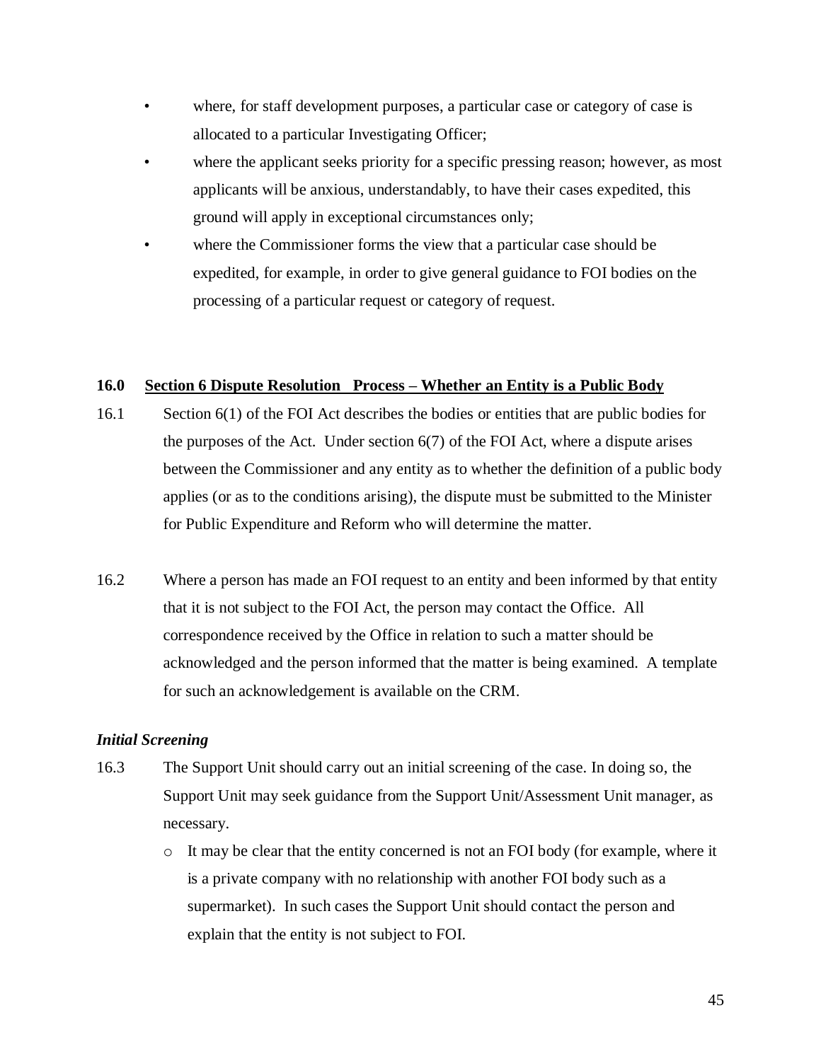- where, for staff development purposes, a particular case or category of case is allocated to a particular Investigating Officer;
- where the applicant seeks priority for a specific pressing reason; however, as most applicants will be anxious, understandably, to have their cases expedited, this ground will apply in exceptional circumstances only;
- where the Commissioner forms the view that a particular case should be expedited, for example, in order to give general guidance to FOI bodies on the processing of a particular request or category of request.

## 16.0 Section 6 Dispute Resolution Process – Whether an Entity is a Public Body

16.1 Section 6(1) of the FOI Act describes the bodies or entities that are public bodies for the purposes of the Act. Under section 6(7) of the FOI Act, where a dispute arises between the Commissioner and any entity as to whether the definition of a public body applies (or as to the conditions arising), the dispute must be submitted to the Minister for Public Expenditure and Reform who will determine the matter.

16.2 Where a person has made an FOI request to an entity and been informed by that entity that it is not subject to the FOI Act, the person may contact the Office. All correspondence received by the Office in relation to such a matter should be acknowledged and the person informed that the matter is being examined. A template for such an acknowledgement is available on the CRM.

### *Initial Screening*

16.3 The Support Unit should carry out an initial screening of the case. In doing so, the Support Unit may seek guidance from the Support Unit/Assessment Unit manager, as necessary.

- It may be clear that the entity concerned is not an FOI body (for example, where it is a private company with no relationship with another FOI body such as a supermarket). In such cases the Support Unit should contact the person and explain that the entity is not subject to FOI.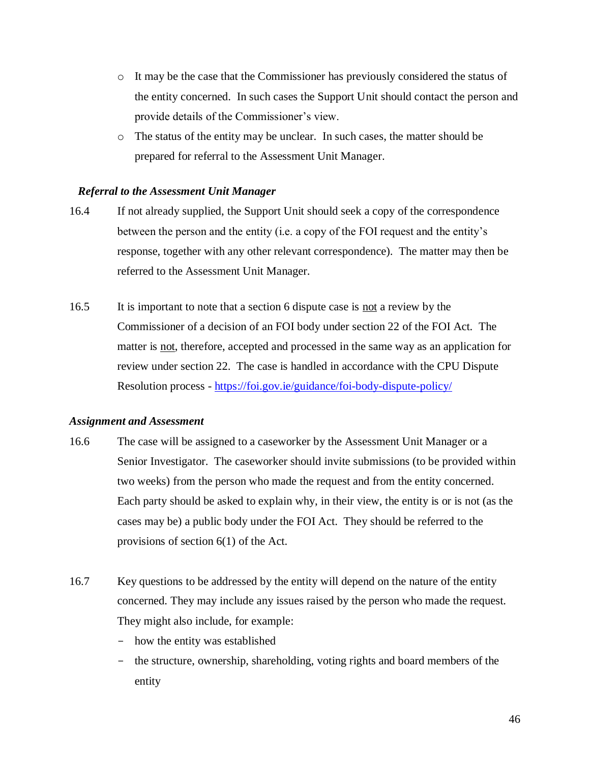- It may be the case that the Commissioner has previously considered the status of the entity concerned. In such cases the Support Unit should contact the person and provide details of the Commissioner's view.
- The status of the entity may be unclear. In such cases, the matter should be prepared for referral to the Assessment Unit Manager.

***Referral to the Assessment Unit Manager***

16.4 If not already supplied, the Support Unit should seek a copy of the correspondence between the person and the entity (i.e. a copy of the FOI request and the entity's response, together with any other relevant correspondence). The matter may then be referred to the Assessment Unit Manager.

16.5 It is important to note that a section 6 dispute case is <u>not</u> a review by the Commissioner of a decision of an FOI body under section 22 of the FOI Act. The matter is <u>not</u>, therefore, accepted and processed in the same way as an application for review under section 22. The case is handled in accordance with the CPU Dispute Resolution process - [https://foi.gov.ie/guidance/foi-body-dispute-policy/](https://foi.gov.ie/guidance/foi-body-dispute-policy/)

***Assignment and Assessment***

16.6 The case will be assigned to a caseworker by the Assessment Unit Manager or a Senior Investigator. The caseworker should invite submissions (to be provided within two weeks) from the person who made the request and from the entity concerned. Each party should be asked to explain why, in their view, the entity is or is not (as the cases may be) a public body under the FOI Act. They should be referred to the provisions of section 6(1) of the Act.

16.7 Key questions to be addressed by the entity will depend on the nature of the entity concerned. They may include any issues raised by the person who made the request. They might also include, for example:

- how the entity was established
- the structure, ownership, shareholding, voting rights and board members of the entity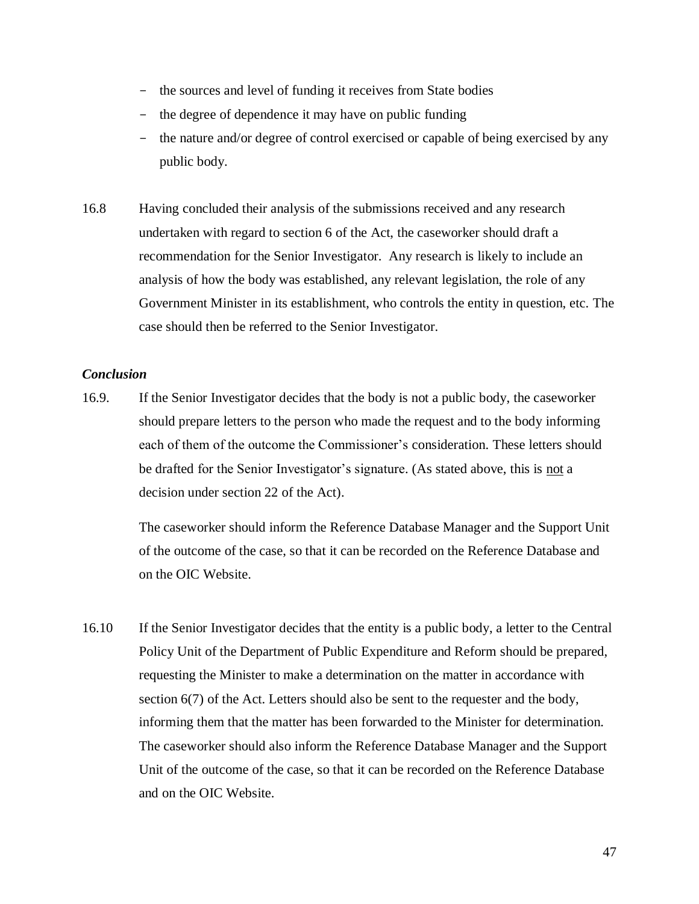- the sources and level of funding it receives from State bodies
- the degree of dependence it may have on public funding
- the nature and/or degree of control exercised or capable of being exercised by any public body.

16.8 Having concluded their analysis of the submissions received and any research undertaken with regard to section 6 of the Act, the caseworker should draft a recommendation for the Senior Investigator. Any research is likely to include an analysis of how the body was established, any relevant legislation, the role of any Government Minister in its establishment, who controls the entity in question, etc. The case should then be referred to the Senior Investigator.

***Conclusion***

16.9. If the Senior Investigator decides that the body is not a public body, the caseworker should prepare letters to the person who made the request and to the body informing each of them of the outcome the Commissioner's consideration. These letters should be drafted for the Senior Investigator's signature. (As stated above, this is <u>not</u> a decision under section 22 of the Act).

The caseworker should inform the Reference Database Manager and the Support Unit of the outcome of the case, so that it can be recorded on the Reference Database and on the OIC Website.

16.10 If the Senior Investigator decides that the entity is a public body, a letter to the Central Policy Unit of the Department of Public Expenditure and Reform should be prepared, requesting the Minister to make a determination on the matter in accordance with section 6(7) of the Act. Letters should also be sent to the requester and the body, informing them that the matter has been forwarded to the Minister for determination. The caseworker should also inform the Reference Database Manager and the Support Unit of the outcome of the case, so that it can be recorded on the Reference Database and on the OIC Website.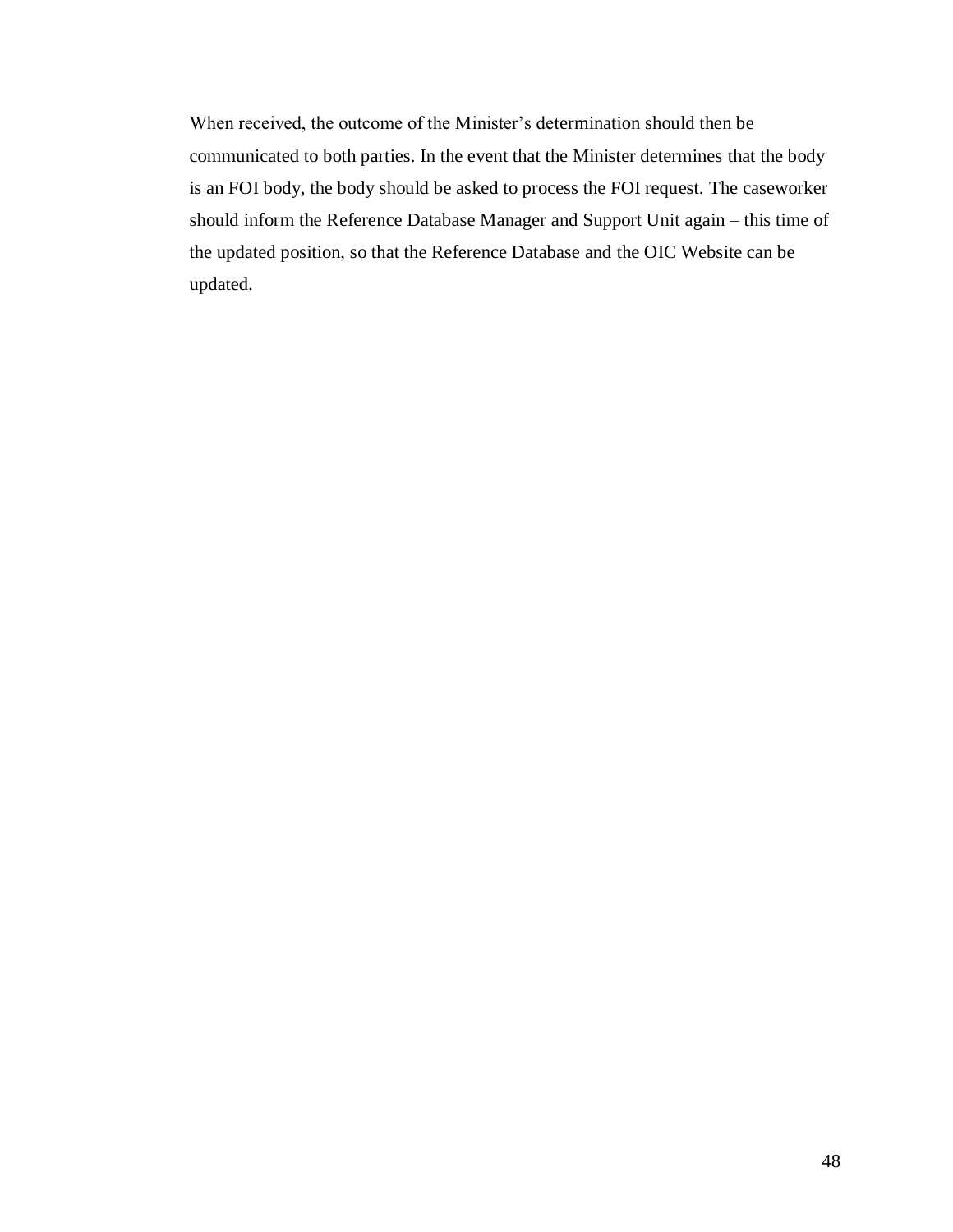When received, the outcome of the Minister's determination should then be communicated to both parties. In the event that the Minister determines that the body is an FOI body, the body should be asked to process the FOI request. The caseworker should inform the Reference Database Manager and Support Unit again – this time of the updated position, so that the Reference Database and the OIC Website can be updated.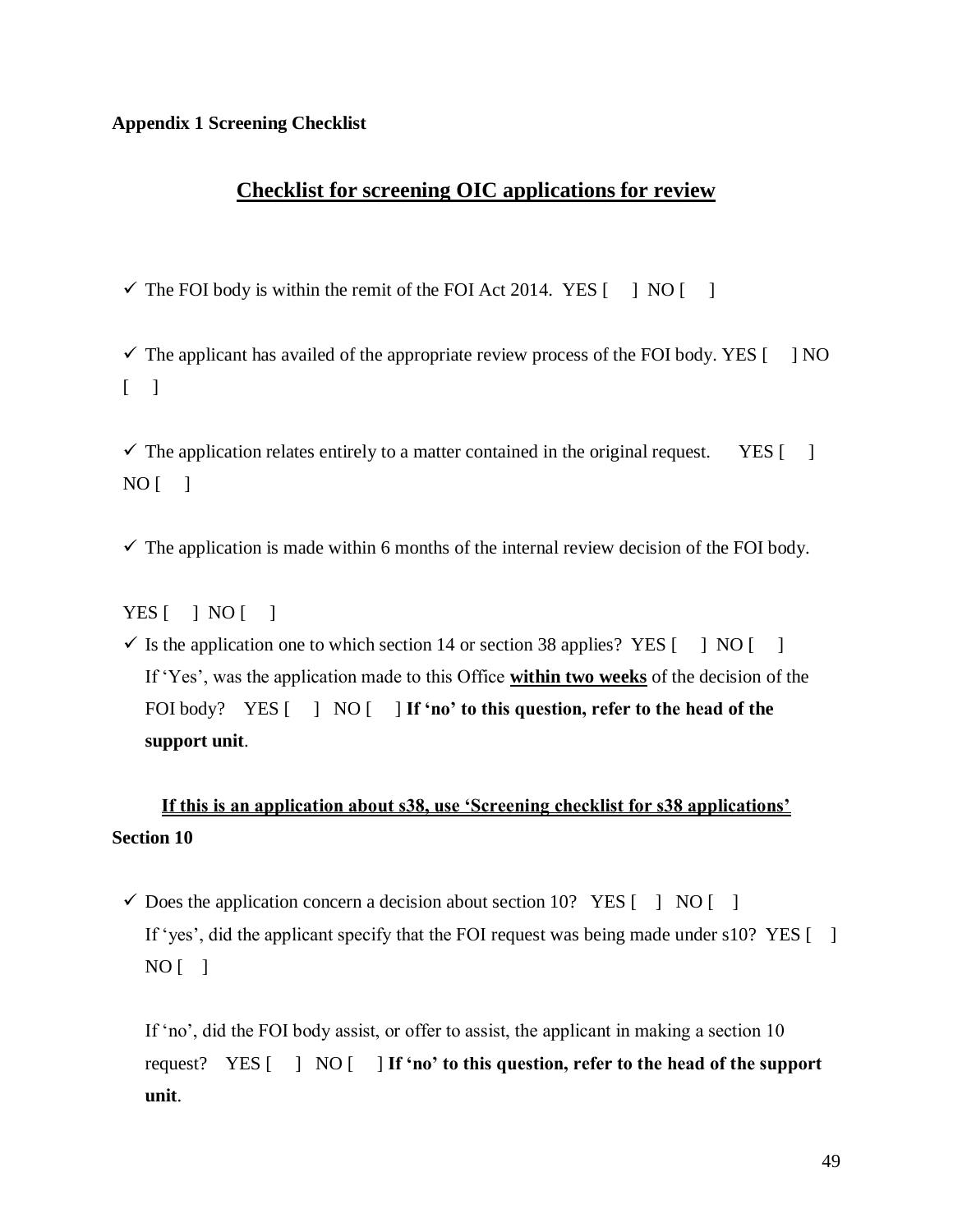**Appendix 1 Screening Checklist**

## Checklist for screening OIC applications for review

- ✓ The FOI body is within the remit of the FOI Act 2014. YES [ ] NO [ ]

- ✓ The applicant has availed of the appropriate review process of the FOI body. YES [ ] NO [ ]

- ✓ The application relates entirely to a matter contained in the original request. YES [ ] NO [ ]

- ✓ The application is made within 6 months of the internal review decision of the FOI body.

  YES [ ] NO [ ]

- ✓ Is the application one to which section 14 or section 38 applies? YES [ ] NO [ ]
  If 'Yes', was the application made to this Office **within two weeks** of the decision of the FOI body? YES [ ] NO [ ] **If 'no' to this question, refer to the head of the support unit**.

**If this is an application about s38, use 'Screening checklist for s38 applications'**

**Section 10**

- ✓ Does the application concern a decision about section 10? YES [ ] NO [ ]
  If 'yes', did the applicant specify that the FOI request was being made under s10? YES [ ] NO [ ]

  If 'no', did the FOI body assist, or offer to assist, the applicant in making a section 10 request? YES [ ] NO [ ] **If 'no' to this question, refer to the head of the support unit**.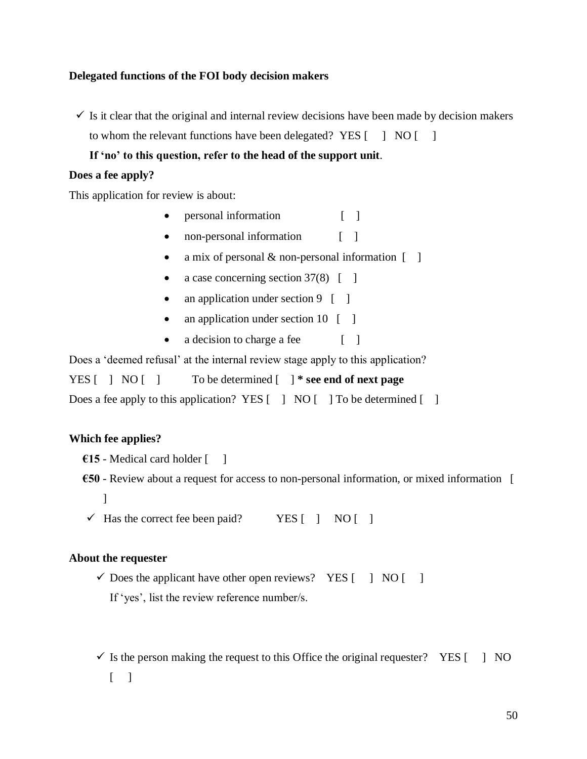**Delegated functions of the FOI body decision makers**

- ✓ Is it clear that the original and internal review decisions have been made by decision makers to whom the relevant functions have been delegated? YES [ ] NO [ ]

  **If 'no' to this question, refer to the head of the support unit**.

**Does a fee apply?**

This application for review is about:

- personal information [ ]
- non-personal information [ ]
- a mix of personal & non-personal information [ ]
- a case concerning section 37(8) [ ]
- an application under section 9 [ ]
- an application under section 10 [ ]
- a decision to charge a fee [ ]

Does a 'deemed refusal' at the internal review stage apply to this application?

YES [ ] NO [ ] To be determined [ ] **\* see end of next page**

Does a fee apply to this application? YES [ ] NO [ ] To be determined [ ]

**Which fee applies?**

**€15** - Medical card holder [ ]

**€50** - Review about a request for access to non-personal information, or mixed information [ ]

- ✓ Has the correct fee been paid? YES [ ] NO [ ]

**About the requester**

- ✓ Does the applicant have other open reviews? YES [ ] NO [ ]

  If 'yes', list the review reference number/s.

- ✓ Is the person making the request to this Office the original requester? YES [ ] NO [ ]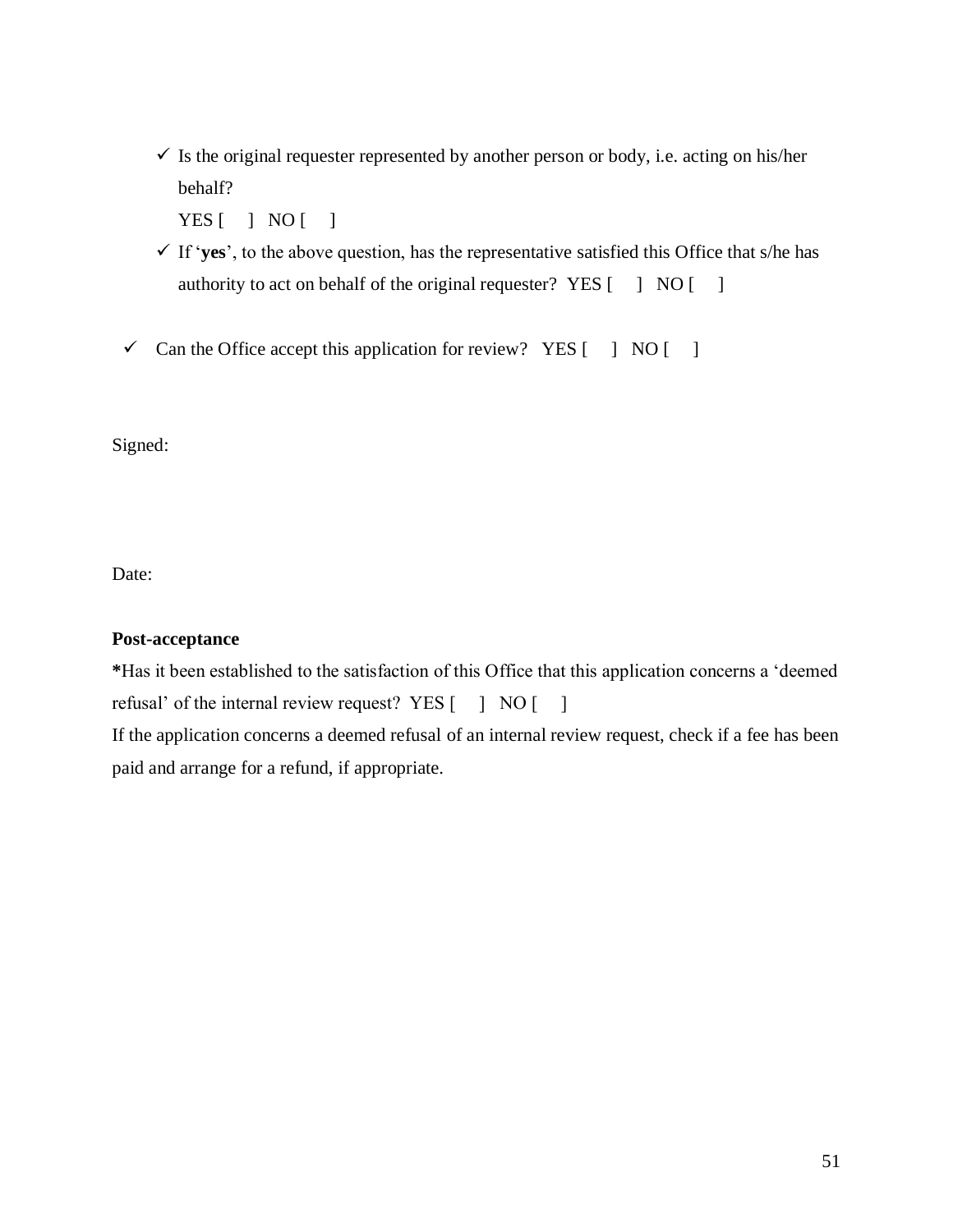- ✓ Is the original requester represented by another person or body, i.e. acting on his/her behalf?

  YES [ ] NO [ ]
- ✓ If '**yes**', to the above question, has the representative satisfied this Office that s/he has authority to act on behalf of the original requester? YES [ ] NO [ ]

- ✓ Can the Office accept this application for review? YES [ ] NO [ ]

Signed:

Date:

**Post-acceptance**

**\***Has it been established to the satisfaction of this Office that this application concerns a 'deemed refusal' of the internal review request? YES [ ] NO [ ]

If the application concerns a deemed refusal of an internal review request, check if a fee has been paid and arrange for a refund, if appropriate.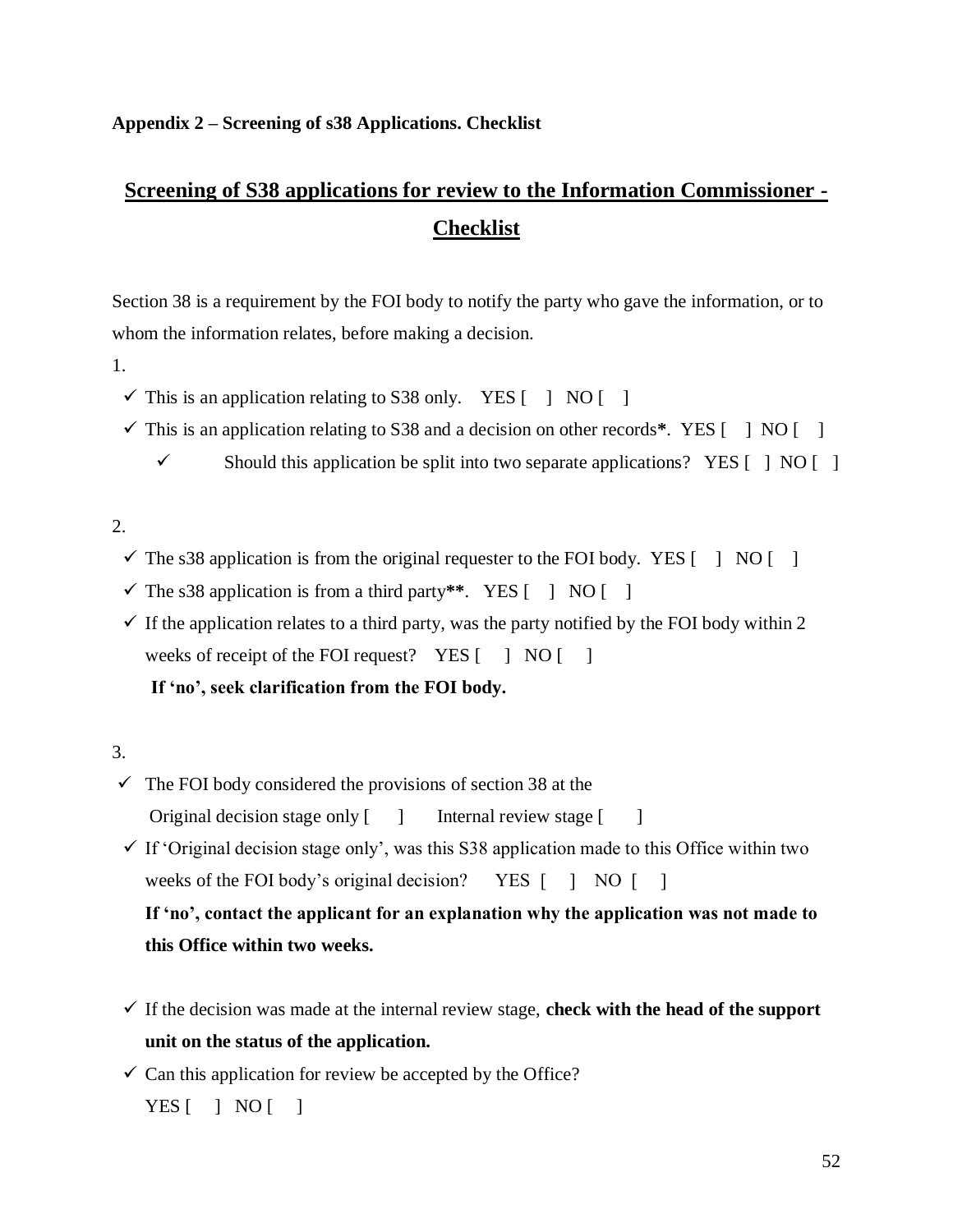**Appendix 2 – Screening of s38 Applications. Checklist**

## Screening of S38 applications for review to the Information Commissioner - Checklist

Section 38 is a requirement by the FOI body to notify the party who gave the information, or to whom the information relates, before making a decision.

1.

- ✓ This is an application relating to S38 only. YES [ ] NO [ ]
- ✓ This is an application relating to S38 and a decision on other records**\***. YES [ ] NO [ ]
  - ✓ Should this application be split into two separate applications? YES [ ] NO [ ]

2.

- ✓ The s38 application is from the original requester to the FOI body. YES [ ] NO [ ]
- ✓ The s38 application is from a third party**\*\***. YES [ ] NO [ ]
- ✓ If the application relates to a third party, was the party notified by the FOI body within 2 weeks of receipt of the FOI request? YES [ ] NO [ ]

  **If 'no', seek clarification from the FOI body.**

3.

- ✓ The FOI body considered the provisions of section 38 at the

  Original decision stage only [ ] Internal review stage [ ]
- ✓ If 'Original decision stage only', was this S38 application made to this Office within two weeks of the FOI body's original decision? YES [ ] NO [ ]

  **If 'no', contact the applicant for an explanation why the application was not made to this Office within two weeks.**

- ✓ If the decision was made at the internal review stage, **check with the head of the support unit on the status of the application.**
- ✓ Can this application for review be accepted by the Office?

  YES [ ] NO [ ]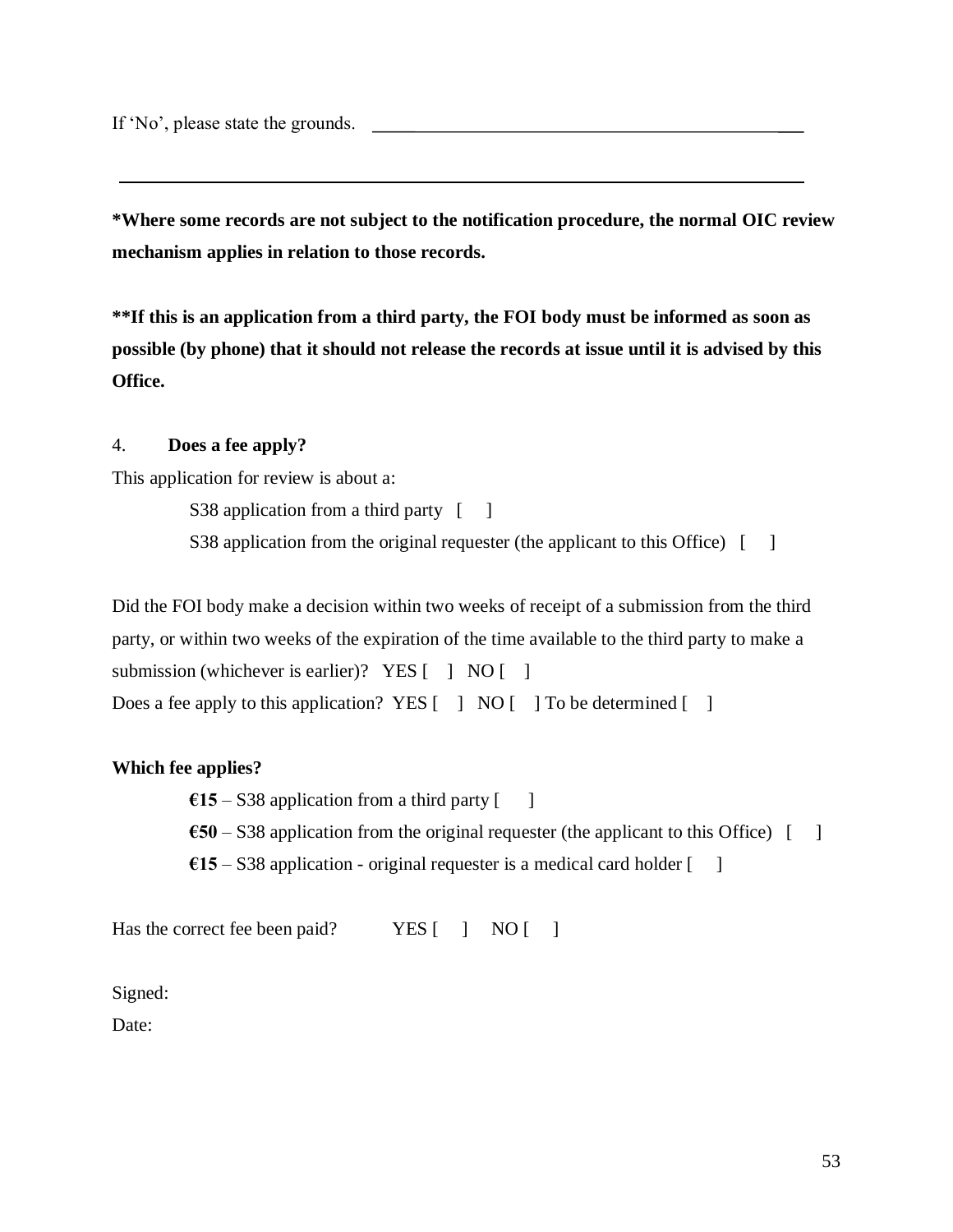If 'No', please state the grounds. ______________________________________________________

______________________________________________________________________________

**\*Where some records are not subject to the notification procedure, the normal OIC review mechanism applies in relation to those records.**

**\*\*If this is an application from a third party, the FOI body must be informed as soon as possible (by phone) that it should not release the records at issue until it is advised by this Office.**

4. **Does a fee apply?**

This application for review is about a:

S38 application from a third party [ ]

S38 application from the original requester (the applicant to this Office) [ ]

Did the FOI body make a decision within two weeks of receipt of a submission from the third party, or within two weeks of the expiration of the time available to the third party to make a submission (whichever is earlier)? YES [ ] NO [ ]

Does a fee apply to this application? YES [ ] NO [ ] To be determined [ ]

**Which fee applies?**

**€15** – S38 application from a third party [ ]

**€50** – S38 application from the original requester (the applicant to this Office) [ ]

**€15** – S38 application - original requester is a medical card holder [ ]

Has the correct fee been paid? YES [ ] NO [ ]

Signed:

Date: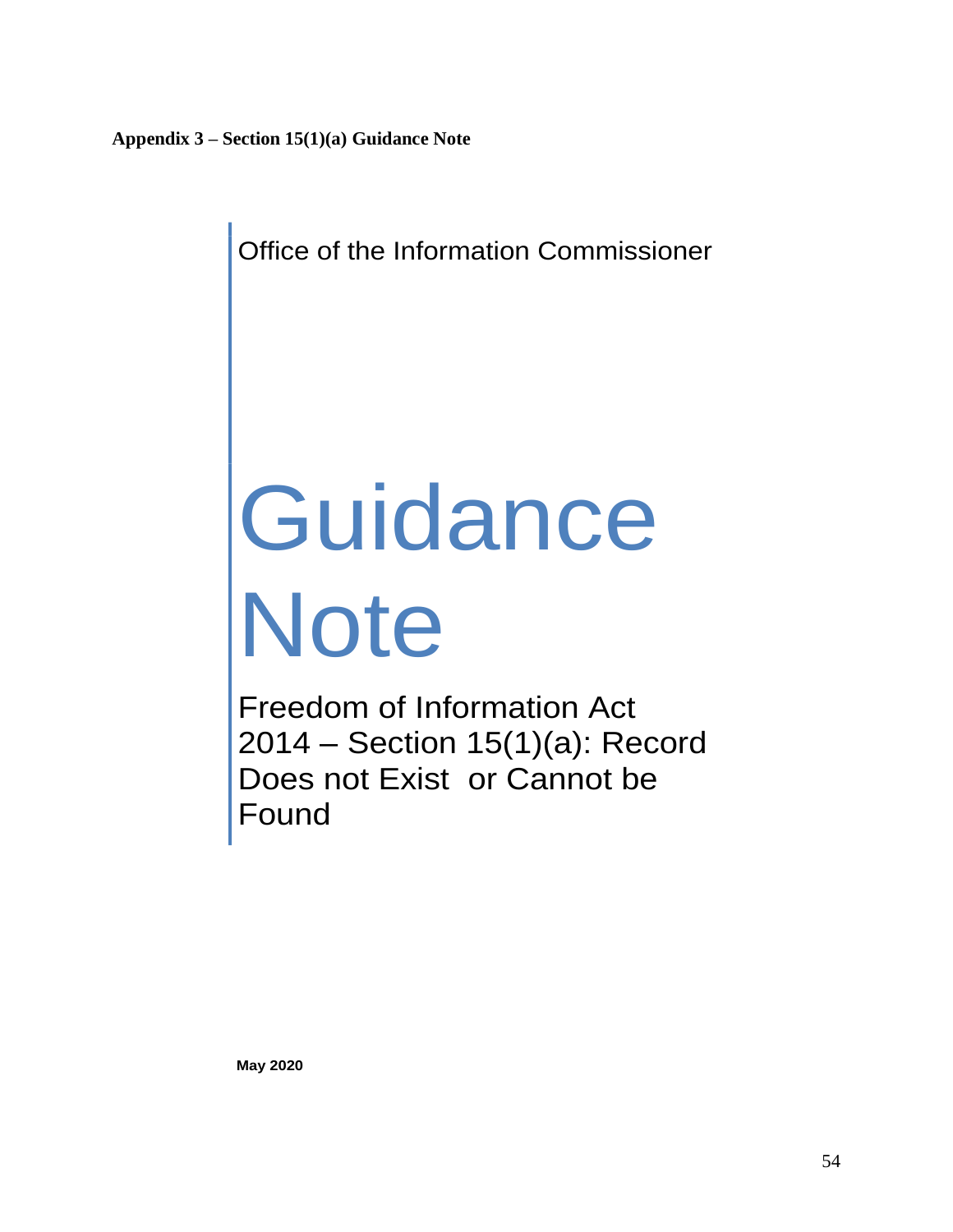**Appendix 3 – Section 15(1)(a) Guidance Note**

Office of the Information Commissioner

# Guidance Note

## Freedom of Information Act 2014 – Section 15(1)(a): Record Does not Exist or Cannot be Found

**May 2020**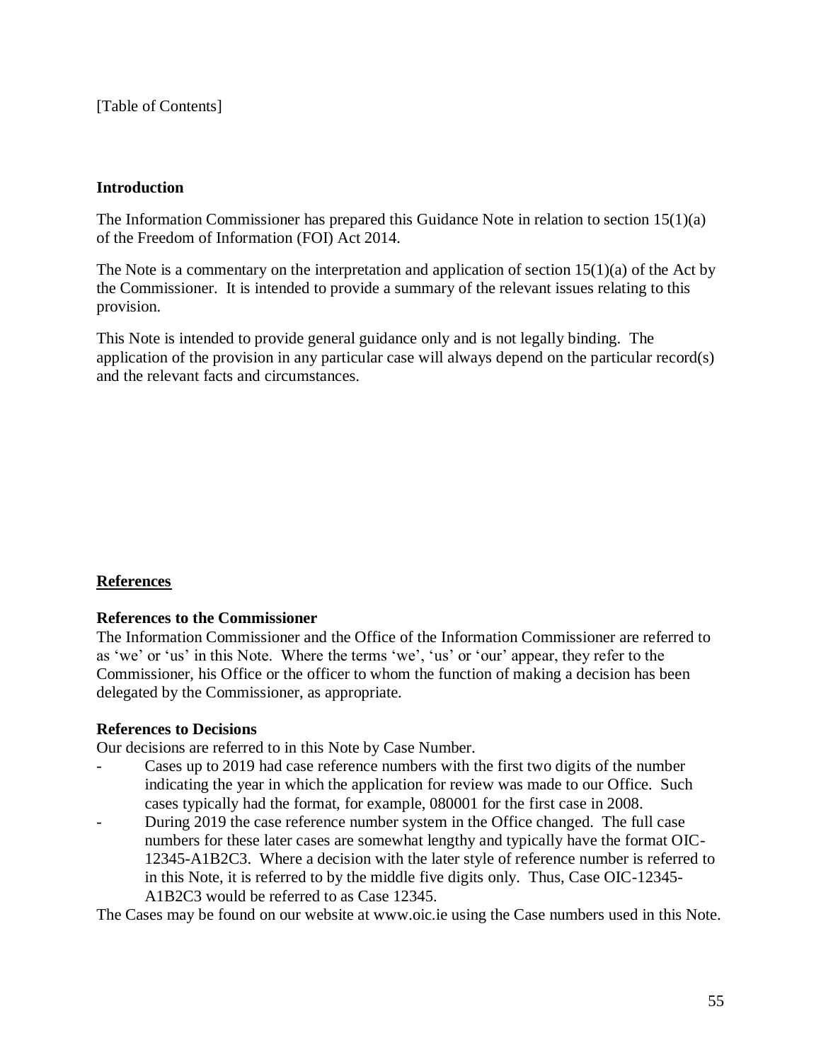[Table of Contents]

## Introduction

The Information Commissioner has prepared this Guidance Note in relation to section 15(1)(a) of the Freedom of Information (FOI) Act 2014.

The Note is a commentary on the interpretation and application of section 15(1)(a) of the Act by the Commissioner. It is intended to provide a summary of the relevant issues relating to this provision.

This Note is intended to provide general guidance only and is not legally binding. The application of the provision in any particular case will always depend on the particular record(s) and the relevant facts and circumstances.

## References

### References to the Commissioner

The Information Commissioner and the Office of the Information Commissioner are referred to as 'we' or 'us' in this Note. Where the terms 'we', 'us' or 'our' appear, they refer to the Commissioner, his Office or the officer to whom the function of making a decision has been delegated by the Commissioner, as appropriate.

### References to Decisions

Our decisions are referred to in this Note by Case Number.

- Cases up to 2019 had case reference numbers with the first two digits of the number indicating the year in which the application for review was made to our Office. Such cases typically had the format, for example, 080001 for the first case in 2008.
- During 2019 the case reference number system in the Office changed. The full case numbers for these later cases are somewhat lengthy and typically have the format OIC-12345-A1B2C3. Where a decision with the later style of reference number is referred to in this Note, it is referred to by the middle five digits only. Thus, Case OIC-12345-A1B2C3 would be referred to as Case 12345.

The Cases may be found on our website at www.oic.ie using the Case numbers used in this Note.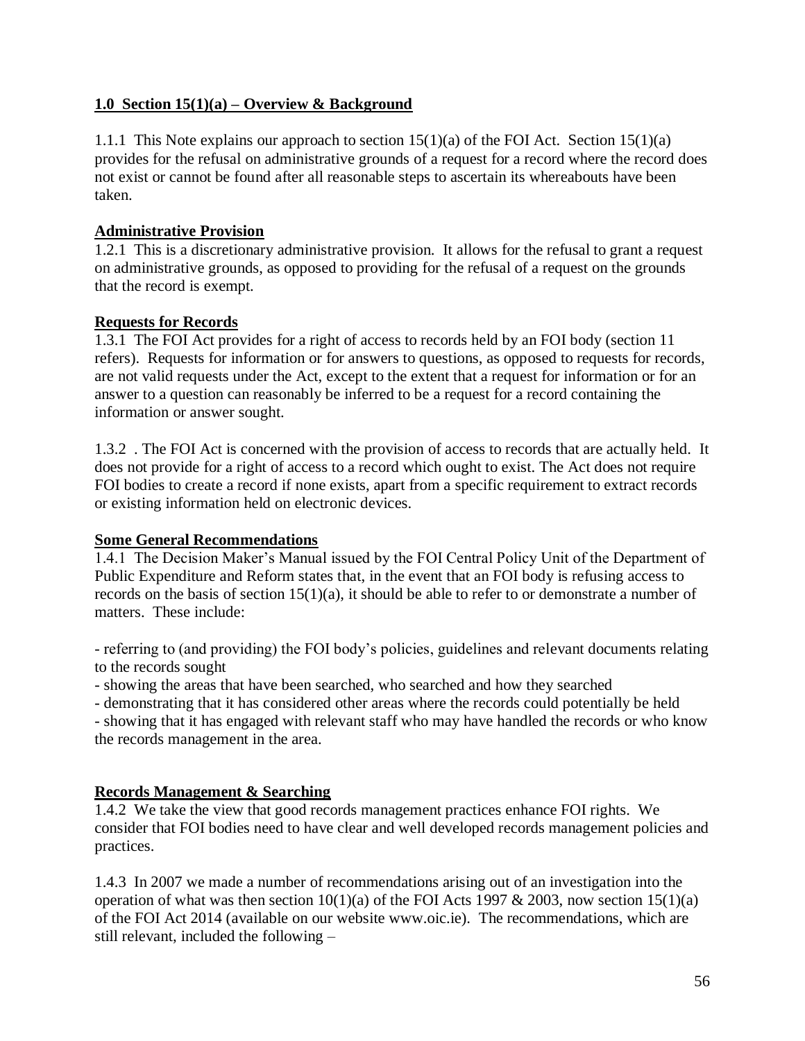## 1.0 Section 15(1)(a) – Overview & Background

1.1.1 This Note explains our approach to section 15(1)(a) of the FOI Act. Section 15(1)(a) provides for the refusal on administrative grounds of a request for a record where the record does not exist or cannot be found after all reasonable steps to ascertain its whereabouts have been taken.

### Administrative Provision

1.2.1 This is a discretionary administrative provision. It allows for the refusal to grant a request on administrative grounds, as opposed to providing for the refusal of a request on the grounds that the record is exempt.

### Requests for Records

1.3.1 The FOI Act provides for a right of access to records held by an FOI body (section 11 refers). Requests for information or for answers to questions, as opposed to requests for records, are not valid requests under the Act, except to the extent that a request for information or for an answer to a question can reasonably be inferred to be a request for a record containing the information or answer sought.

1.3.2 . The FOI Act is concerned with the provision of access to records that are actually held. It does not provide for a right of access to a record which ought to exist. The Act does not require FOI bodies to create a record if none exists, apart from a specific requirement to extract records or existing information held on electronic devices.

### Some General Recommendations

1.4.1 The Decision Maker's Manual issued by the FOI Central Policy Unit of the Department of Public Expenditure and Reform states that, in the event that an FOI body is refusing access to records on the basis of section 15(1)(a), it should be able to refer to or demonstrate a number of matters. These include:

- referring to (and providing) the FOI body's policies, guidelines and relevant documents relating to the records sought
- showing the areas that have been searched, who searched and how they searched
- demonstrating that it has considered other areas where the records could potentially be held
- showing that it has engaged with relevant staff who may have handled the records or who know the records management in the area.

### Records Management & Searching

1.4.2 We take the view that good records management practices enhance FOI rights. We consider that FOI bodies need to have clear and well developed records management policies and practices.

1.4.3 In 2007 we made a number of recommendations arising out of an investigation into the operation of what was then section 10(1)(a) of the FOI Acts 1997 & 2003, now section 15(1)(a) of the FOI Act 2014 (available on our website www.oic.ie). The recommendations, which are still relevant, included the following –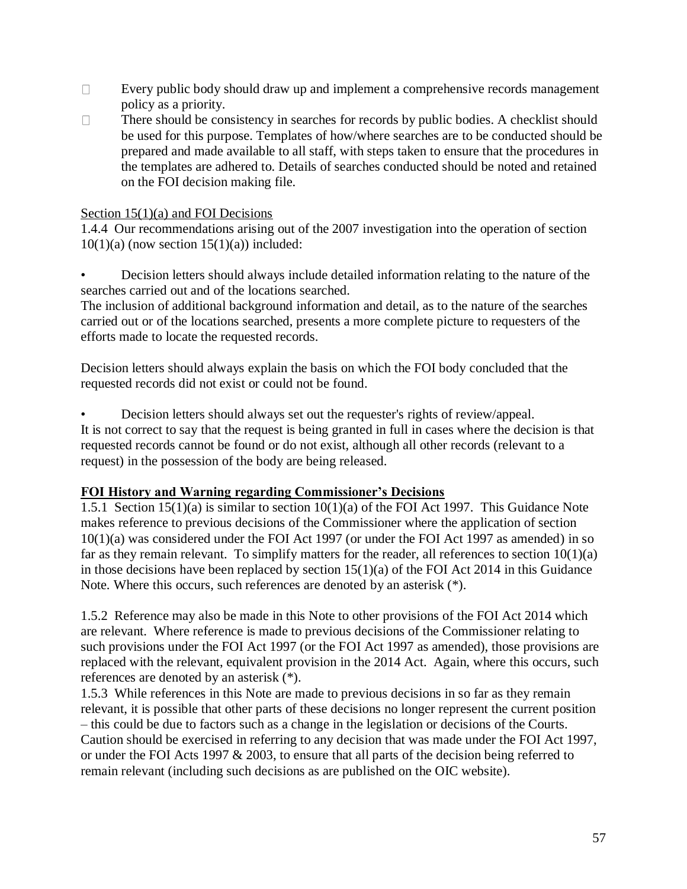- Every public body should draw up and implement a comprehensive records management policy as a priority.
- There should be consistency in searches for records by public bodies. A checklist should be used for this purpose. Templates of how/where searches are to be conducted should be prepared and made available to all staff, with steps taken to ensure that the procedures in the templates are adhered to. Details of searches conducted should be noted and retained on the FOI decision making file.

Section 15(1)(a) and FOI Decisions

1.4.4 Our recommendations arising out of the 2007 investigation into the operation of section 10(1)(a) (now section 15(1)(a)) included:

- Decision letters should always include detailed information relating to the nature of the searches carried out and of the locations searched.

The inclusion of additional background information and detail, as to the nature of the searches carried out or of the locations searched, presents a more complete picture to requesters of the efforts made to locate the requested records.

Decision letters should always explain the basis on which the FOI body concluded that the requested records did not exist or could not be found.

- Decision letters should always set out the requester's rights of review/appeal.

It is not correct to say that the request is being granted in full in cases where the decision is that requested records cannot be found or do not exist, although all other records (relevant to a request) in the possession of the body are being released.

## FOI History and Warning regarding Commissioner's Decisions

1.5.1 Section 15(1)(a) is similar to section 10(1)(a) of the FOI Act 1997. This Guidance Note makes reference to previous decisions of the Commissioner where the application of section 10(1)(a) was considered under the FOI Act 1997 (or under the FOI Act 1997 as amended) in so far as they remain relevant. To simplify matters for the reader, all references to section 10(1)(a) in those decisions have been replaced by section 15(1)(a) of the FOI Act 2014 in this Guidance Note. Where this occurs, such references are denoted by an asterisk (*).

1.5.2 Reference may also be made in this Note to other provisions of the FOI Act 2014 which are relevant. Where reference is made to previous decisions of the Commissioner relating to such provisions under the FOI Act 1997 (or the FOI Act 1997 as amended), those provisions are replaced with the relevant, equivalent provision in the 2014 Act. Again, where this occurs, such references are denoted by an asterisk (*).

1.5.3 While references in this Note are made to previous decisions in so far as they remain relevant, it is possible that other parts of these decisions no longer represent the current position – this could be due to factors such as a change in the legislation or decisions of the Courts. Caution should be exercised in referring to any decision that was made under the FOI Act 1997, or under the FOI Acts 1997 & 2003, to ensure that all parts of the decision being referred to remain relevant (including such decisions as are published on the OIC website).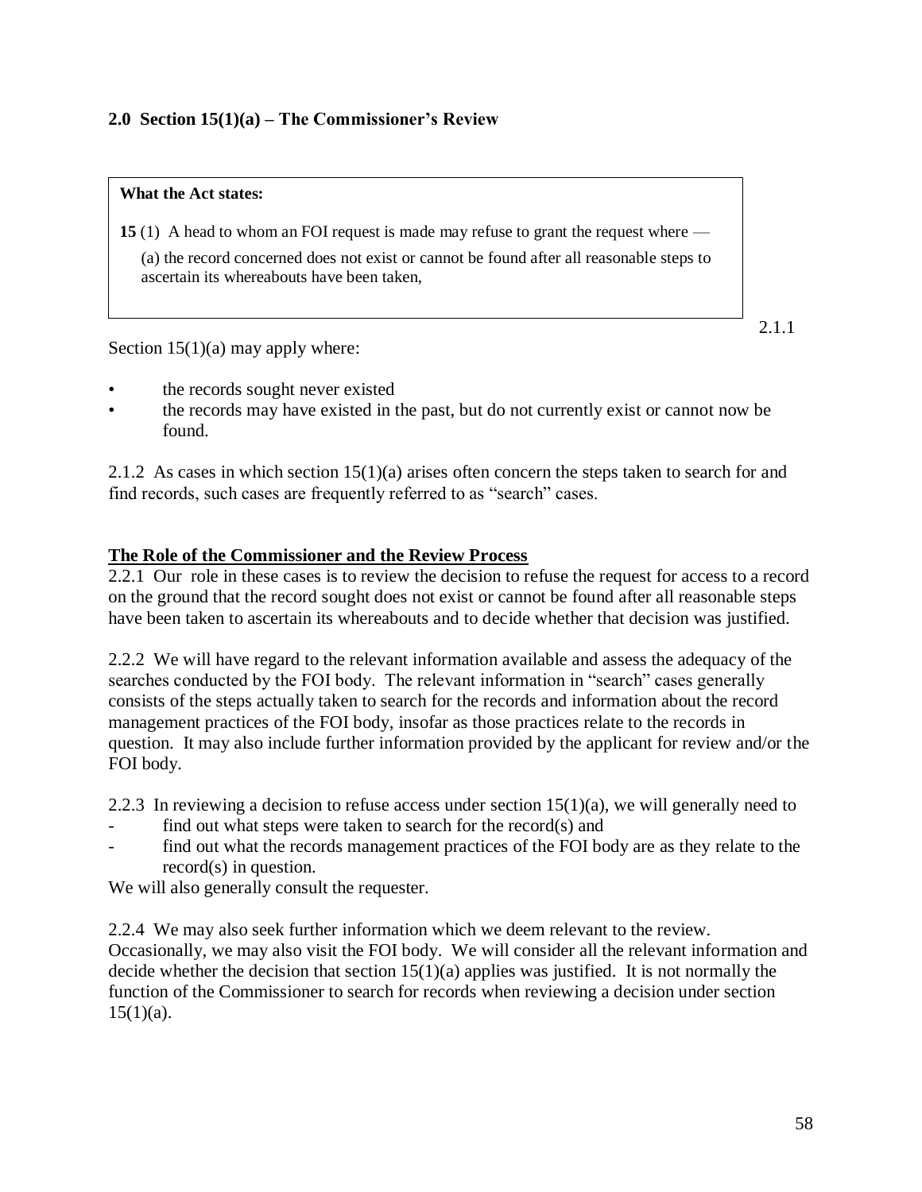## 2.0 Section 15(1)(a) – The Commissioner's Review

> **What the Act states:**
>
> **15** (1) A head to whom an FOI request is made may refuse to grant the request where —
>
> (a) the record concerned does not exist or cannot be found after all reasonable steps to ascertain its whereabouts have been taken,

2.1.1 Section 15(1)(a) may apply where:

- the records sought never existed
- the records may have existed in the past, but do not currently exist or cannot now be found.

2.1.2 As cases in which section 15(1)(a) arises often concern the steps taken to search for and find records, such cases are frequently referred to as "search" cases.

### The Role of the Commissioner and the Review Process

2.2.1 Our role in these cases is to review the decision to refuse the request for access to a record on the ground that the record sought does not exist or cannot be found after all reasonable steps have been taken to ascertain its whereabouts and to decide whether that decision was justified.

2.2.2 We will have regard to the relevant information available and assess the adequacy of the searches conducted by the FOI body. The relevant information in "search" cases generally consists of the steps actually taken to search for the records and information about the record management practices of the FOI body, insofar as those practices relate to the records in question. It may also include further information provided by the applicant for review and/or the FOI body.

2.2.3 In reviewing a decision to refuse access under section 15(1)(a), we will generally need to

- find out what steps were taken to search for the record(s) and
- find out what the records management practices of the FOI body are as they relate to the record(s) in question.

We will also generally consult the requester.

2.2.4 We may also seek further information which we deem relevant to the review. Occasionally, we may also visit the FOI body. We will consider all the relevant information and decide whether the decision that section 15(1)(a) applies was justified. It is not normally the function of the Commissioner to search for records when reviewing a decision under section 15(1)(a).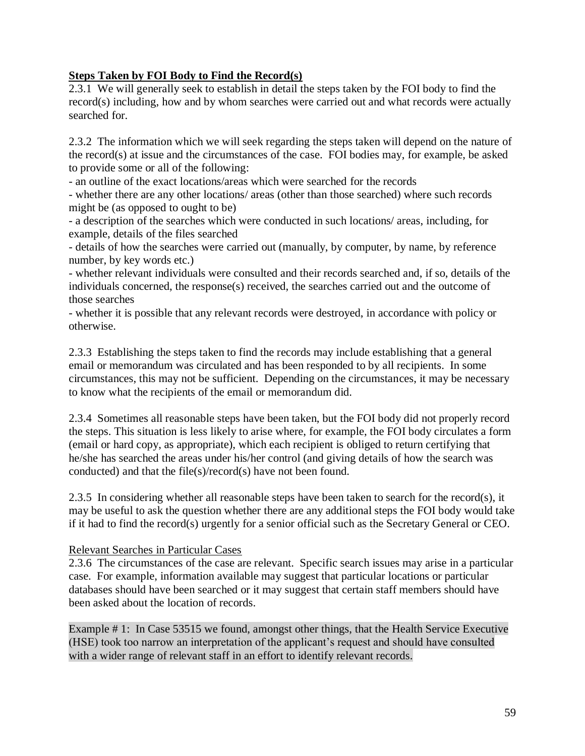**Steps Taken by FOI Body to Find the Record(s)**

2.3.1 We will generally seek to establish in detail the steps taken by the FOI body to find the record(s) including, how and by whom searches were carried out and what records were actually searched for.

2.3.2 The information which we will seek regarding the steps taken will depend on the nature of the record(s) at issue and the circumstances of the case. FOI bodies may, for example, be asked to provide some or all of the following:

- an outline of the exact locations/areas which were searched for the records
- whether there are any other locations/ areas (other than those searched) where such records might be (as opposed to ought to be)
- a description of the searches which were conducted in such locations/ areas, including, for example, details of the files searched
- details of how the searches were carried out (manually, by computer, by name, by reference number, by key words etc.)
- whether relevant individuals were consulted and their records searched and, if so, details of the individuals concerned, the response(s) received, the searches carried out and the outcome of those searches
- whether it is possible that any relevant records were destroyed, in accordance with policy or otherwise.

2.3.3 Establishing the steps taken to find the records may include establishing that a general email or memorandum was circulated and has been responded to by all recipients. In some circumstances, this may not be sufficient. Depending on the circumstances, it may be necessary to know what the recipients of the email or memorandum did.

2.3.4 Sometimes all reasonable steps have been taken, but the FOI body did not properly record the steps. This situation is less likely to arise where, for example, the FOI body circulates a form (email or hard copy, as appropriate), which each recipient is obliged to return certifying that he/she has searched the areas under his/her control (and giving details of how the search was conducted) and that the file(s)/record(s) have not been found.

2.3.5 In considering whether all reasonable steps have been taken to search for the record(s), it may be useful to ask the question whether there are any additional steps the FOI body would take if it had to find the record(s) urgently for a senior official such as the Secretary General or CEO.

Relevant Searches in Particular Cases

2.3.6 The circumstances of the case are relevant. Specific search issues may arise in a particular case. For example, information available may suggest that particular locations or particular databases should have been searched or it may suggest that certain staff members should have been asked about the location of records.

Example # 1: In Case 53515 we found, amongst other things, that the Health Service Executive (HSE) took too narrow an interpretation of the applicant's request and should have consulted with a wider range of relevant staff in an effort to identify relevant records.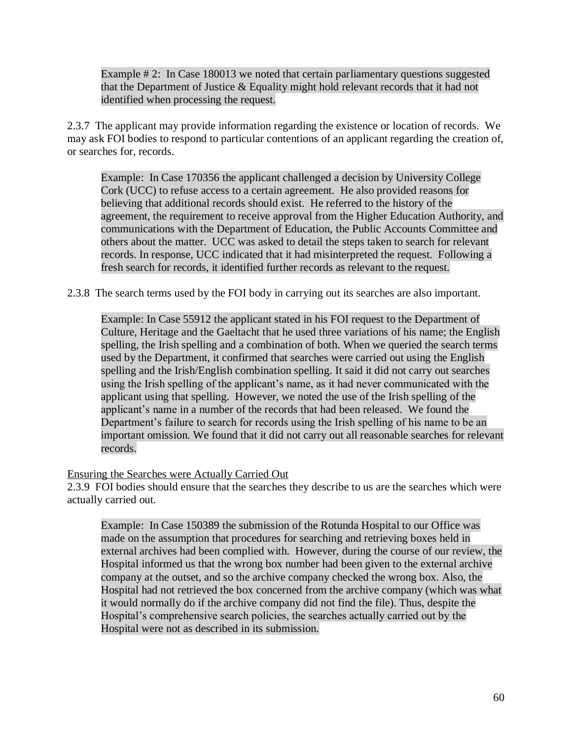Example # 2: In Case 180013 we noted that certain parliamentary questions suggested that the Department of Justice & Equality might hold relevant records that it had not identified when processing the request.

2.3.7 The applicant may provide information regarding the existence or location of records. We may ask FOI bodies to respond to particular contentions of an applicant regarding the creation of, or searches for, records.

Example: In Case 170356 the applicant challenged a decision by University College Cork (UCC) to refuse access to a certain agreement. He also provided reasons for believing that additional records should exist. He referred to the history of the agreement, the requirement to receive approval from the Higher Education Authority, and communications with the Department of Education, the Public Accounts Committee and others about the matter. UCC was asked to detail the steps taken to search for relevant records. In response, UCC indicated that it had misinterpreted the request. Following a fresh search for records, it identified further records as relevant to the request.

2.3.8 The search terms used by the FOI body in carrying out its searches are also important.

Example: In Case 55912 the applicant stated in his FOI request to the Department of Culture, Heritage and the Gaeltacht that he used three variations of his name; the English spelling, the Irish spelling and a combination of both. When we queried the search terms used by the Department, it confirmed that searches were carried out using the English spelling and the Irish/English combination spelling. It said it did not carry out searches using the Irish spelling of the applicant's name, as it had never communicated with the applicant using that spelling. However, we noted the use of the Irish spelling of the applicant's name in a number of the records that had been released. We found the Department's failure to search for records using the Irish spelling of his name to be an important omission. We found that it did not carry out all reasonable searches for relevant records.

Ensuring the Searches were Actually Carried Out

2.3.9 FOI bodies should ensure that the searches they describe to us are the searches which were actually carried out.

Example: In Case 150389 the submission of the Rotunda Hospital to our Office was made on the assumption that procedures for searching and retrieving boxes held in external archives had been complied with. However, during the course of our review, the Hospital informed us that the wrong box number had been given to the external archive company at the outset, and so the archive company checked the wrong box. Also, the Hospital had not retrieved the box concerned from the archive company (which was what it would normally do if the archive company did not find the file). Thus, despite the Hospital's comprehensive search policies, the searches actually carried out by the Hospital were not as described in its submission.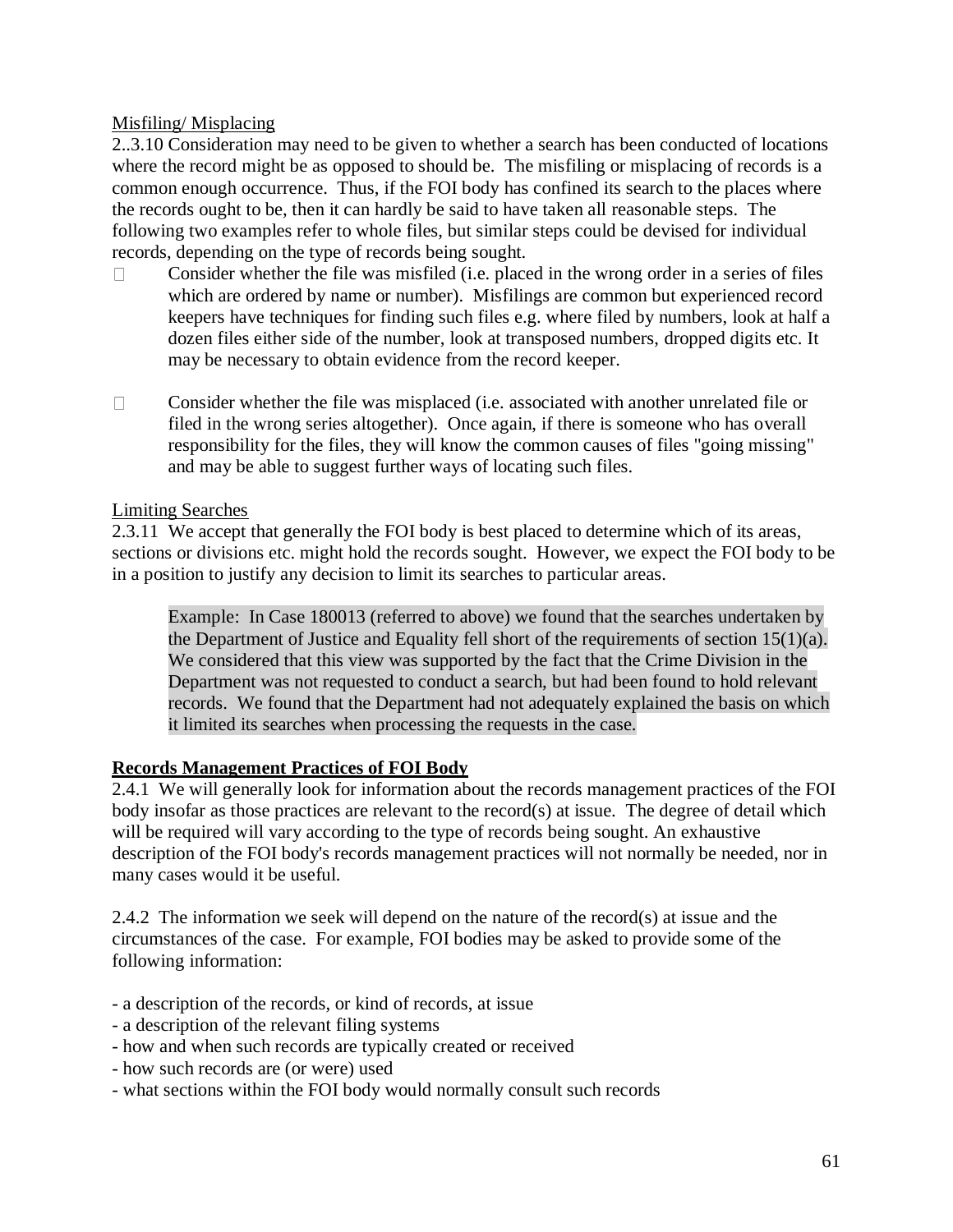Misfiling/ Misplacing

2..3.10 Consideration may need to be given to whether a search has been conducted of locations where the record might be as opposed to should be. The misfiling or misplacing of records is a common enough occurrence. Thus, if the FOI body has confined its search to the places where the records ought to be, then it can hardly be said to have taken all reasonable steps. The following two examples refer to whole files, but similar steps could be devised for individual records, depending on the type of records being sought.

- Consider whether the file was misfiled (i.e. placed in the wrong order in a series of files which are ordered by name or number). Misfilings are common but experienced record keepers have techniques for finding such files e.g. where filed by numbers, look at half a dozen files either side of the number, look at transposed numbers, dropped digits etc. It may be necessary to obtain evidence from the record keeper.

- Consider whether the file was misplaced (i.e. associated with another unrelated file or filed in the wrong series altogether). Once again, if there is someone who has overall responsibility for the files, they will know the common causes of files "going missing" and may be able to suggest further ways of locating such files.

Limiting Searches

2.3.11 We accept that generally the FOI body is best placed to determine which of its areas, sections or divisions etc. might hold the records sought. However, we expect the FOI body to be in a position to justify any decision to limit its searches to particular areas.

> Example: In Case 180013 (referred to above) we found that the searches undertaken by the Department of Justice and Equality fell short of the requirements of section 15(1)(a). We considered that this view was supported by the fact that the Crime Division in the Department was not requested to conduct a search, but had been found to hold relevant records. We found that the Department had not adequately explained the basis on which it limited its searches when processing the requests in the case.

**Records Management Practices of FOI Body**

2.4.1 We will generally look for information about the records management practices of the FOI body insofar as those practices are relevant to the record(s) at issue. The degree of detail which will be required will vary according to the type of records being sought. An exhaustive description of the FOI body's records management practices will not normally be needed, nor in many cases would it be useful.

2.4.2 The information we seek will depend on the nature of the record(s) at issue and the circumstances of the case. For example, FOI bodies may be asked to provide some of the following information:

- a description of the records, or kind of records, at issue
- a description of the relevant filing systems
- how and when such records are typically created or received
- how such records are (or were) used
- what sections within the FOI body would normally consult such records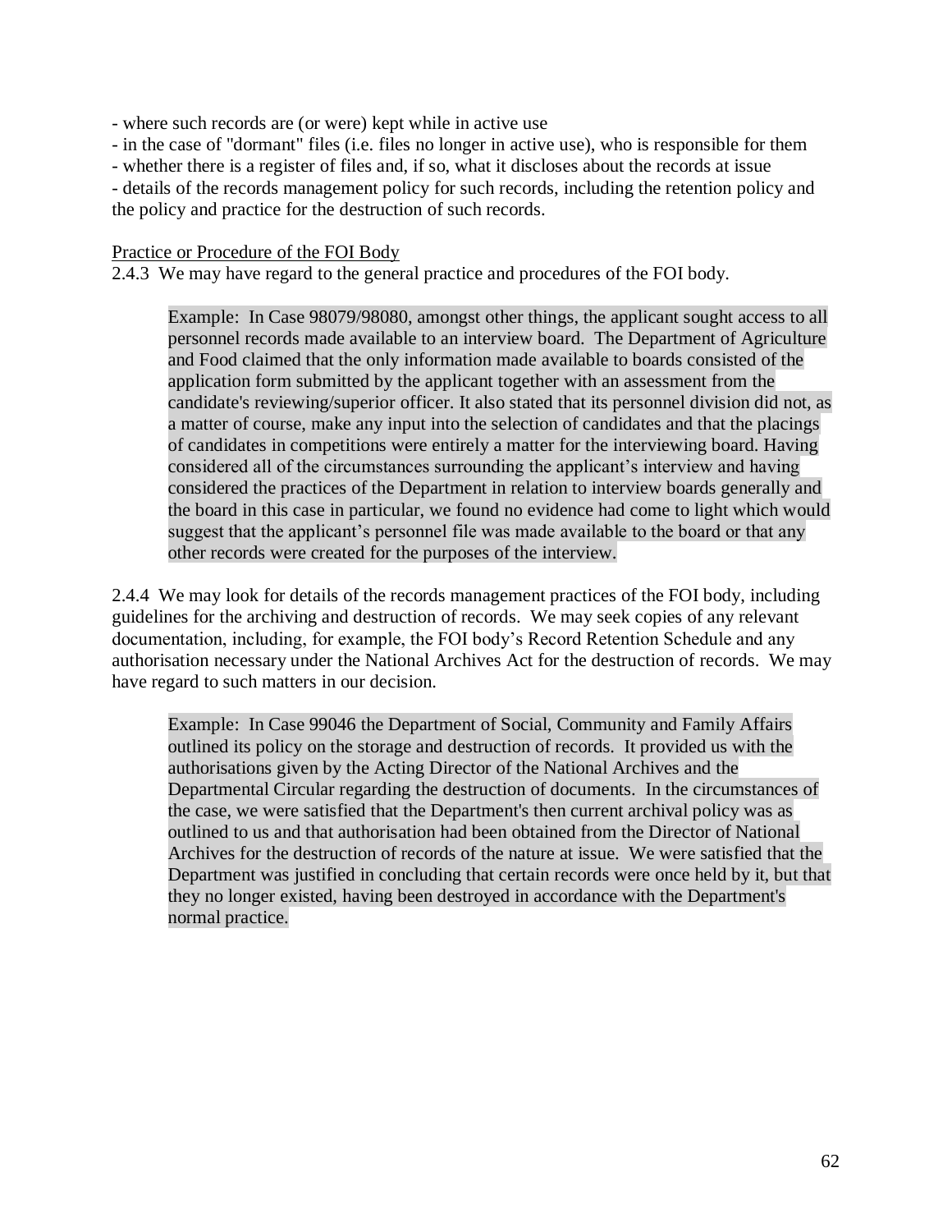- where such records are (or were) kept while in active use
- in the case of "dormant" files (i.e. files no longer in active use), who is responsible for them
- whether there is a register of files and, if so, what it discloses about the records at issue
- details of the records management policy for such records, including the retention policy and the policy and practice for the destruction of such records.

<u>Practice or Procedure of the FOI Body</u>

2.4.3 We may have regard to the general practice and procedures of the FOI body.

> Example: In Case 98079/98080, amongst other things, the applicant sought access to all personnel records made available to an interview board. The Department of Agriculture and Food claimed that the only information made available to boards consisted of the application form submitted by the applicant together with an assessment from the candidate's reviewing/superior officer. It also stated that its personnel division did not, as a matter of course, make any input into the selection of candidates and that the placings of candidates in competitions were entirely a matter for the interviewing board. Having considered all of the circumstances surrounding the applicant's interview and having considered the practices of the Department in relation to interview boards generally and the board in this case in particular, we found no evidence had come to light which would suggest that the applicant's personnel file was made available to the board or that any other records were created for the purposes of the interview.

2.4.4 We may look for details of the records management practices of the FOI body, including guidelines for the archiving and destruction of records. We may seek copies of any relevant documentation, including, for example, the FOI body's Record Retention Schedule and any authorisation necessary under the National Archives Act for the destruction of records. We may have regard to such matters in our decision.

> Example: In Case 99046 the Department of Social, Community and Family Affairs outlined its policy on the storage and destruction of records. It provided us with the authorisations given by the Acting Director of the National Archives and the Departmental Circular regarding the destruction of documents. In the circumstances of the case, we were satisfied that the Department's then current archival policy was as outlined to us and that authorisation had been obtained from the Director of National Archives for the destruction of records of the nature at issue. We were satisfied that the Department was justified in concluding that certain records were once held by it, but that they no longer existed, having been destroyed in accordance with the Department's normal practice.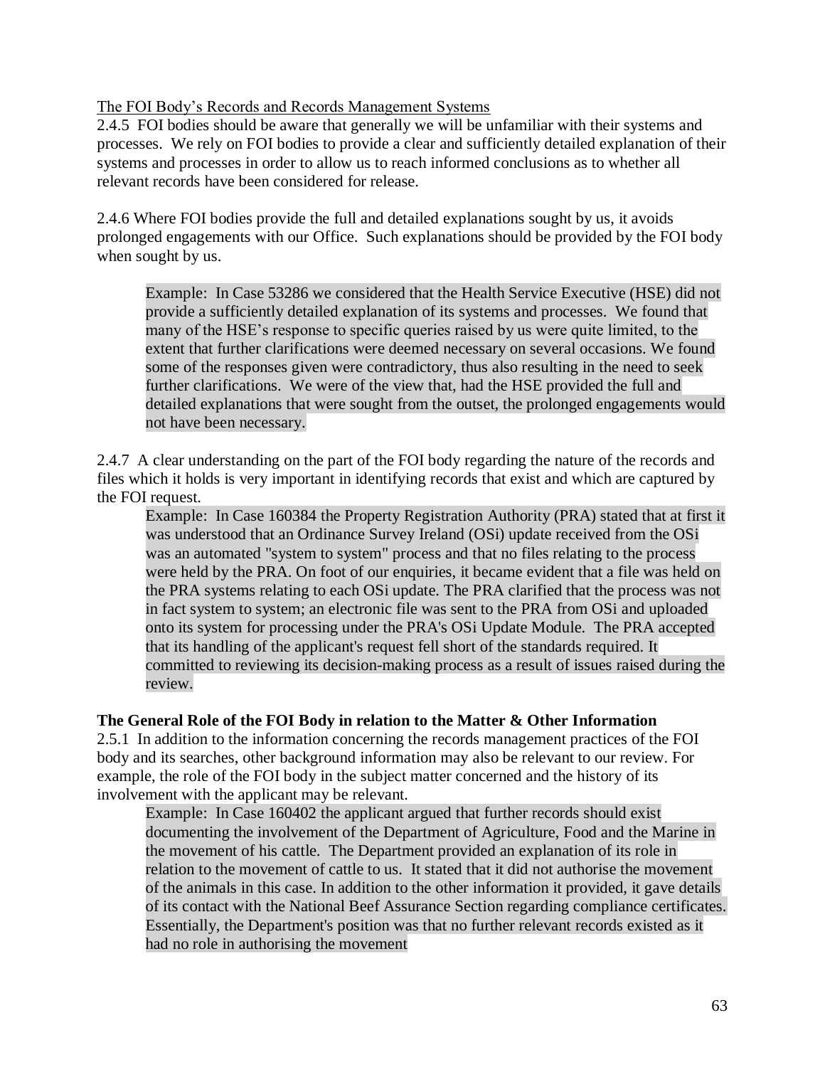The FOI Body's Records and Records Management Systems

2.4.5 FOI bodies should be aware that generally we will be unfamiliar with their systems and processes. We rely on FOI bodies to provide a clear and sufficiently detailed explanation of their systems and processes in order to allow us to reach informed conclusions as to whether all relevant records have been considered for release.

2.4.6 Where FOI bodies provide the full and detailed explanations sought by us, it avoids prolonged engagements with our Office. Such explanations should be provided by the FOI body when sought by us.

> Example: In Case 53286 we considered that the Health Service Executive (HSE) did not provide a sufficiently detailed explanation of its systems and processes. We found that many of the HSE's response to specific queries raised by us were quite limited, to the extent that further clarifications were deemed necessary on several occasions. We found some of the responses given were contradictory, thus also resulting in the need to seek further clarifications. We were of the view that, had the HSE provided the full and detailed explanations that were sought from the outset, the prolonged engagements would not have been necessary.

2.4.7 A clear understanding on the part of the FOI body regarding the nature of the records and files which it holds is very important in identifying records that exist and which are captured by the FOI request.

> Example: In Case 160384 the Property Registration Authority (PRA) stated that at first it was understood that an Ordinance Survey Ireland (OSi) update received from the OSi was an automated "system to system" process and that no files relating to the process were held by the PRA. On foot of our enquiries, it became evident that a file was held on the PRA systems relating to each OSi update. The PRA clarified that the process was not in fact system to system; an electronic file was sent to the PRA from OSi and uploaded onto its system for processing under the PRA's OSi Update Module. The PRA accepted that its handling of the applicant's request fell short of the standards required. It committed to reviewing its decision-making process as a result of issues raised during the review.

**The General Role of the FOI Body in relation to the Matter & Other Information**

2.5.1 In addition to the information concerning the records management practices of the FOI body and its searches, other background information may also be relevant to our review. For example, the role of the FOI body in the subject matter concerned and the history of its involvement with the applicant may be relevant.

> Example: In Case 160402 the applicant argued that further records should exist documenting the involvement of the Department of Agriculture, Food and the Marine in the movement of his cattle. The Department provided an explanation of its role in relation to the movement of cattle to us. It stated that it did not authorise the movement of the animals in this case. In addition to the other information it provided, it gave details of its contact with the National Beef Assurance Section regarding compliance certificates. Essentially, the Department's position was that no further relevant records existed as it had no role in authorising the movement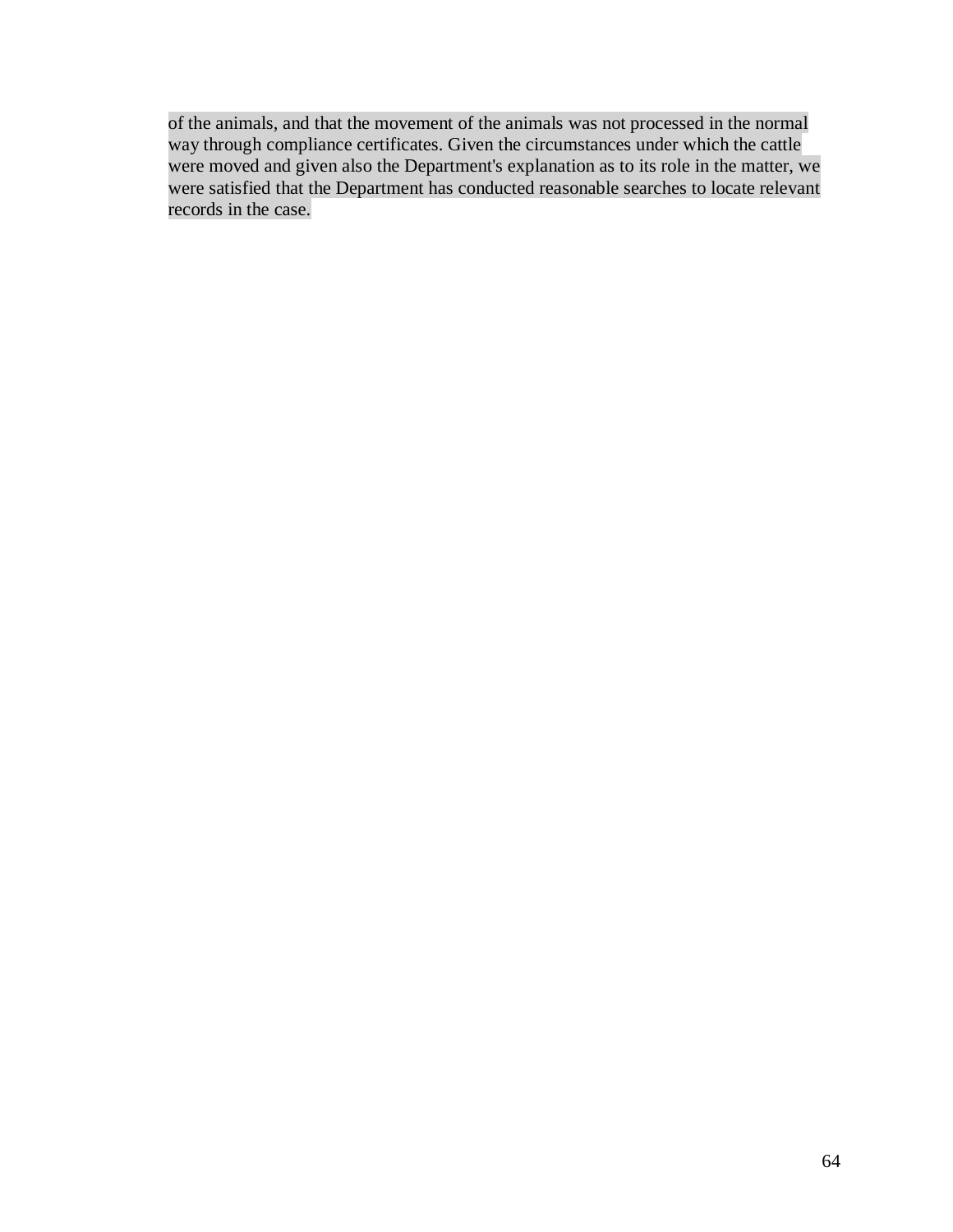of the animals, and that the movement of the animals was not processed in the normal way through compliance certificates. Given the circumstances under which the cattle were moved and given also the Department's explanation as to its role in the matter, we were satisfied that the Department has conducted reasonable searches to locate relevant records in the case.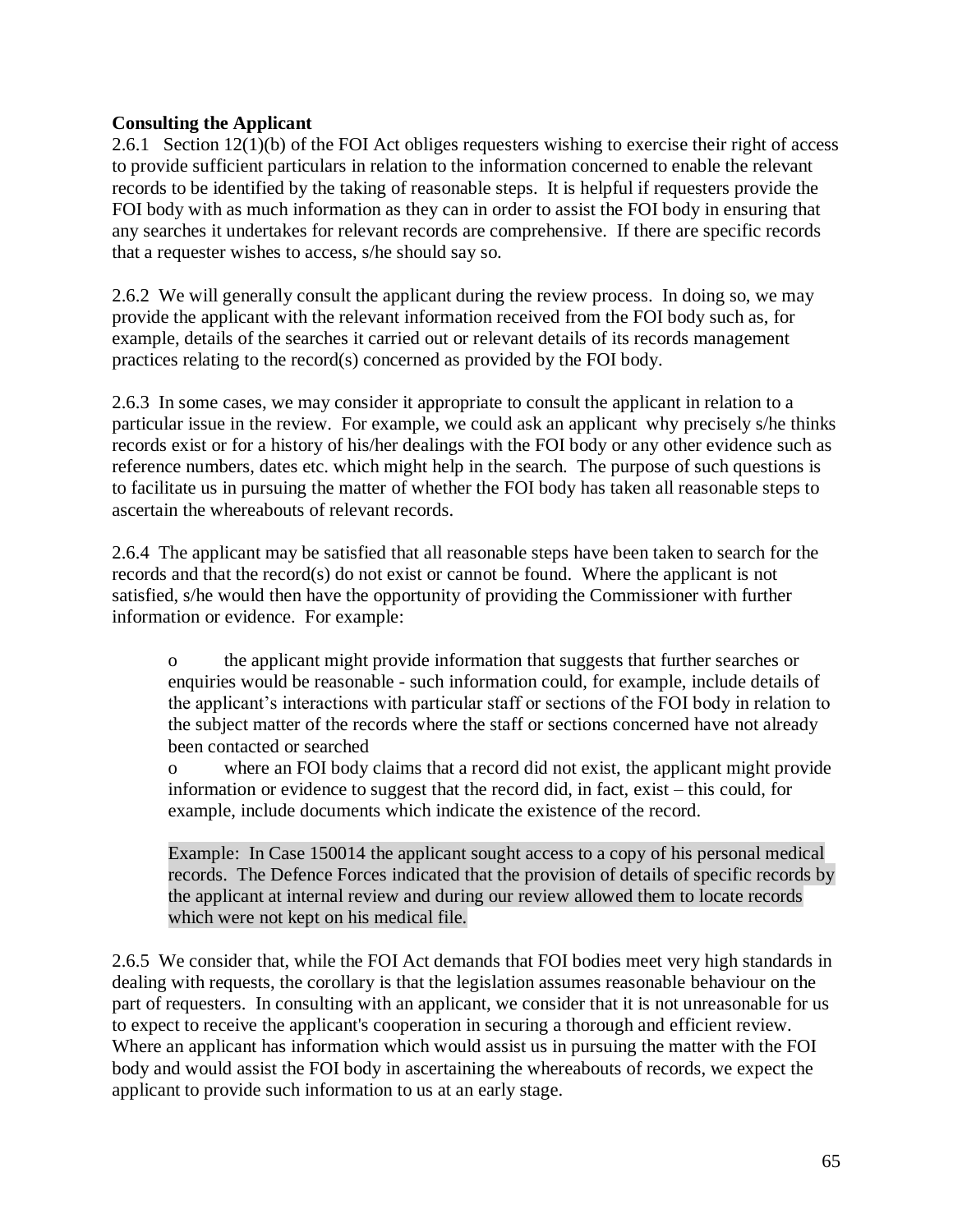**Consulting the Applicant**

2.6.1 Section 12(1)(b) of the FOI Act obliges requesters wishing to exercise their right of access to provide sufficient particulars in relation to the information concerned to enable the relevant records to be identified by the taking of reasonable steps. It is helpful if requesters provide the FOI body with as much information as they can in order to assist the FOI body in ensuring that any searches it undertakes for relevant records are comprehensive. If there are specific records that a requester wishes to access, s/he should say so.

2.6.2 We will generally consult the applicant during the review process. In doing so, we may provide the applicant with the relevant information received from the FOI body such as, for example, details of the searches it carried out or relevant details of its records management practices relating to the record(s) concerned as provided by the FOI body.

2.6.3 In some cases, we may consider it appropriate to consult the applicant in relation to a particular issue in the review. For example, we could ask an applicant why precisely s/he thinks records exist or for a history of his/her dealings with the FOI body or any other evidence such as reference numbers, dates etc. which might help in the search. The purpose of such questions is to facilitate us in pursuing the matter of whether the FOI body has taken all reasonable steps to ascertain the whereabouts of relevant records.

2.6.4 The applicant may be satisfied that all reasonable steps have been taken to search for the records and that the record(s) do not exist or cannot be found. Where the applicant is not satisfied, s/he would then have the opportunity of providing the Commissioner with further information or evidence. For example:

- the applicant might provide information that suggests that further searches or enquiries would be reasonable - such information could, for example, include details of the applicant's interactions with particular staff or sections of the FOI body in relation to the subject matter of the records where the staff or sections concerned have not already been contacted or searched
- where an FOI body claims that a record did not exist, the applicant might provide information or evidence to suggest that the record did, in fact, exist – this could, for example, include documents which indicate the existence of the record.

> Example: In Case 150014 the applicant sought access to a copy of his personal medical records. The Defence Forces indicated that the provision of details of specific records by the applicant at internal review and during our review allowed them to locate records which were not kept on his medical file.

2.6.5 We consider that, while the FOI Act demands that FOI bodies meet very high standards in dealing with requests, the corollary is that the legislation assumes reasonable behaviour on the part of requesters. In consulting with an applicant, we consider that it is not unreasonable for us to expect to receive the applicant's cooperation in securing a thorough and efficient review. Where an applicant has information which would assist us in pursuing the matter with the FOI body and would assist the FOI body in ascertaining the whereabouts of records, we expect the applicant to provide such information to us at an early stage.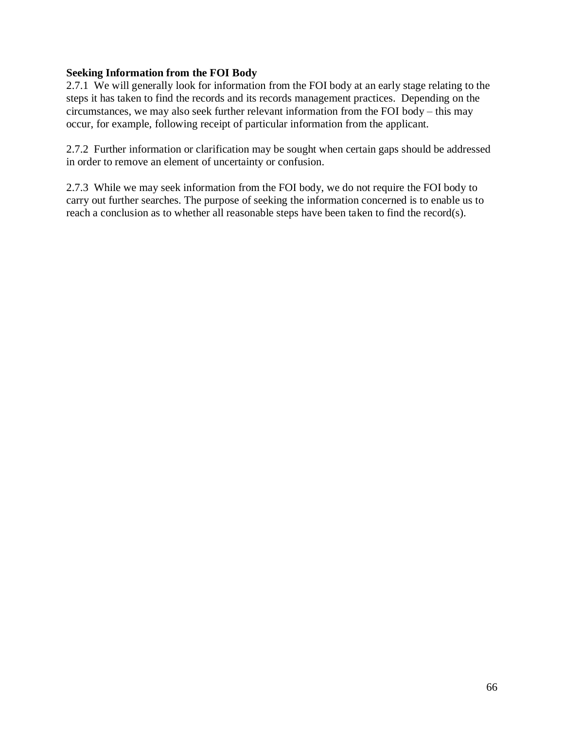**Seeking Information from the FOI Body**

2.7.1 We will generally look for information from the FOI body at an early stage relating to the steps it has taken to find the records and its records management practices. Depending on the circumstances, we may also seek further relevant information from the FOI body – this may occur, for example, following receipt of particular information from the applicant.

2.7.2 Further information or clarification may be sought when certain gaps should be addressed in order to remove an element of uncertainty or confusion.

2.7.3 While we may seek information from the FOI body, we do not require the FOI body to carry out further searches. The purpose of seeking the information concerned is to enable us to reach a conclusion as to whether all reasonable steps have been taken to find the record(s).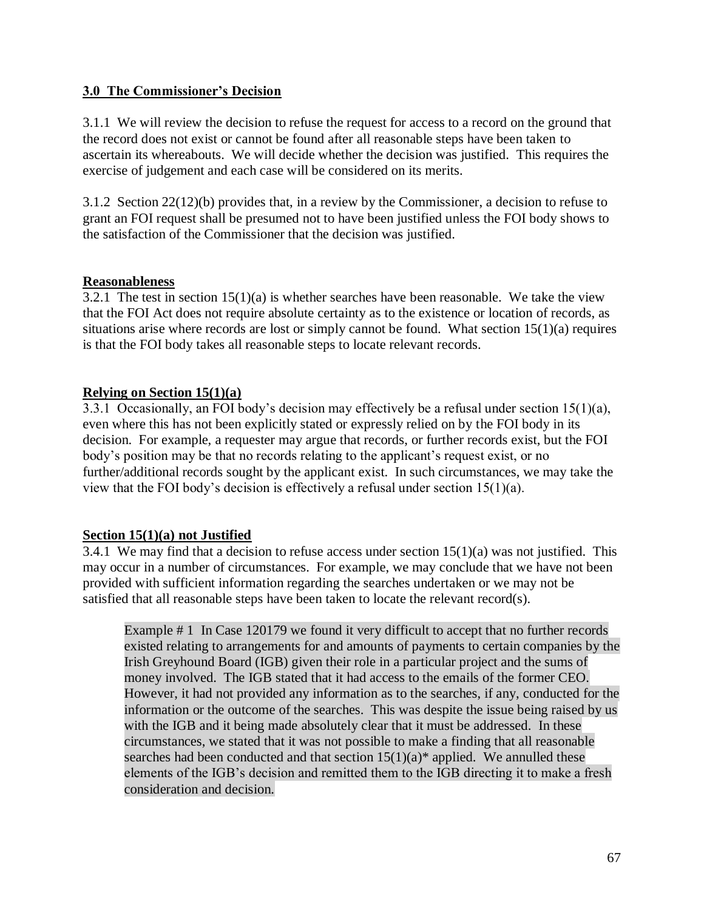## 3.0 The Commissioner's Decision

3.1.1 We will review the decision to refuse the request for access to a record on the ground that the record does not exist or cannot be found after all reasonable steps have been taken to ascertain its whereabouts. We will decide whether the decision was justified. This requires the exercise of judgement and each case will be considered on its merits.

3.1.2 Section 22(12)(b) provides that, in a review by the Commissioner, a decision to refuse to grant an FOI request shall be presumed not to have been justified unless the FOI body shows to the satisfaction of the Commissioner that the decision was justified.

### Reasonableness

3.2.1 The test in section 15(1)(a) is whether searches have been reasonable. We take the view that the FOI Act does not require absolute certainty as to the existence or location of records, as situations arise where records are lost or simply cannot be found. What section 15(1)(a) requires is that the FOI body takes all reasonable steps to locate relevant records.

### Relying on Section 15(1)(a)

3.3.1 Occasionally, an FOI body's decision may effectively be a refusal under section 15(1)(a), even where this has not been explicitly stated or expressly relied on by the FOI body in its decision. For example, a requester may argue that records, or further records exist, but the FOI body's position may be that no records relating to the applicant's request exist, or no further/additional records sought by the applicant exist. In such circumstances, we may take the view that the FOI body's decision is effectively a refusal under section 15(1)(a).

### Section 15(1)(a) not Justified

3.4.1 We may find that a decision to refuse access under section 15(1)(a) was not justified. This may occur in a number of circumstances. For example, we may conclude that we have not been provided with sufficient information regarding the searches undertaken or we may not be satisfied that all reasonable steps have been taken to locate the relevant record(s).

> Example # 1 In Case 120179 we found it very difficult to accept that no further records existed relating to arrangements for and amounts of payments to certain companies by the Irish Greyhound Board (IGB) given their role in a particular project and the sums of money involved. The IGB stated that it had access to the emails of the former CEO. However, it had not provided any information as to the searches, if any, conducted for the information or the outcome of the searches. This was despite the issue being raised by us with the IGB and it being made absolutely clear that it must be addressed. In these circumstances, we stated that it was not possible to make a finding that all reasonable searches had been conducted and that section 15(1)(a)* applied. We annulled these elements of the IGB's decision and remitted them to the IGB directing it to make a fresh consideration and decision.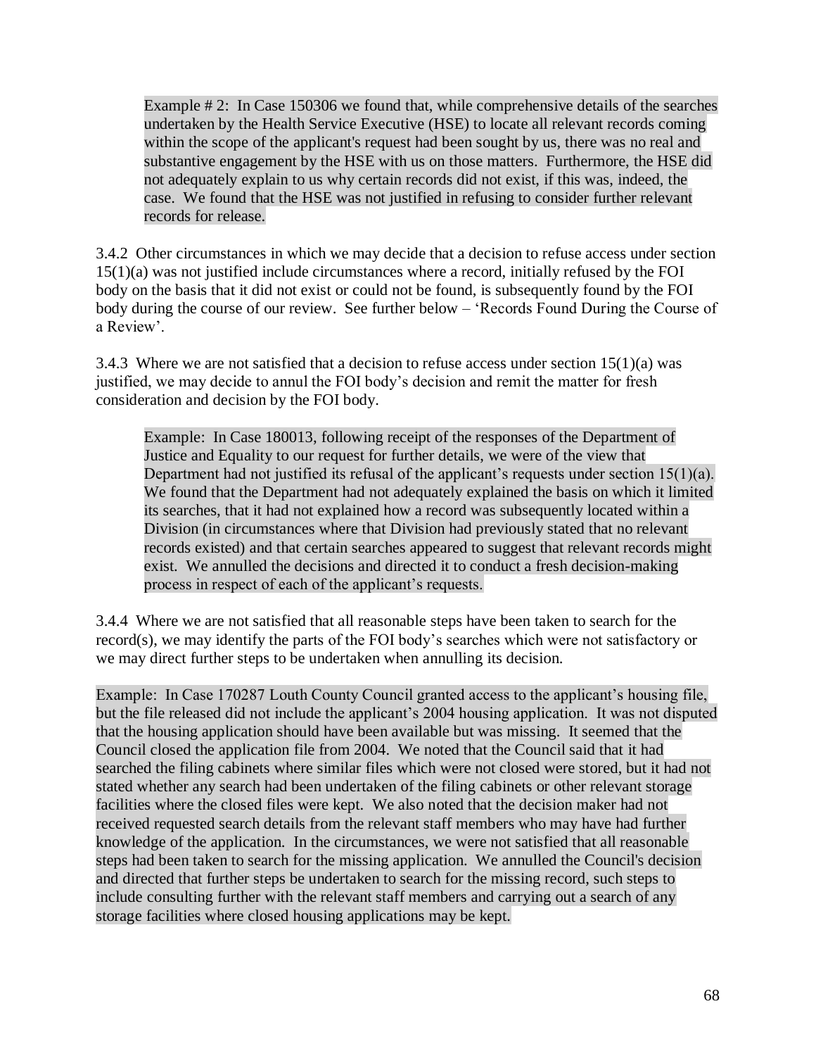Example # 2: In Case 150306 we found that, while comprehensive details of the searches undertaken by the Health Service Executive (HSE) to locate all relevant records coming within the scope of the applicant's request had been sought by us, there was no real and substantive engagement by the HSE with us on those matters. Furthermore, the HSE did not adequately explain to us why certain records did not exist, if this was, indeed, the case. We found that the HSE was not justified in refusing to consider further relevant records for release.

3.4.2 Other circumstances in which we may decide that a decision to refuse access under section 15(1)(a) was not justified include circumstances where a record, initially refused by the FOI body on the basis that it did not exist or could not be found, is subsequently found by the FOI body during the course of our review. See further below – 'Records Found During the Course of a Review'.

3.4.3 Where we are not satisfied that a decision to refuse access under section 15(1)(a) was justified, we may decide to annul the FOI body's decision and remit the matter for fresh consideration and decision by the FOI body.

Example: In Case 180013, following receipt of the responses of the Department of Justice and Equality to our request for further details, we were of the view that Department had not justified its refusal of the applicant's requests under section 15(1)(a). We found that the Department had not adequately explained the basis on which it limited its searches, that it had not explained how a record was subsequently located within a Division (in circumstances where that Division had previously stated that no relevant records existed) and that certain searches appeared to suggest that relevant records might exist. We annulled the decisions and directed it to conduct a fresh decision-making process in respect of each of the applicant's requests.

3.4.4 Where we are not satisfied that all reasonable steps have been taken to search for the record(s), we may identify the parts of the FOI body's searches which were not satisfactory or we may direct further steps to be undertaken when annulling its decision.

Example: In Case 170287 Louth County Council granted access to the applicant's housing file, but the file released did not include the applicant's 2004 housing application. It was not disputed that the housing application should have been available but was missing. It seemed that the Council closed the application file from 2004. We noted that the Council said that it had searched the filing cabinets where similar files which were not closed were stored, but it had not stated whether any search had been undertaken of the filing cabinets or other relevant storage facilities where the closed files were kept. We also noted that the decision maker had not received requested search details from the relevant staff members who may have had further knowledge of the application. In the circumstances, we were not satisfied that all reasonable steps had been taken to search for the missing application. We annulled the Council's decision and directed that further steps be undertaken to search for the missing record, such steps to include consulting further with the relevant staff members and carrying out a search of any storage facilities where closed housing applications may be kept.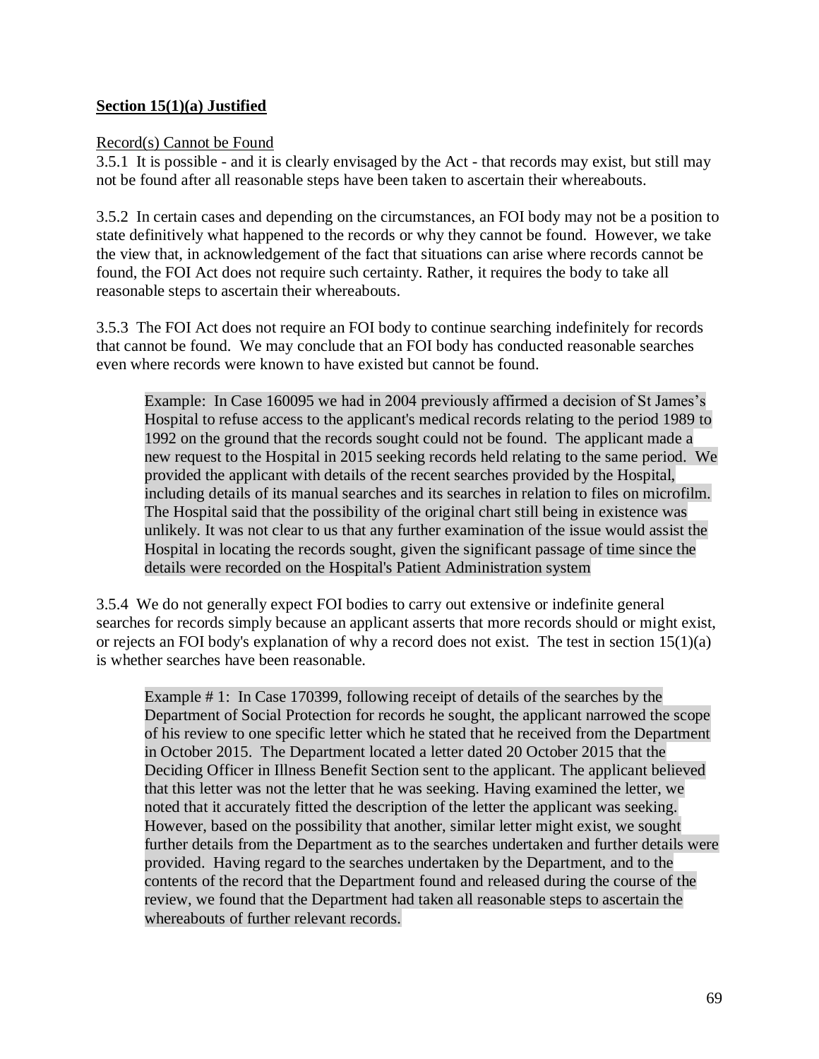**Section 15(1)(a) Justified**

Record(s) Cannot be Found

3.5.1 It is possible - and it is clearly envisaged by the Act - that records may exist, but still may not be found after all reasonable steps have been taken to ascertain their whereabouts.

3.5.2 In certain cases and depending on the circumstances, an FOI body may not be a position to state definitively what happened to the records or why they cannot be found. However, we take the view that, in acknowledgement of the fact that situations can arise where records cannot be found, the FOI Act does not require such certainty. Rather, it requires the body to take all reasonable steps to ascertain their whereabouts.

3.5.3 The FOI Act does not require an FOI body to continue searching indefinitely for records that cannot be found. We may conclude that an FOI body has conducted reasonable searches even where records were known to have existed but cannot be found.

> Example: In Case 160095 we had in 2004 previously affirmed a decision of St James's Hospital to refuse access to the applicant's medical records relating to the period 1989 to 1992 on the ground that the records sought could not be found. The applicant made a new request to the Hospital in 2015 seeking records held relating to the same period. We provided the applicant with details of the recent searches provided by the Hospital, including details of its manual searches and its searches in relation to files on microfilm. The Hospital said that the possibility of the original chart still being in existence was unlikely. It was not clear to us that any further examination of the issue would assist the Hospital in locating the records sought, given the significant passage of time since the details were recorded on the Hospital's Patient Administration system

3.5.4 We do not generally expect FOI bodies to carry out extensive or indefinite general searches for records simply because an applicant asserts that more records should or might exist, or rejects an FOI body's explanation of why a record does not exist. The test in section 15(1)(a) is whether searches have been reasonable.

> Example # 1: In Case 170399, following receipt of details of the searches by the Department of Social Protection for records he sought, the applicant narrowed the scope of his review to one specific letter which he stated that he received from the Department in October 2015. The Department located a letter dated 20 October 2015 that the Deciding Officer in Illness Benefit Section sent to the applicant. The applicant believed that this letter was not the letter that he was seeking. Having examined the letter, we noted that it accurately fitted the description of the letter the applicant was seeking. However, based on the possibility that another, similar letter might exist, we sought further details from the Department as to the searches undertaken and further details were provided. Having regard to the searches undertaken by the Department, and to the contents of the record that the Department found and released during the course of the review, we found that the Department had taken all reasonable steps to ascertain the whereabouts of further relevant records.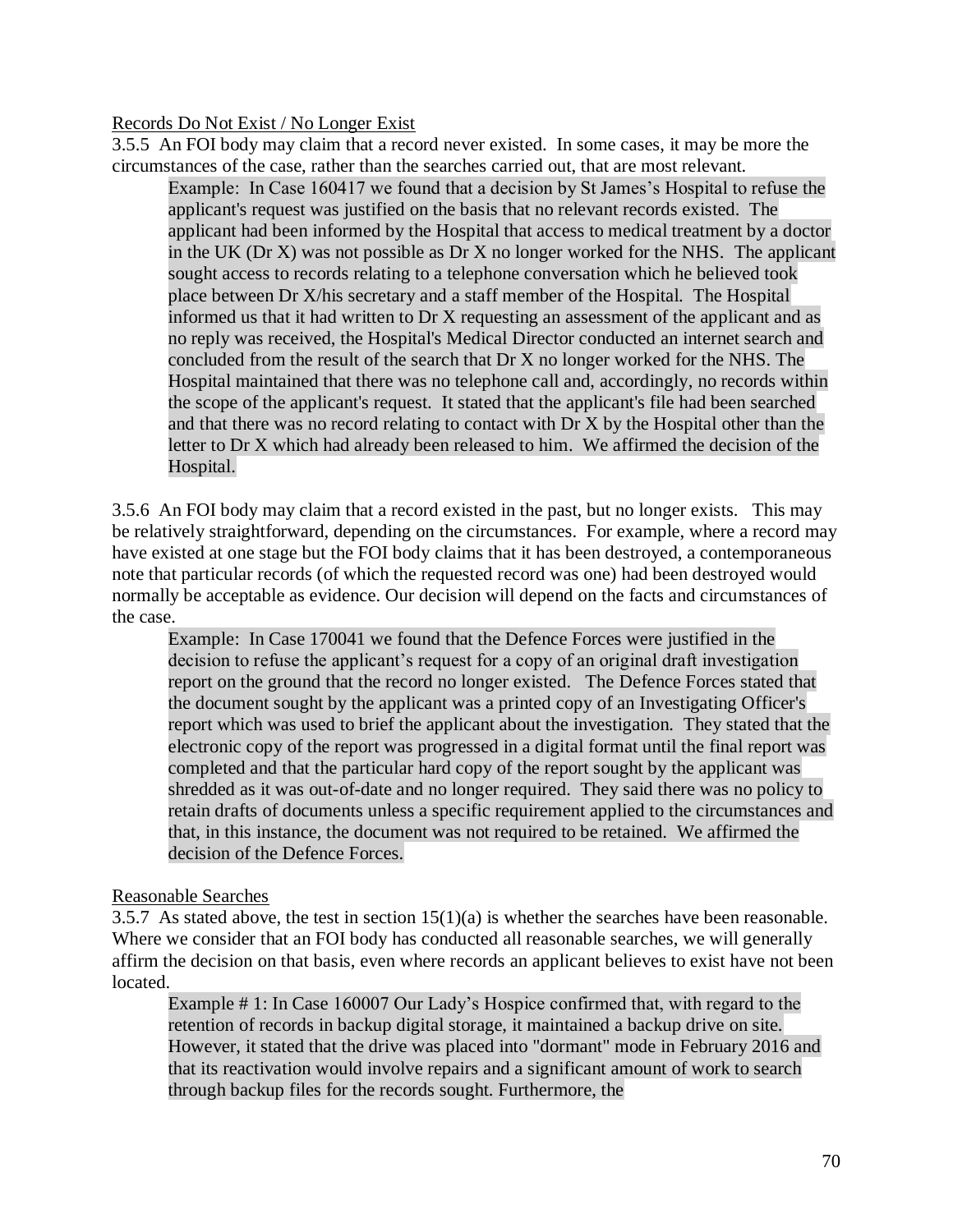Records Do Not Exist / No Longer Exist

3.5.5 An FOI body may claim that a record never existed. In some cases, it may be more the circumstances of the case, rather than the searches carried out, that are most relevant.

> Example: In Case 160417 we found that a decision by St James's Hospital to refuse the applicant's request was justified on the basis that no relevant records existed. The applicant had been informed by the Hospital that access to medical treatment by a doctor in the UK (Dr X) was not possible as Dr X no longer worked for the NHS. The applicant sought access to records relating to a telephone conversation which he believed took place between Dr X/his secretary and a staff member of the Hospital. The Hospital informed us that it had written to Dr X requesting an assessment of the applicant and as no reply was received, the Hospital's Medical Director conducted an internet search and concluded from the result of the search that Dr X no longer worked for the NHS. The Hospital maintained that there was no telephone call and, accordingly, no records within the scope of the applicant's request. It stated that the applicant's file had been searched and that there was no record relating to contact with Dr X by the Hospital other than the letter to Dr X which had already been released to him. We affirmed the decision of the Hospital.

3.5.6 An FOI body may claim that a record existed in the past, but no longer exists. This may be relatively straightforward, depending on the circumstances. For example, where a record may have existed at one stage but the FOI body claims that it has been destroyed, a contemporaneous note that particular records (of which the requested record was one) had been destroyed would normally be acceptable as evidence. Our decision will depend on the facts and circumstances of the case.

> Example: In Case 170041 we found that the Defence Forces were justified in the decision to refuse the applicant's request for a copy of an original draft investigation report on the ground that the record no longer existed. The Defence Forces stated that the document sought by the applicant was a printed copy of an Investigating Officer's report which was used to brief the applicant about the investigation. They stated that the electronic copy of the report was progressed in a digital format until the final report was completed and that the particular hard copy of the report sought by the applicant was shredded as it was out-of-date and no longer required. They said there was no policy to retain drafts of documents unless a specific requirement applied to the circumstances and that, in this instance, the document was not required to be retained. We affirmed the decision of the Defence Forces.

Reasonable Searches

3.5.7 As stated above, the test in section 15(1)(a) is whether the searches have been reasonable. Where we consider that an FOI body has conducted all reasonable searches, we will generally affirm the decision on that basis, even where records an applicant believes to exist have not been located.

> Example # 1: In Case 160007 Our Lady's Hospice confirmed that, with regard to the retention of records in backup digital storage, it maintained a backup drive on site. However, it stated that the drive was placed into "dormant" mode in February 2016 and that its reactivation would involve repairs and a significant amount of work to search through backup files for the records sought. Furthermore, the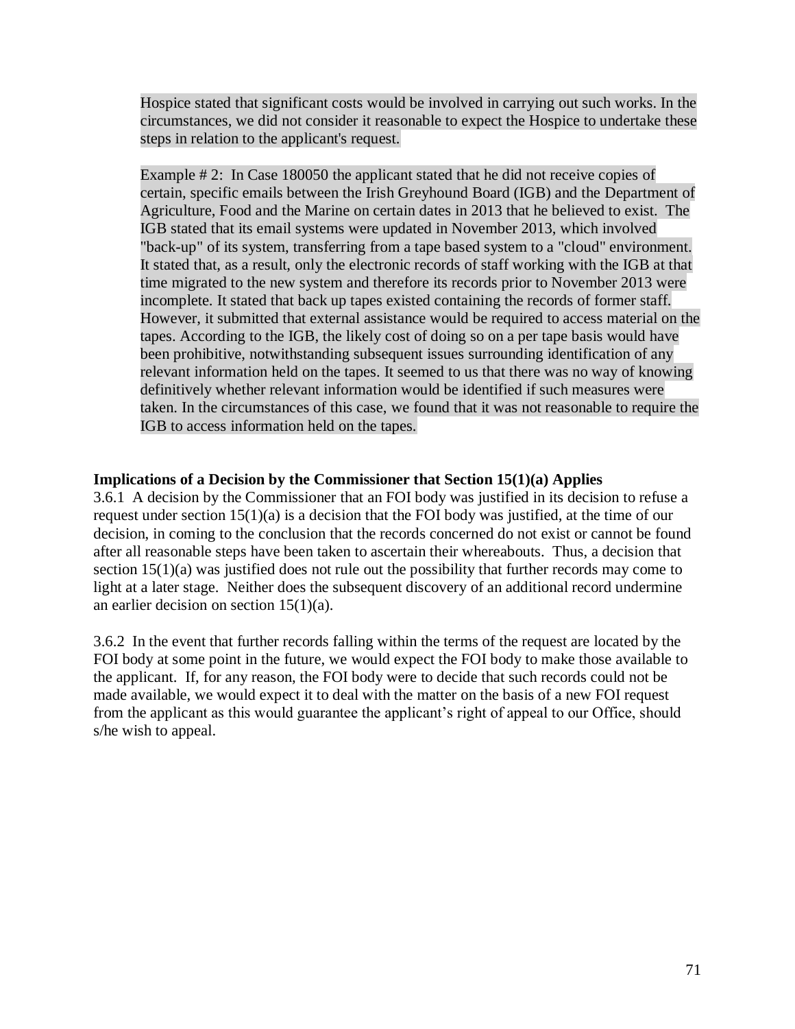Hospice stated that significant costs would be involved in carrying out such works. In the circumstances, we did not consider it reasonable to expect the Hospice to undertake these steps in relation to the applicant's request.

Example # 2: In Case 180050 the applicant stated that he did not receive copies of certain, specific emails between the Irish Greyhound Board (IGB) and the Department of Agriculture, Food and the Marine on certain dates in 2013 that he believed to exist. The IGB stated that its email systems were updated in November 2013, which involved "back-up" of its system, transferring from a tape based system to a "cloud" environment. It stated that, as a result, only the electronic records of staff working with the IGB at that time migrated to the new system and therefore its records prior to November 2013 were incomplete. It stated that back up tapes existed containing the records of former staff. However, it submitted that external assistance would be required to access material on the tapes. According to the IGB, the likely cost of doing so on a per tape basis would have been prohibitive, notwithstanding subsequent issues surrounding identification of any relevant information held on the tapes. It seemed to us that there was no way of knowing definitively whether relevant information would be identified if such measures were taken. In the circumstances of this case, we found that it was not reasonable to require the IGB to access information held on the tapes.

### Implications of a Decision by the Commissioner that Section 15(1)(a) Applies

3.6.1 A decision by the Commissioner that an FOI body was justified in its decision to refuse a request under section 15(1)(a) is a decision that the FOI body was justified, at the time of our decision, in coming to the conclusion that the records concerned do not exist or cannot be found after all reasonable steps have been taken to ascertain their whereabouts. Thus, a decision that section 15(1)(a) was justified does not rule out the possibility that further records may come to light at a later stage. Neither does the subsequent discovery of an additional record undermine an earlier decision on section 15(1)(a).

3.6.2 In the event that further records falling within the terms of the request are located by the FOI body at some point in the future, we would expect the FOI body to make those available to the applicant. If, for any reason, the FOI body were to decide that such records could not be made available, we would expect it to deal with the matter on the basis of a new FOI request from the applicant as this would guarantee the applicant's right of appeal to our Office, should s/he wish to appeal.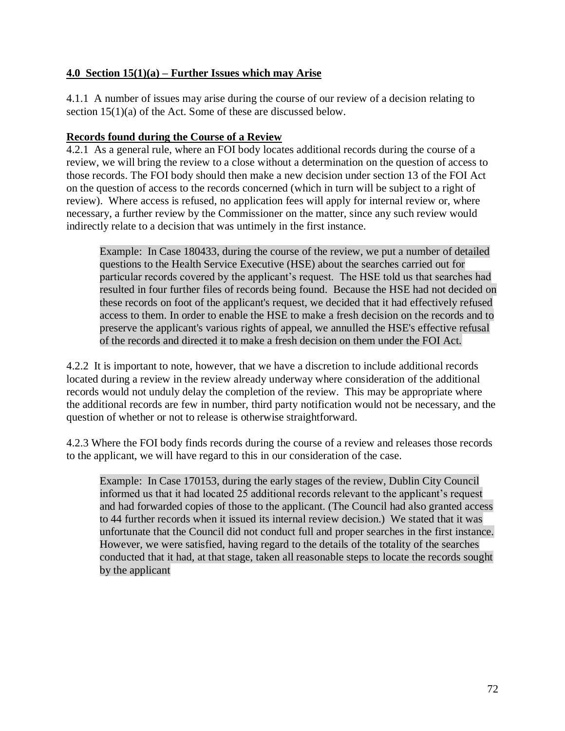## **4.0 Section 15(1)(a) – Further Issues which may Arise**

4.1.1 A number of issues may arise during the course of our review of a decision relating to section 15(1)(a) of the Act. Some of these are discussed below.

### **Records found during the Course of a Review**

4.2.1 As a general rule, where an FOI body locates additional records during the course of a review, we will bring the review to a close without a determination on the question of access to those records. The FOI body should then make a new decision under section 13 of the FOI Act on the question of access to the records concerned (which in turn will be subject to a right of review). Where access is refused, no application fees will apply for internal review or, where necessary, a further review by the Commissioner on the matter, since any such review would indirectly relate to a decision that was untimely in the first instance.

> Example: In Case 180433, during the course of the review, we put a number of detailed questions to the Health Service Executive (HSE) about the searches carried out for particular records covered by the applicant's request. The HSE told us that searches had resulted in four further files of records being found. Because the HSE had not decided on these records on foot of the applicant's request, we decided that it had effectively refused access to them. In order to enable the HSE to make a fresh decision on the records and to preserve the applicant's various rights of appeal, we annulled the HSE's effective refusal of the records and directed it to make a fresh decision on them under the FOI Act.

4.2.2 It is important to note, however, that we have a discretion to include additional records located during a review in the review already underway where consideration of the additional records would not unduly delay the completion of the review. This may be appropriate where the additional records are few in number, third party notification would not be necessary, and the question of whether or not to release is otherwise straightforward.

4.2.3 Where the FOI body finds records during the course of a review and releases those records to the applicant, we will have regard to this in our consideration of the case.

> Example: In Case 170153, during the early stages of the review, Dublin City Council informed us that it had located 25 additional records relevant to the applicant's request and had forwarded copies of those to the applicant. (The Council had also granted access to 44 further records when it issued its internal review decision.) We stated that it was unfortunate that the Council did not conduct full and proper searches in the first instance. However, we were satisfied, having regard to the details of the totality of the searches conducted that it had, at that stage, taken all reasonable steps to locate the records sought by the applicant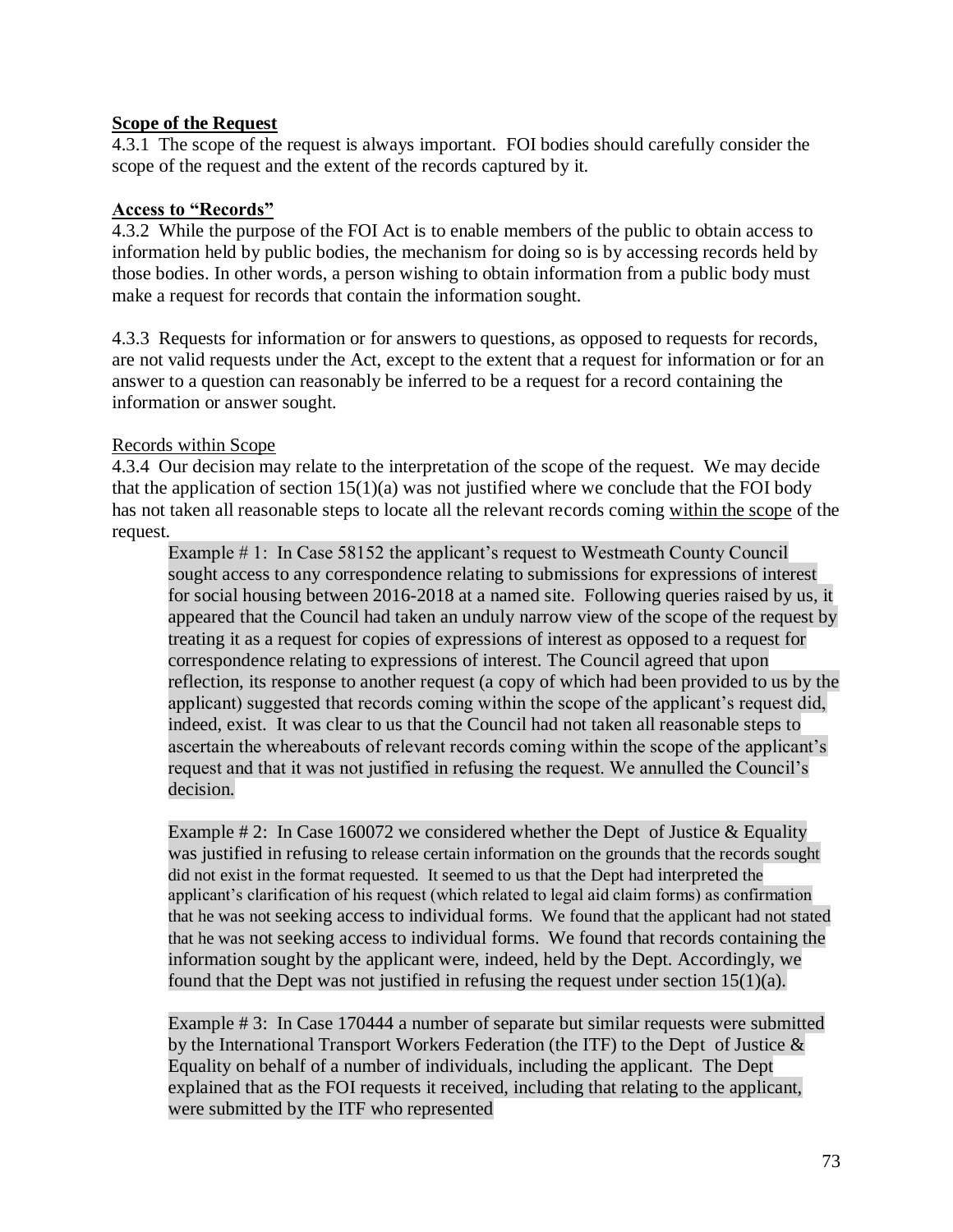**Scope of the Request**

4.3.1 The scope of the request is always important. FOI bodies should carefully consider the scope of the request and the extent of the records captured by it.

**Access to "Records"**

4.3.2 While the purpose of the FOI Act is to enable members of the public to obtain access to information held by public bodies, the mechanism for doing so is by accessing records held by those bodies. In other words, a person wishing to obtain information from a public body must make a request for records that contain the information sought.

4.3.3 Requests for information or for answers to questions, as opposed to requests for records, are not valid requests under the Act, except to the extent that a request for information or for an answer to a question can reasonably be inferred to be a request for a record containing the information or answer sought.

Records within Scope

4.3.4 Our decision may relate to the interpretation of the scope of the request. We may decide that the application of section 15(1)(a) was not justified where we conclude that the FOI body has not taken all reasonable steps to locate all the relevant records coming within the scope of the request.

> Example # 1: In Case 58152 the applicant's request to Westmeath County Council sought access to any correspondence relating to submissions for expressions of interest for social housing between 2016-2018 at a named site. Following queries raised by us, it appeared that the Council had taken an unduly narrow view of the scope of the request by treating it as a request for copies of expressions of interest as opposed to a request for correspondence relating to expressions of interest. The Council agreed that upon reflection, its response to another request (a copy of which had been provided to us by the applicant) suggested that records coming within the scope of the applicant's request did, indeed, exist. It was clear to us that the Council had not taken all reasonable steps to ascertain the whereabouts of relevant records coming within the scope of the applicant's request and that it was not justified in refusing the request. We annulled the Council's decision.
>
> Example # 2: In Case 160072 we considered whether the Dept of Justice & Equality was justified in refusing to release certain information on the grounds that the records sought did not exist in the format requested. It seemed to us that the Dept had interpreted the applicant's clarification of his request (which related to legal aid claim forms) as confirmation that he was not seeking access to individual forms. We found that the applicant had not stated that he was not seeking access to individual forms. We found that records containing the information sought by the applicant were, indeed, held by the Dept. Accordingly, we found that the Dept was not justified in refusing the request under section 15(1)(a).
>
> Example # 3: In Case 170444 a number of separate but similar requests were submitted by the International Transport Workers Federation (the ITF) to the Dept of Justice & Equality on behalf of a number of individuals, including the applicant. The Dept explained that as the FOI requests it received, including that relating to the applicant, were submitted by the ITF who represented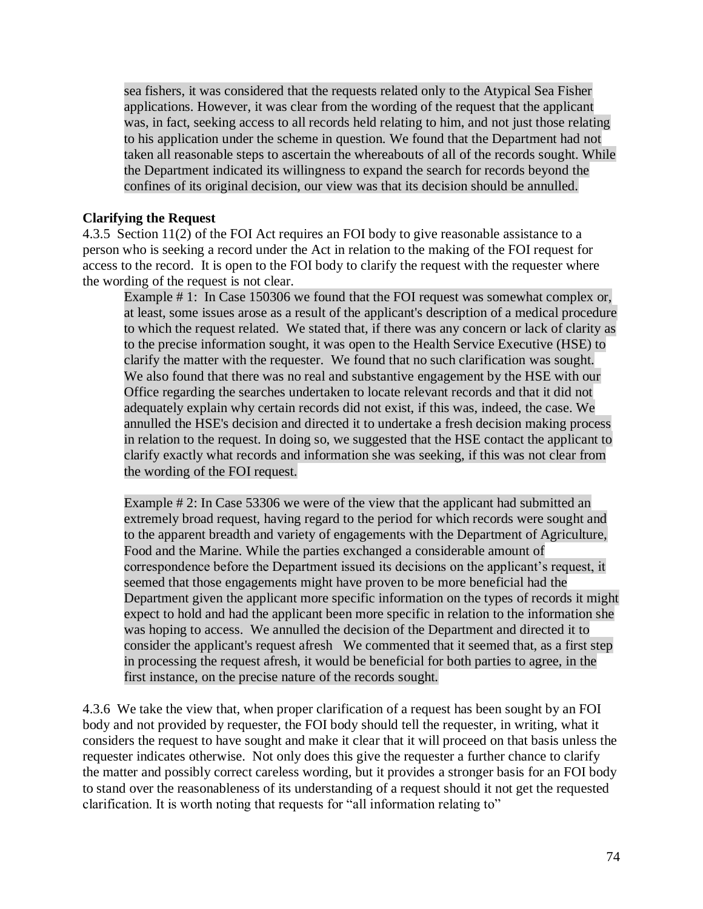sea fishers, it was considered that the requests related only to the Atypical Sea Fisher applications. However, it was clear from the wording of the request that the applicant was, in fact, seeking access to all records held relating to him, and not just those relating to his application under the scheme in question. We found that the Department had not taken all reasonable steps to ascertain the whereabouts of all of the records sought. While the Department indicated its willingness to expand the search for records beyond the confines of its original decision, our view was that its decision should be annulled.

**Clarifying the Request**

4.3.5 Section 11(2) of the FOI Act requires an FOI body to give reasonable assistance to a person who is seeking a record under the Act in relation to the making of the FOI request for access to the record. It is open to the FOI body to clarify the request with the requester where the wording of the request is not clear.

> Example # 1: In Case 150306 we found that the FOI request was somewhat complex or, at least, some issues arose as a result of the applicant's description of a medical procedure to which the request related. We stated that, if there was any concern or lack of clarity as to the precise information sought, it was open to the Health Service Executive (HSE) to clarify the matter with the requester. We found that no such clarification was sought. We also found that there was no real and substantive engagement by the HSE with our Office regarding the searches undertaken to locate relevant records and that it did not adequately explain why certain records did not exist, if this was, indeed, the case. We annulled the HSE's decision and directed it to undertake a fresh decision making process in relation to the request. In doing so, we suggested that the HSE contact the applicant to clarify exactly what records and information she was seeking, if this was not clear from the wording of the FOI request.
>
> Example # 2: In Case 53306 we were of the view that the applicant had submitted an extremely broad request, having regard to the period for which records were sought and to the apparent breadth and variety of engagements with the Department of Agriculture, Food and the Marine. While the parties exchanged a considerable amount of correspondence before the Department issued its decisions on the applicant's request, it seemed that those engagements might have proven to be more beneficial had the Department given the applicant more specific information on the types of records it might expect to hold and had the applicant been more specific in relation to the information she was hoping to access. We annulled the decision of the Department and directed it to consider the applicant's request afresh We commented that it seemed that, as a first step in processing the request afresh, it would be beneficial for both parties to agree, in the first instance, on the precise nature of the records sought.

4.3.6 We take the view that, when proper clarification of a request has been sought by an FOI body and not provided by requester, the FOI body should tell the requester, in writing, what it considers the request to have sought and make it clear that it will proceed on that basis unless the requester indicates otherwise. Not only does this give the requester a further chance to clarify the matter and possibly correct careless wording, but it provides a stronger basis for an FOI body to stand over the reasonableness of its understanding of a request should it not get the requested clarification. It is worth noting that requests for "all information relating to"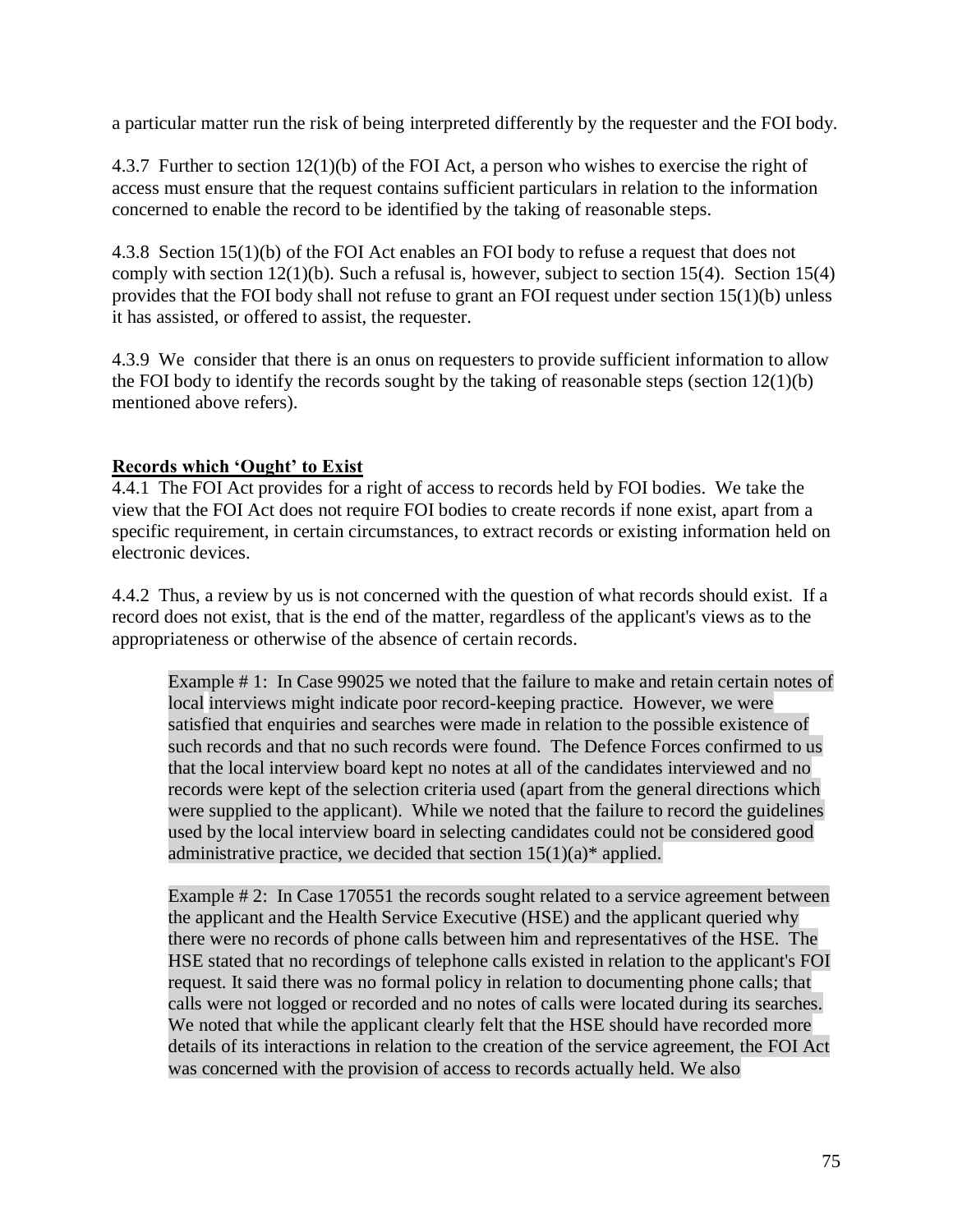a particular matter run the risk of being interpreted differently by the requester and the FOI body.

4.3.7 Further to section 12(1)(b) of the FOI Act, a person who wishes to exercise the right of access must ensure that the request contains sufficient particulars in relation to the information concerned to enable the record to be identified by the taking of reasonable steps.

4.3.8 Section 15(1)(b) of the FOI Act enables an FOI body to refuse a request that does not comply with section 12(1)(b). Such a refusal is, however, subject to section 15(4). Section 15(4) provides that the FOI body shall not refuse to grant an FOI request under section 15(1)(b) unless it has assisted, or offered to assist, the requester.

4.3.9 We consider that there is an onus on requesters to provide sufficient information to allow the FOI body to identify the records sought by the taking of reasonable steps (section 12(1)(b) mentioned above refers).

**Records which 'Ought' to Exist**

4.4.1 The FOI Act provides for a right of access to records held by FOI bodies. We take the view that the FOI Act does not require FOI bodies to create records if none exist, apart from a specific requirement, in certain circumstances, to extract records or existing information held on electronic devices.

4.4.2 Thus, a review by us is not concerned with the question of what records should exist. If a record does not exist, that is the end of the matter, regardless of the applicant's views as to the appropriateness or otherwise of the absence of certain records.

> Example # 1: In Case 99025 we noted that the failure to make and retain certain notes of local interviews might indicate poor record-keeping practice. However, we were satisfied that enquiries and searches were made in relation to the possible existence of such records and that no such records were found. The Defence Forces confirmed to us that the local interview board kept no notes at all of the candidates interviewed and no records were kept of the selection criteria used (apart from the general directions which were supplied to the applicant). While we noted that the failure to record the guidelines used by the local interview board in selecting candidates could not be considered good administrative practice, we decided that section 15(1)(a)* applied.
>
> Example # 2: In Case 170551 the records sought related to a service agreement between the applicant and the Health Service Executive (HSE) and the applicant queried why there were no records of phone calls between him and representatives of the HSE. The HSE stated that no recordings of telephone calls existed in relation to the applicant's FOI request. It said there was no formal policy in relation to documenting phone calls; that calls were not logged or recorded and no notes of calls were located during its searches. We noted that while the applicant clearly felt that the HSE should have recorded more details of its interactions in relation to the creation of the service agreement, the FOI Act was concerned with the provision of access to records actually held. We also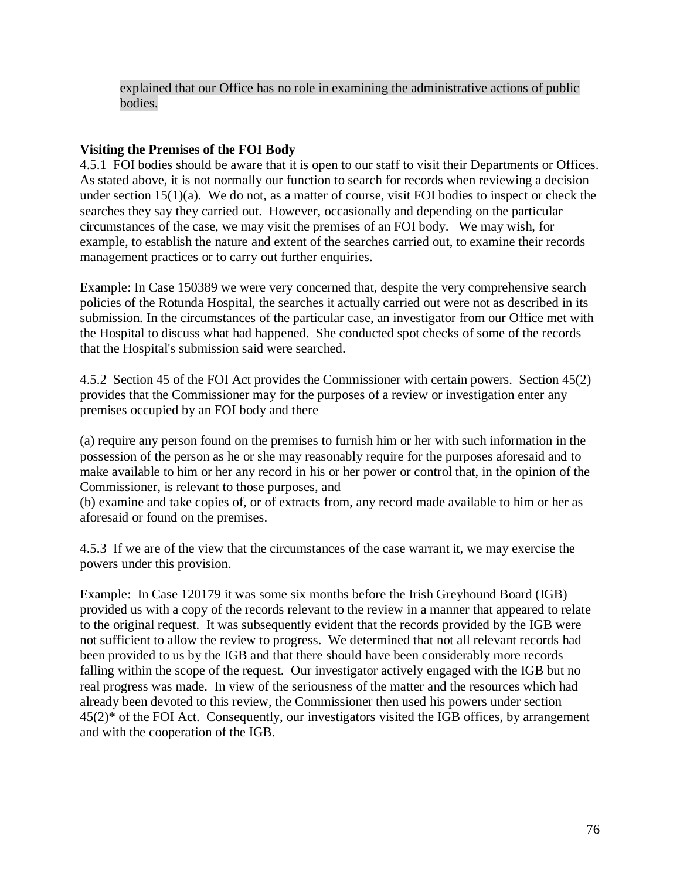explained that our Office has no role in examining the administrative actions of public bodies.

**Visiting the Premises of the FOI Body**

4.5.1 FOI bodies should be aware that it is open to our staff to visit their Departments or Offices. As stated above, it is not normally our function to search for records when reviewing a decision under section 15(1)(a). We do not, as a matter of course, visit FOI bodies to inspect or check the searches they say they carried out. However, occasionally and depending on the particular circumstances of the case, we may visit the premises of an FOI body. We may wish, for example, to establish the nature and extent of the searches carried out, to examine their records management practices or to carry out further enquiries.

Example: In Case 150389 we were very concerned that, despite the very comprehensive search policies of the Rotunda Hospital, the searches it actually carried out were not as described in its submission. In the circumstances of the particular case, an investigator from our Office met with the Hospital to discuss what had happened. She conducted spot checks of some of the records that the Hospital's submission said were searched.

4.5.2 Section 45 of the FOI Act provides the Commissioner with certain powers. Section 45(2) provides that the Commissioner may for the purposes of a review or investigation enter any premises occupied by an FOI body and there –

(a) require any person found on the premises to furnish him or her with such information in the possession of the person as he or she may reasonably require for the purposes aforesaid and to make available to him or her any record in his or her power or control that, in the opinion of the Commissioner, is relevant to those purposes, and

(b) examine and take copies of, or of extracts from, any record made available to him or her as aforesaid or found on the premises.

4.5.3 If we are of the view that the circumstances of the case warrant it, we may exercise the powers under this provision.

Example: In Case 120179 it was some six months before the Irish Greyhound Board (IGB) provided us with a copy of the records relevant to the review in a manner that appeared to relate to the original request. It was subsequently evident that the records provided by the IGB were not sufficient to allow the review to progress. We determined that not all relevant records had been provided to us by the IGB and that there should have been considerably more records falling within the scope of the request. Our investigator actively engaged with the IGB but no real progress was made. In view of the seriousness of the matter and the resources which had already been devoted to this review, the Commissioner then used his powers under section 45(2)* of the FOI Act. Consequently, our investigators visited the IGB offices, by arrangement and with the cooperation of the IGB.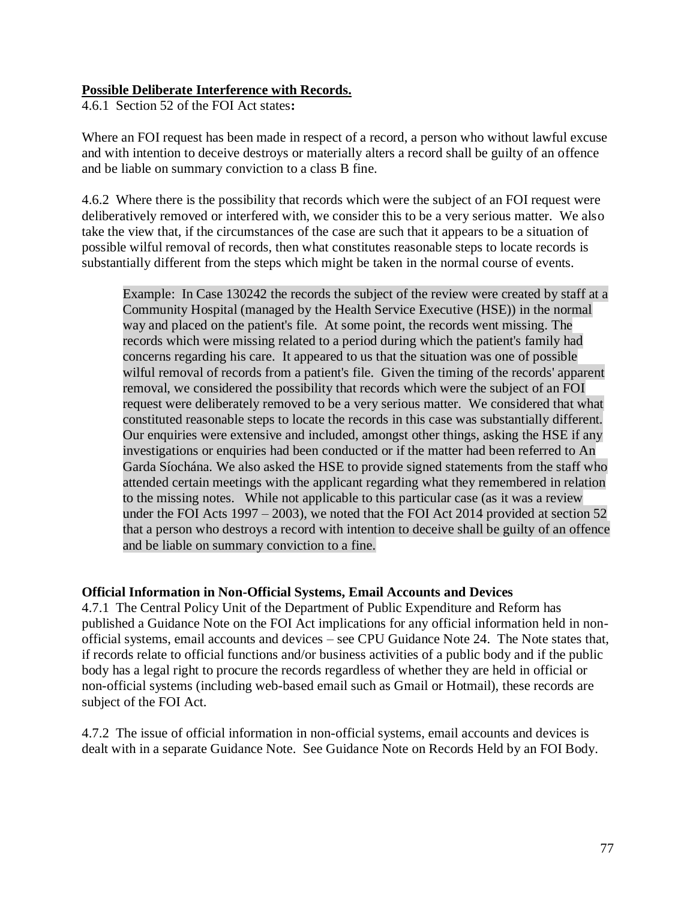**Possible Deliberate Interference with Records.**

4.6.1 Section 52 of the FOI Act states**:**

Where an FOI request has been made in respect of a record, a person who without lawful excuse and with intention to deceive destroys or materially alters a record shall be guilty of an offence and be liable on summary conviction to a class B fine.

4.6.2 Where there is the possibility that records which were the subject of an FOI request were deliberatively removed or interfered with, we consider this to be a very serious matter. We also take the view that, if the circumstances of the case are such that it appears to be a situation of possible wilful removal of records, then what constitutes reasonable steps to locate records is substantially different from the steps which might be taken in the normal course of events.

> Example: In Case 130242 the records the subject of the review were created by staff at a Community Hospital (managed by the Health Service Executive (HSE)) in the normal way and placed on the patient's file. At some point, the records went missing. The records which were missing related to a period during which the patient's family had concerns regarding his care. It appeared to us that the situation was one of possible wilful removal of records from a patient's file. Given the timing of the records' apparent removal, we considered the possibility that records which were the subject of an FOI request were deliberately removed to be a very serious matter. We considered that what constituted reasonable steps to locate the records in this case was substantially different. Our enquiries were extensive and included, amongst other things, asking the HSE if any investigations or enquiries had been conducted or if the matter had been referred to An Garda Síochána. We also asked the HSE to provide signed statements from the staff who attended certain meetings with the applicant regarding what they remembered in relation to the missing notes. While not applicable to this particular case (as it was a review under the FOI Acts 1997 – 2003), we noted that the FOI Act 2014 provided at section 52 that a person who destroys a record with intention to deceive shall be guilty of an offence and be liable on summary conviction to a fine.

**Official Information in Non-Official Systems, Email Accounts and Devices**

4.7.1 The Central Policy Unit of the Department of Public Expenditure and Reform has published a Guidance Note on the FOI Act implications for any official information held in non-official systems, email accounts and devices – see CPU Guidance Note 24. The Note states that, if records relate to official functions and/or business activities of a public body and if the public body has a legal right to procure the records regardless of whether they are held in official or non-official systems (including web-based email such as Gmail or Hotmail), these records are subject of the FOI Act.

4.7.2 The issue of official information in non-official systems, email accounts and devices is dealt with in a separate Guidance Note. See Guidance Note on Records Held by an FOI Body.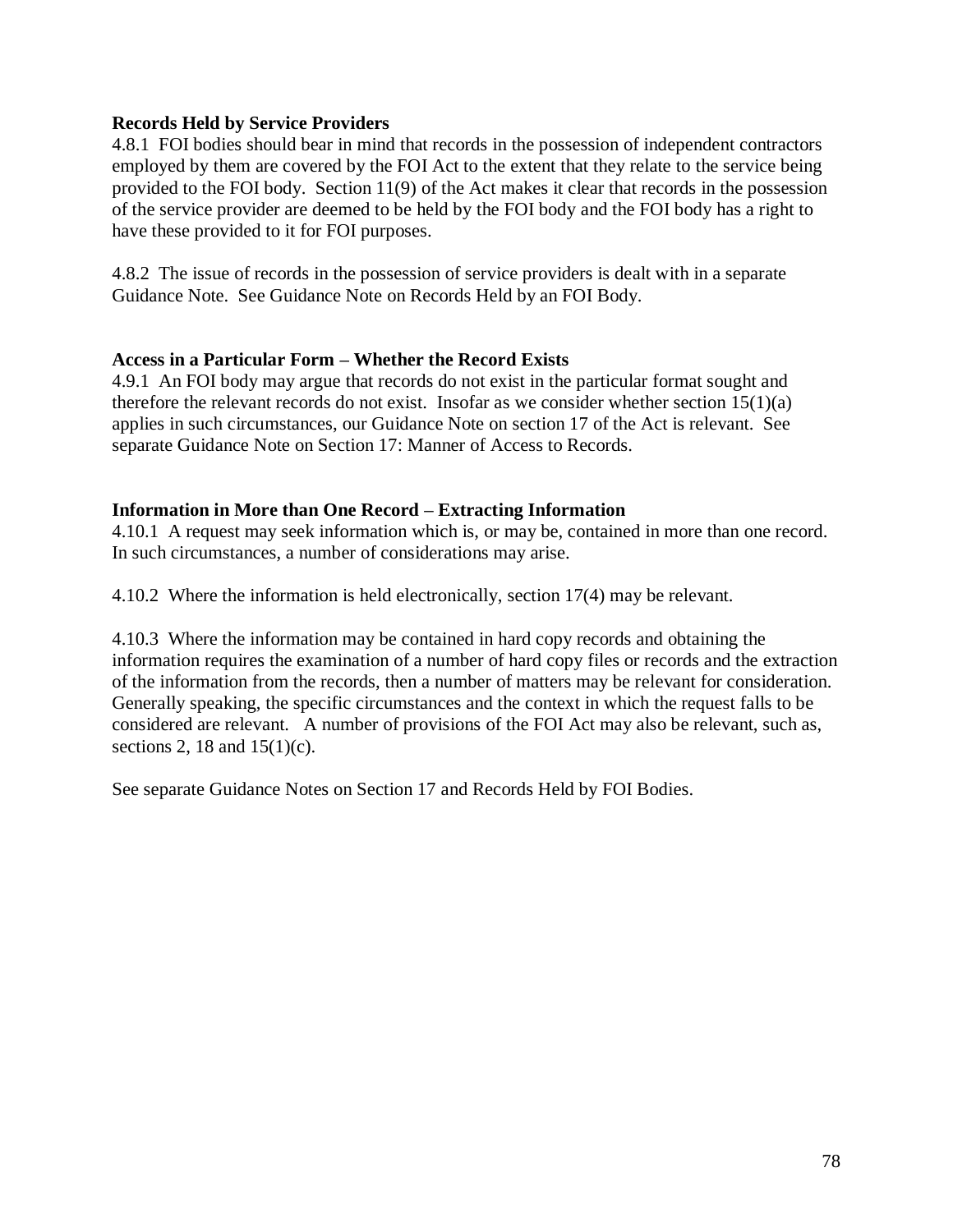**Records Held by Service Providers**

4.8.1 FOI bodies should bear in mind that records in the possession of independent contractors employed by them are covered by the FOI Act to the extent that they relate to the service being provided to the FOI body. Section 11(9) of the Act makes it clear that records in the possession of the service provider are deemed to be held by the FOI body and the FOI body has a right to have these provided to it for FOI purposes.

4.8.2 The issue of records in the possession of service providers is dealt with in a separate Guidance Note. See Guidance Note on Records Held by an FOI Body.

**Access in a Particular Form – Whether the Record Exists**

4.9.1 An FOI body may argue that records do not exist in the particular format sought and therefore the relevant records do not exist. Insofar as we consider whether section 15(1)(a) applies in such circumstances, our Guidance Note on section 17 of the Act is relevant. See separate Guidance Note on Section 17: Manner of Access to Records.

**Information in More than One Record – Extracting Information**

4.10.1 A request may seek information which is, or may be, contained in more than one record. In such circumstances, a number of considerations may arise.

4.10.2 Where the information is held electronically, section 17(4) may be relevant.

4.10.3 Where the information may be contained in hard copy records and obtaining the information requires the examination of a number of hard copy files or records and the extraction of the information from the records, then a number of matters may be relevant for consideration. Generally speaking, the specific circumstances and the context in which the request falls to be considered are relevant. A number of provisions of the FOI Act may also be relevant, such as, sections 2, 18 and 15(1)(c).

See separate Guidance Notes on Section 17 and Records Held by FOI Bodies.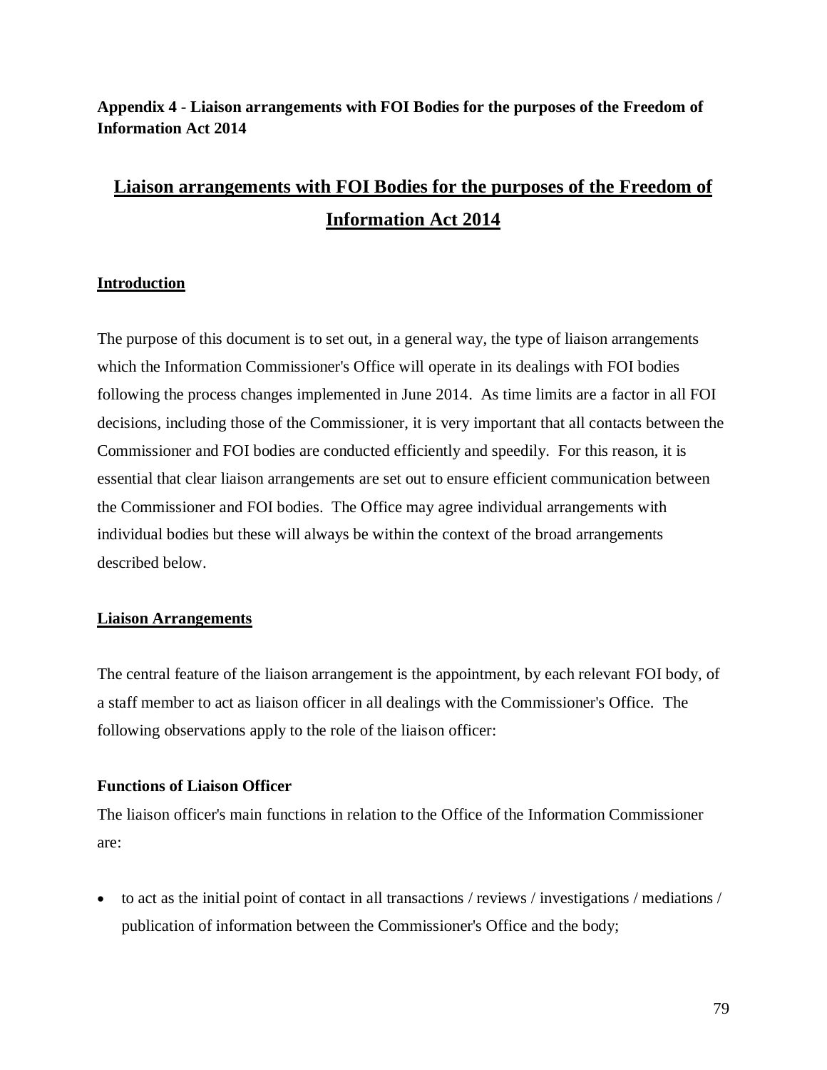**Appendix 4 - Liaison arrangements with FOI Bodies for the purposes of the Freedom of Information Act 2014**

# Liaison arrangements with FOI Bodies for the purposes of the Freedom of Information Act 2014

## Introduction

The purpose of this document is to set out, in a general way, the type of liaison arrangements which the Information Commissioner's Office will operate in its dealings with FOI bodies following the process changes implemented in June 2014. As time limits are a factor in all FOI decisions, including those of the Commissioner, it is very important that all contacts between the Commissioner and FOI bodies are conducted efficiently and speedily. For this reason, it is essential that clear liaison arrangements are set out to ensure efficient communication between the Commissioner and FOI bodies. The Office may agree individual arrangements with individual bodies but these will always be within the context of the broad arrangements described below.

## Liaison Arrangements

The central feature of the liaison arrangement is the appointment, by each relevant FOI body, of a staff member to act as liaison officer in all dealings with the Commissioner's Office. The following observations apply to the role of the liaison officer:

### Functions of Liaison Officer

The liaison officer's main functions in relation to the Office of the Information Commissioner are:

- to act as the initial point of contact in all transactions / reviews / investigations / mediations / publication of information between the Commissioner's Office and the body;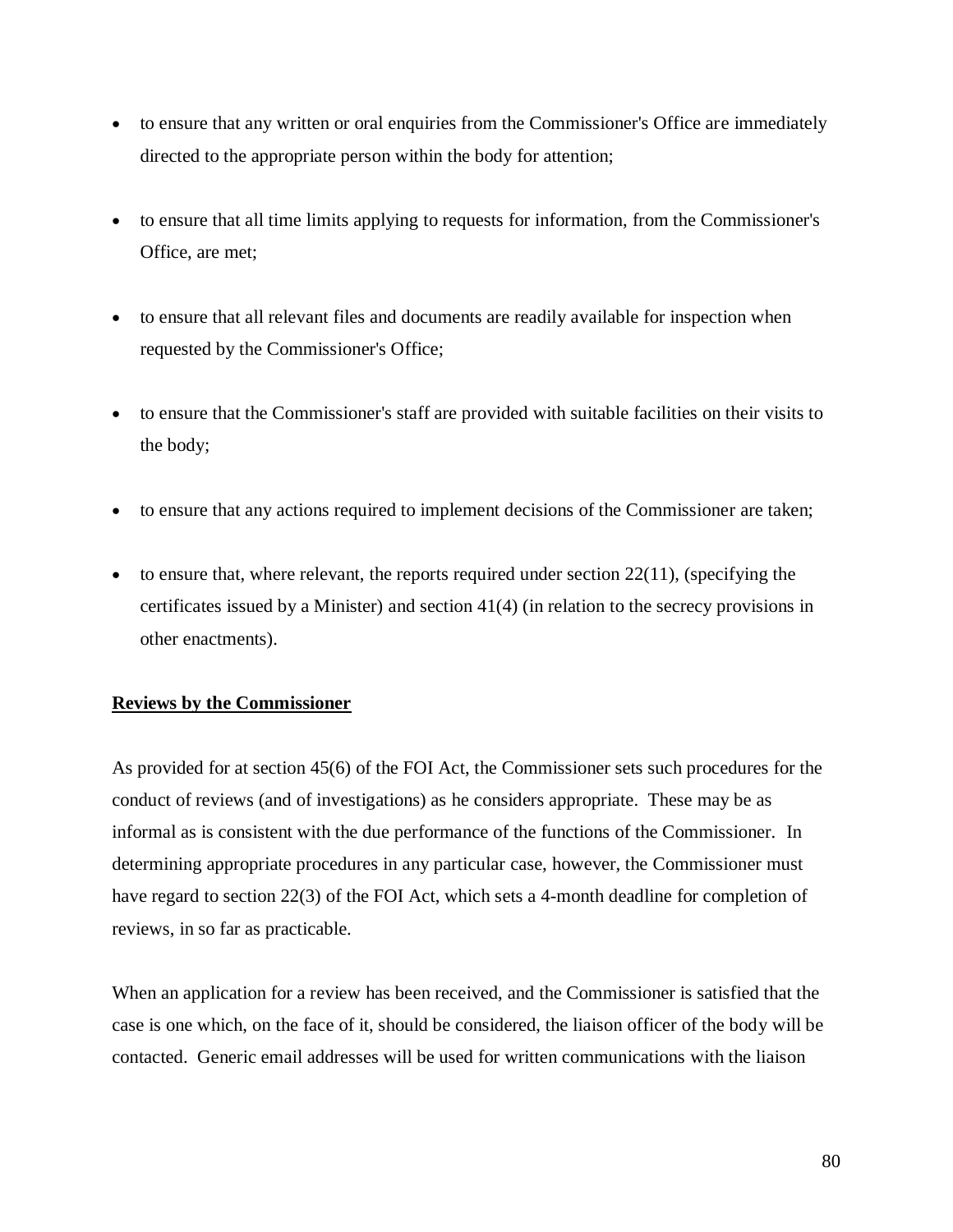- to ensure that any written or oral enquiries from the Commissioner's Office are immediately directed to the appropriate person within the body for attention;

- to ensure that all time limits applying to requests for information, from the Commissioner's Office, are met;

- to ensure that all relevant files and documents are readily available for inspection when requested by the Commissioner's Office;

- to ensure that the Commissioner's staff are provided with suitable facilities on their visits to the body;

- to ensure that any actions required to implement decisions of the Commissioner are taken;

- to ensure that, where relevant, the reports required under section 22(11), (specifying the certificates issued by a Minister) and section 41(4) (in relation to the secrecy provisions in other enactments).

**Reviews by the Commissioner**

As provided for at section 45(6) of the FOI Act, the Commissioner sets such procedures for the conduct of reviews (and of investigations) as he considers appropriate. These may be as informal as is consistent with the due performance of the functions of the Commissioner. In determining appropriate procedures in any particular case, however, the Commissioner must have regard to section 22(3) of the FOI Act, which sets a 4-month deadline for completion of reviews, in so far as practicable.

When an application for a review has been received, and the Commissioner is satisfied that the case is one which, on the face of it, should be considered, the liaison officer of the body will be contacted. Generic email addresses will be used for written communications with the liaison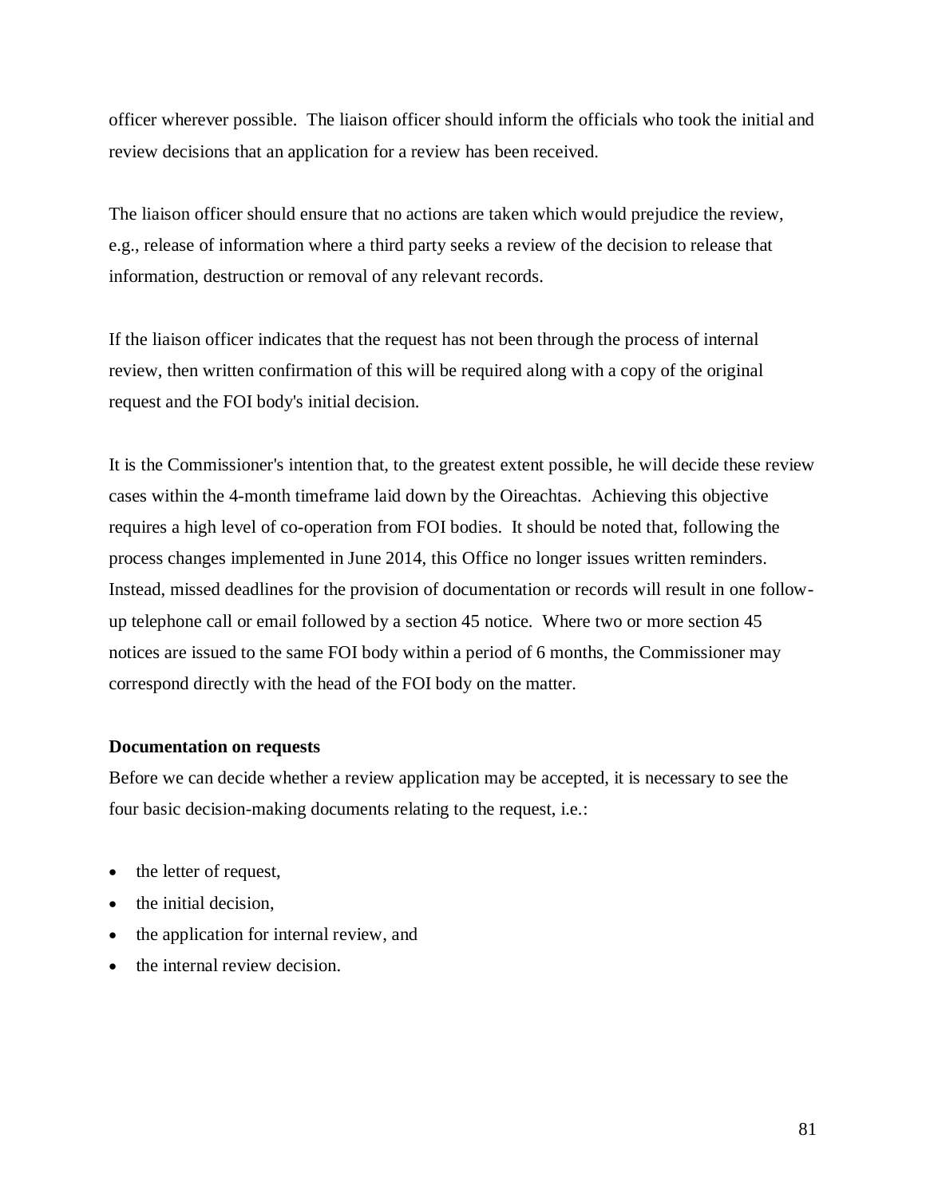officer wherever possible. The liaison officer should inform the officials who took the initial and review decisions that an application for a review has been received.

The liaison officer should ensure that no actions are taken which would prejudice the review, e.g., release of information where a third party seeks a review of the decision to release that information, destruction or removal of any relevant records.

If the liaison officer indicates that the request has not been through the process of internal review, then written confirmation of this will be required along with a copy of the original request and the FOI body's initial decision.

It is the Commissioner's intention that, to the greatest extent possible, he will decide these review cases within the 4-month timeframe laid down by the Oireachtas. Achieving this objective requires a high level of co-operation from FOI bodies. It should be noted that, following the process changes implemented in June 2014, this Office no longer issues written reminders. Instead, missed deadlines for the provision of documentation or records will result in one follow-up telephone call or email followed by a section 45 notice. Where two or more section 45 notices are issued to the same FOI body within a period of 6 months, the Commissioner may correspond directly with the head of the FOI body on the matter.

**Documentation on requests**

Before we can decide whether a review application may be accepted, it is necessary to see the four basic decision-making documents relating to the request, i.e.:

- the letter of request,
- the initial decision,
- the application for internal review, and
- the internal review decision.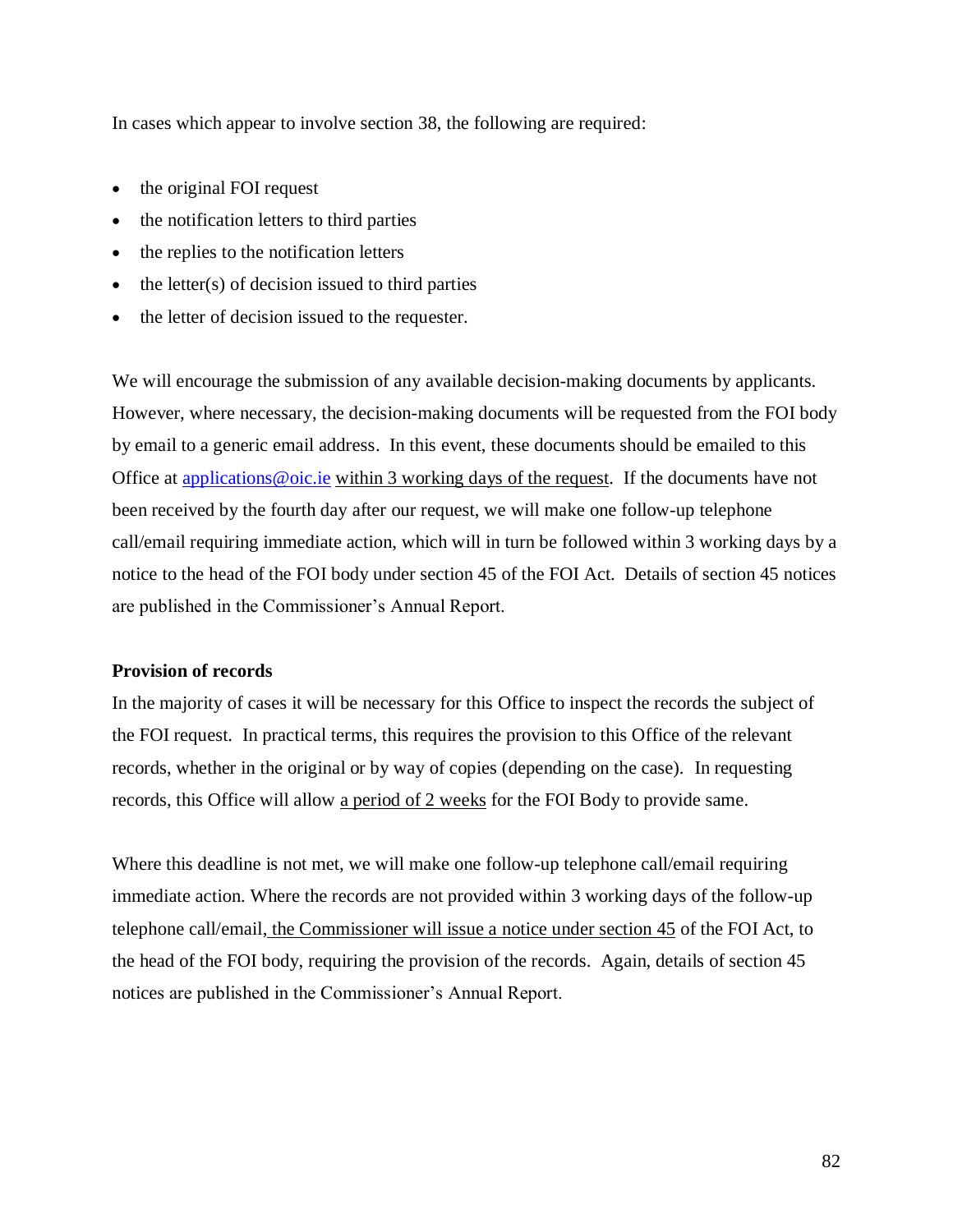In cases which appear to involve section 38, the following are required:

- the original FOI request
- the notification letters to third parties
- the replies to the notification letters
- the letter(s) of decision issued to third parties
- the letter of decision issued to the requester.

We will encourage the submission of any available decision-making documents by applicants. However, where necessary, the decision-making documents will be requested from the FOI body by email to a generic email address. In this event, these documents should be emailed to this Office at applications@oic.ie within 3 working days of the request. If the documents have not been received by the fourth day after our request, we will make one follow-up telephone call/email requiring immediate action, which will in turn be followed within 3 working days by a notice to the head of the FOI body under section 45 of the FOI Act. Details of section 45 notices are published in the Commissioner's Annual Report.

**Provision of records**

In the majority of cases it will be necessary for this Office to inspect the records the subject of the FOI request. In practical terms, this requires the provision to this Office of the relevant records, whether in the original or by way of copies (depending on the case). In requesting records, this Office will allow a period of 2 weeks for the FOI Body to provide same.

Where this deadline is not met, we will make one follow-up telephone call/email requiring immediate action. Where the records are not provided within 3 working days of the follow-up telephone call/email, the Commissioner will issue a notice under section 45 of the FOI Act, to the head of the FOI body, requiring the provision of the records. Again, details of section 45 notices are published in the Commissioner's Annual Report.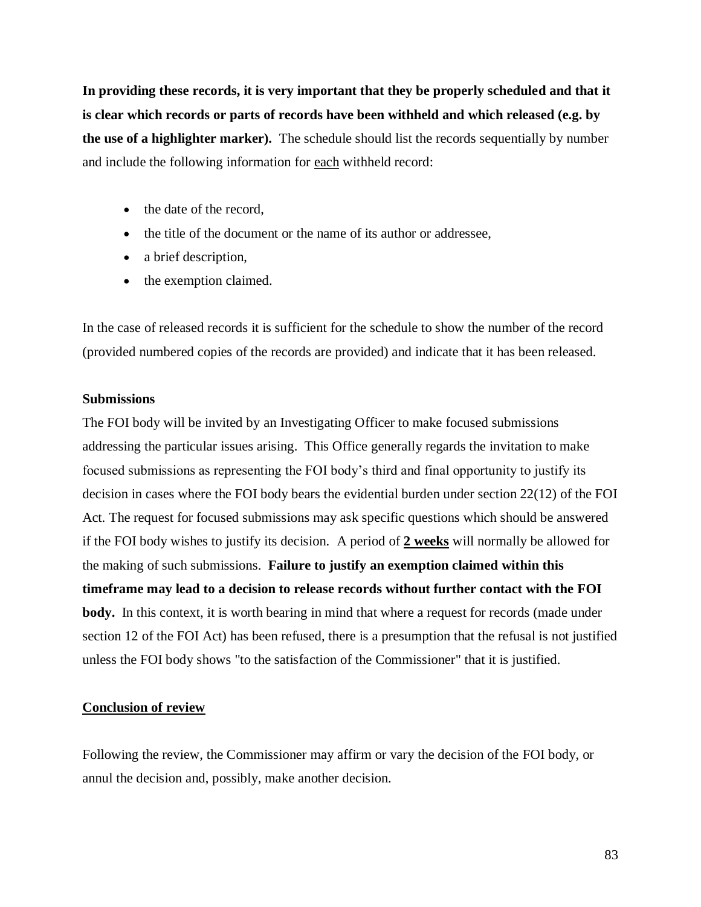**In providing these records, it is very important that they be properly scheduled and that it is clear which records or parts of records have been withheld and which released (e.g. by the use of a highlighter marker).** The schedule should list the records sequentially by number and include the following information for <u>each</u> withheld record:

- the date of the record,
- the title of the document or the name of its author or addressee,
- a brief description,
- the exemption claimed.

In the case of released records it is sufficient for the schedule to show the number of the record (provided numbered copies of the records are provided) and indicate that it has been released.

**Submissions**

The FOI body will be invited by an Investigating Officer to make focused submissions addressing the particular issues arising. This Office generally regards the invitation to make focused submissions as representing the FOI body's third and final opportunity to justify its decision in cases where the FOI body bears the evidential burden under section 22(12) of the FOI Act. The request for focused submissions may ask specific questions which should be answered if the FOI body wishes to justify its decision. A period of **<u>2 weeks</u>** will normally be allowed for the making of such submissions. **Failure to justify an exemption claimed within this timeframe may lead to a decision to release records without further contact with the FOI body.** In this context, it is worth bearing in mind that where a request for records (made under section 12 of the FOI Act) has been refused, there is a presumption that the refusal is not justified unless the FOI body shows "to the satisfaction of the Commissioner" that it is justified.

**<u>Conclusion of review</u>**

Following the review, the Commissioner may affirm or vary the decision of the FOI body, or annul the decision and, possibly, make another decision.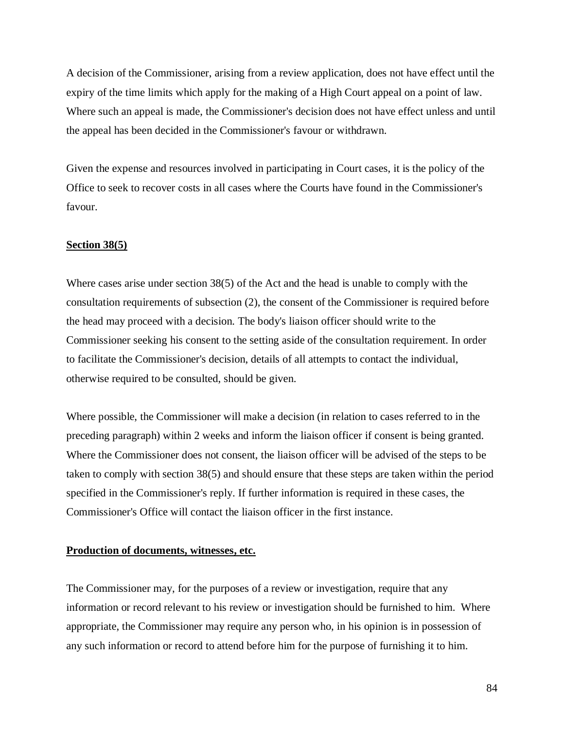A decision of the Commissioner, arising from a review application, does not have effect until the expiry of the time limits which apply for the making of a High Court appeal on a point of law. Where such an appeal is made, the Commissioner's decision does not have effect unless and until the appeal has been decided in the Commissioner's favour or withdrawn.

Given the expense and resources involved in participating in Court cases, it is the policy of the Office to seek to recover costs in all cases where the Courts have found in the Commissioner's favour.

**Section 38(5)**

Where cases arise under section 38(5) of the Act and the head is unable to comply with the consultation requirements of subsection (2), the consent of the Commissioner is required before the head may proceed with a decision. The body's liaison officer should write to the Commissioner seeking his consent to the setting aside of the consultation requirement. In order to facilitate the Commissioner's decision, details of all attempts to contact the individual, otherwise required to be consulted, should be given.

Where possible, the Commissioner will make a decision (in relation to cases referred to in the preceding paragraph) within 2 weeks and inform the liaison officer if consent is being granted. Where the Commissioner does not consent, the liaison officer will be advised of the steps to be taken to comply with section 38(5) and should ensure that these steps are taken within the period specified in the Commissioner's reply. If further information is required in these cases, the Commissioner's Office will contact the liaison officer in the first instance.

**Production of documents, witnesses, etc.**

The Commissioner may, for the purposes of a review or investigation, require that any information or record relevant to his review or investigation should be furnished to him. Where appropriate, the Commissioner may require any person who, in his opinion is in possession of any such information or record to attend before him for the purpose of furnishing it to him.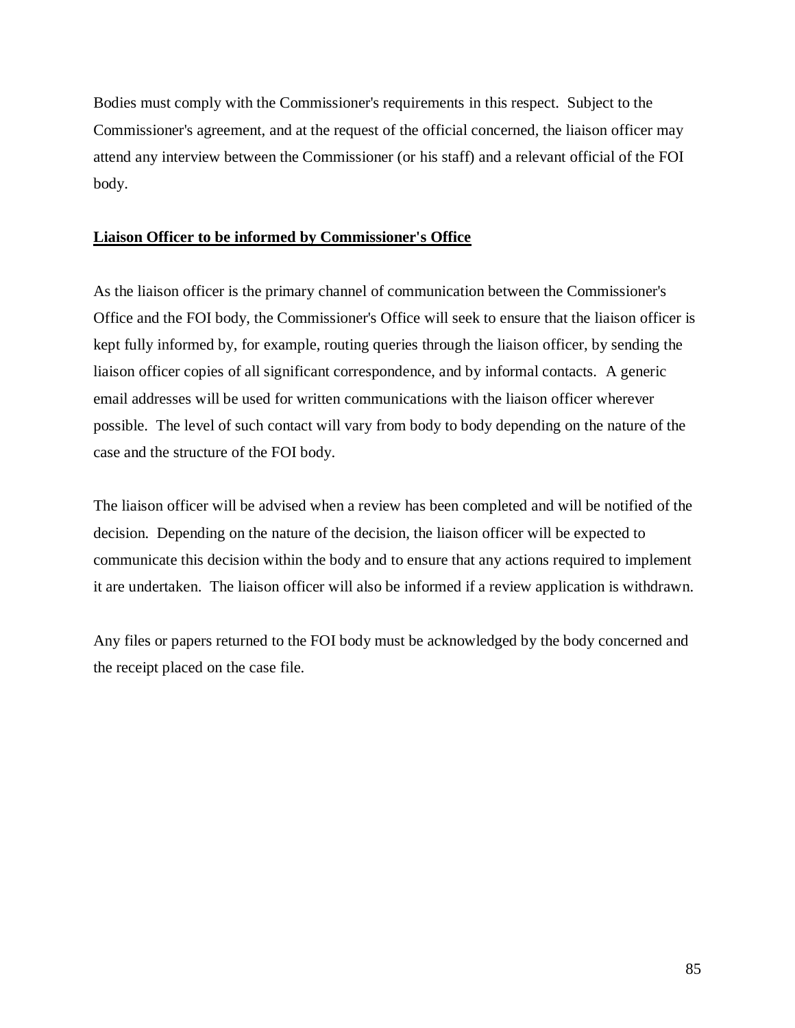Bodies must comply with the Commissioner's requirements in this respect. Subject to the Commissioner's agreement, and at the request of the official concerned, the liaison officer may attend any interview between the Commissioner (or his staff) and a relevant official of the FOI body.

**Liaison Officer to be informed by Commissioner's Office**

As the liaison officer is the primary channel of communication between the Commissioner's Office and the FOI body, the Commissioner's Office will seek to ensure that the liaison officer is kept fully informed by, for example, routing queries through the liaison officer, by sending the liaison officer copies of all significant correspondence, and by informal contacts. A generic email addresses will be used for written communications with the liaison officer wherever possible. The level of such contact will vary from body to body depending on the nature of the case and the structure of the FOI body.

The liaison officer will be advised when a review has been completed and will be notified of the decision. Depending on the nature of the decision, the liaison officer will be expected to communicate this decision within the body and to ensure that any actions required to implement it are undertaken. The liaison officer will also be informed if a review application is withdrawn.

Any files or papers returned to the FOI body must be acknowledged by the body concerned and the receipt placed on the case file.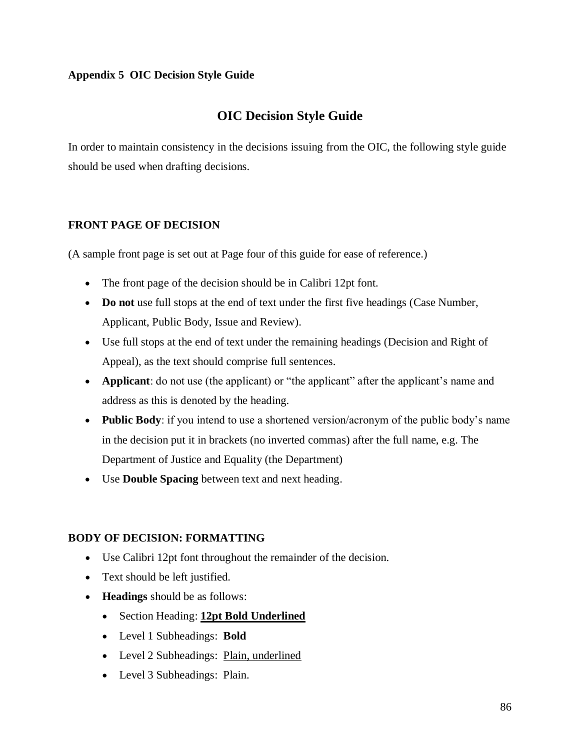**Appendix 5 OIC Decision Style Guide**

# OIC Decision Style Guide

In order to maintain consistency in the decisions issuing from the OIC, the following style guide should be used when drafting decisions.

## FRONT PAGE OF DECISION

(A sample front page is set out at Page four of this guide for ease of reference.)

- The front page of the decision should be in Calibri 12pt font.
- **Do not** use full stops at the end of text under the first five headings (Case Number, Applicant, Public Body, Issue and Review).
- Use full stops at the end of text under the remaining headings (Decision and Right of Appeal), as the text should comprise full sentences.
- **Applicant**: do not use (the applicant) or "the applicant" after the applicant's name and address as this is denoted by the heading.
- **Public Body**: if you intend to use a shortened version/acronym of the public body's name in the decision put it in brackets (no inverted commas) after the full name, e.g. The Department of Justice and Equality (the Department)
- Use **Double Spacing** between text and next heading.

## BODY OF DECISION: FORMATTING

- Use Calibri 12pt font throughout the remainder of the decision.
- Text should be left justified.
- **Headings** should be as follows:
  - Section Heading: <u>**12pt Bold Underlined**</u>
  - Level 1 Subheadings: **Bold**
  - Level 2 Subheadings: <u>Plain, underlined</u>
  - Level 3 Subheadings: Plain.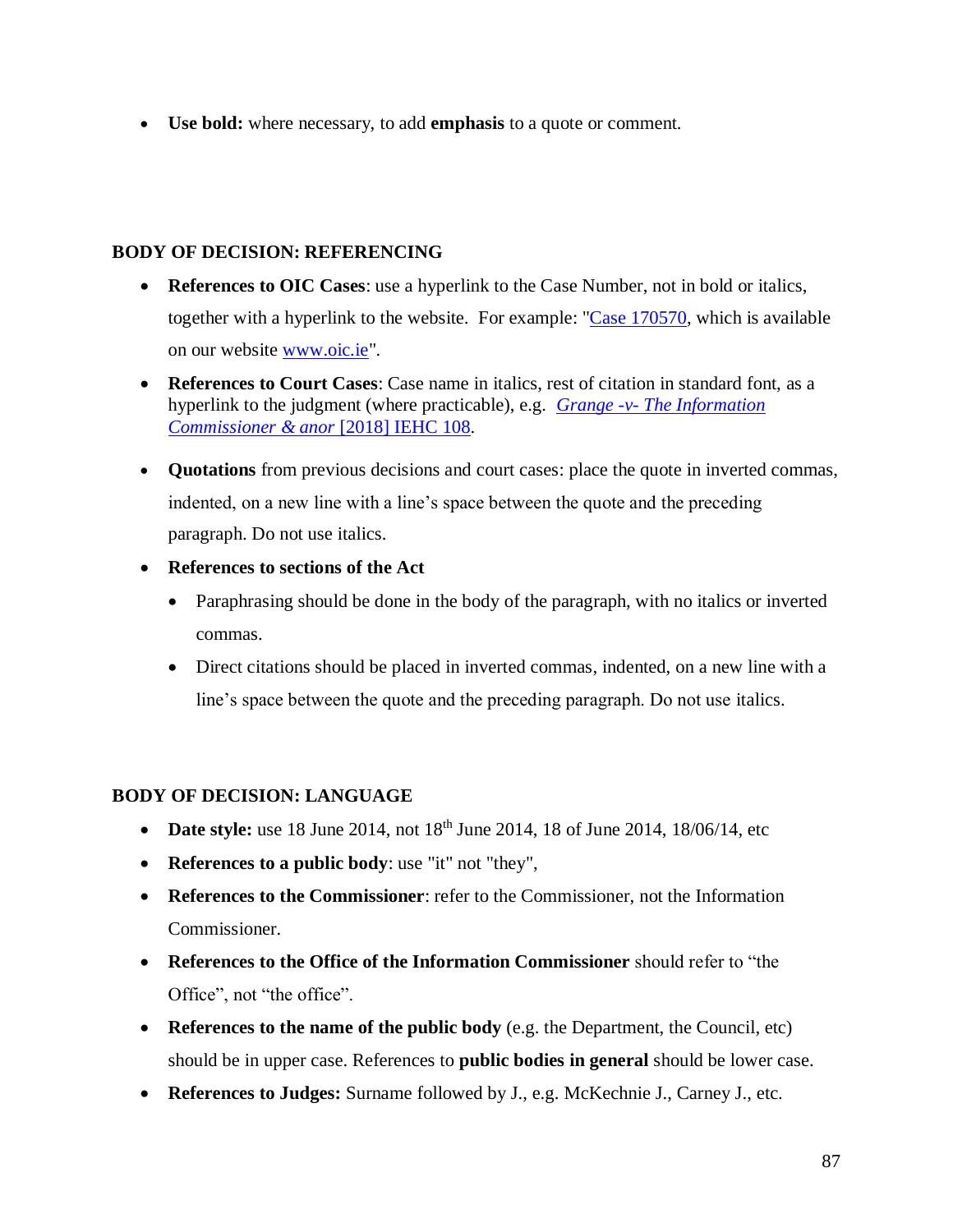- **Use bold:** where necessary, to add **emphasis** to a quote or comment.

**BODY OF DECISION: REFERENCING**

- **References to OIC Cases**: use a hyperlink to the Case Number, not in bold or italics, together with a hyperlink to the website. For example: "[Case 170570](), which is available on our website [www.oic.ie]()".
- **References to Court Cases**: Case name in italics, rest of citation in standard font, as a hyperlink to the judgment (where practicable), e.g. [*Grange -v- The Information Commissioner & anor* [2018] IEHC 108]().
- **Quotations** from previous decisions and court cases: place the quote in inverted commas, indented, on a new line with a line's space between the quote and the preceding paragraph. Do not use italics.
- **References to sections of the Act**
    - Paraphrasing should be done in the body of the paragraph, with no italics or inverted commas.
    - Direct citations should be placed in inverted commas, indented, on a new line with a line's space between the quote and the preceding paragraph. Do not use italics.

**BODY OF DECISION: LANGUAGE**

- **Date style:** use 18 June 2014, not 18th June 2014, 18 of June 2014, 18/06/14, etc
- **References to a public body**: use "it" not "they",
- **References to the Commissioner**: refer to the Commissioner, not the Information Commissioner.
- **References to the Office of the Information Commissioner** should refer to "the Office", not "the office".
- **References to the name of the public body** (e.g. the Department, the Council, etc) should be in upper case. References to **public bodies in general** should be lower case.
- **References to Judges:** Surname followed by J., e.g. McKechnie J., Carney J., etc.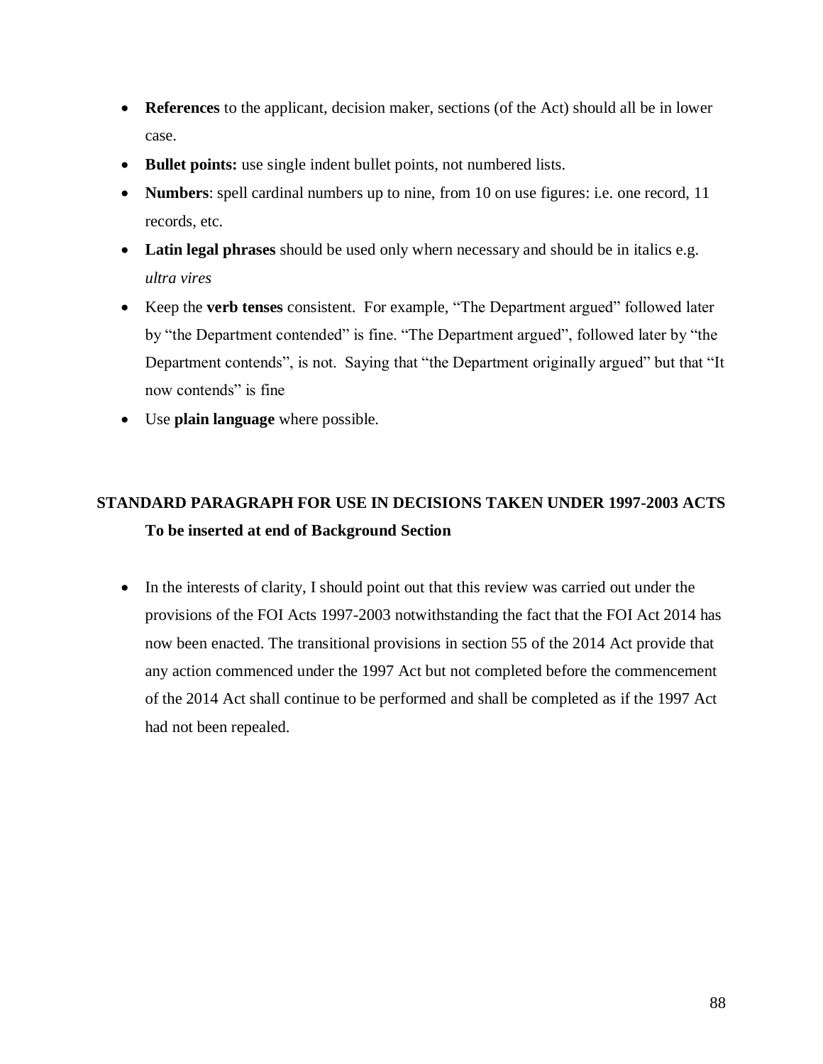- **References** to the applicant, decision maker, sections (of the Act) should all be in lower case.
- **Bullet points:** use single indent bullet points, not numbered lists.
- **Numbers**: spell cardinal numbers up to nine, from 10 on use figures: i.e. one record, 11 records, etc.
- **Latin legal phrases** should be used only whern necessary and should be in italics e.g. *ultra vires*
- Keep the **verb tenses** consistent. For example, "The Department argued" followed later by "the Department contended" is fine. "The Department argued", followed later by "the Department contends", is not. Saying that "the Department originally argued" but that "It now contends" is fine
- Use **plain language** where possible.

**STANDARD PARAGRAPH FOR USE IN DECISIONS TAKEN UNDER 1997-2003 ACTS**

**To be inserted at end of Background Section**

- In the interests of clarity, I should point out that this review was carried out under the provisions of the FOI Acts 1997-2003 notwithstanding the fact that the FOI Act 2014 has now been enacted. The transitional provisions in section 55 of the 2014 Act provide that any action commenced under the 1997 Act but not completed before the commencement of the 2014 Act shall continue to be performed and shall be completed as if the 1997 Act had not been repealed.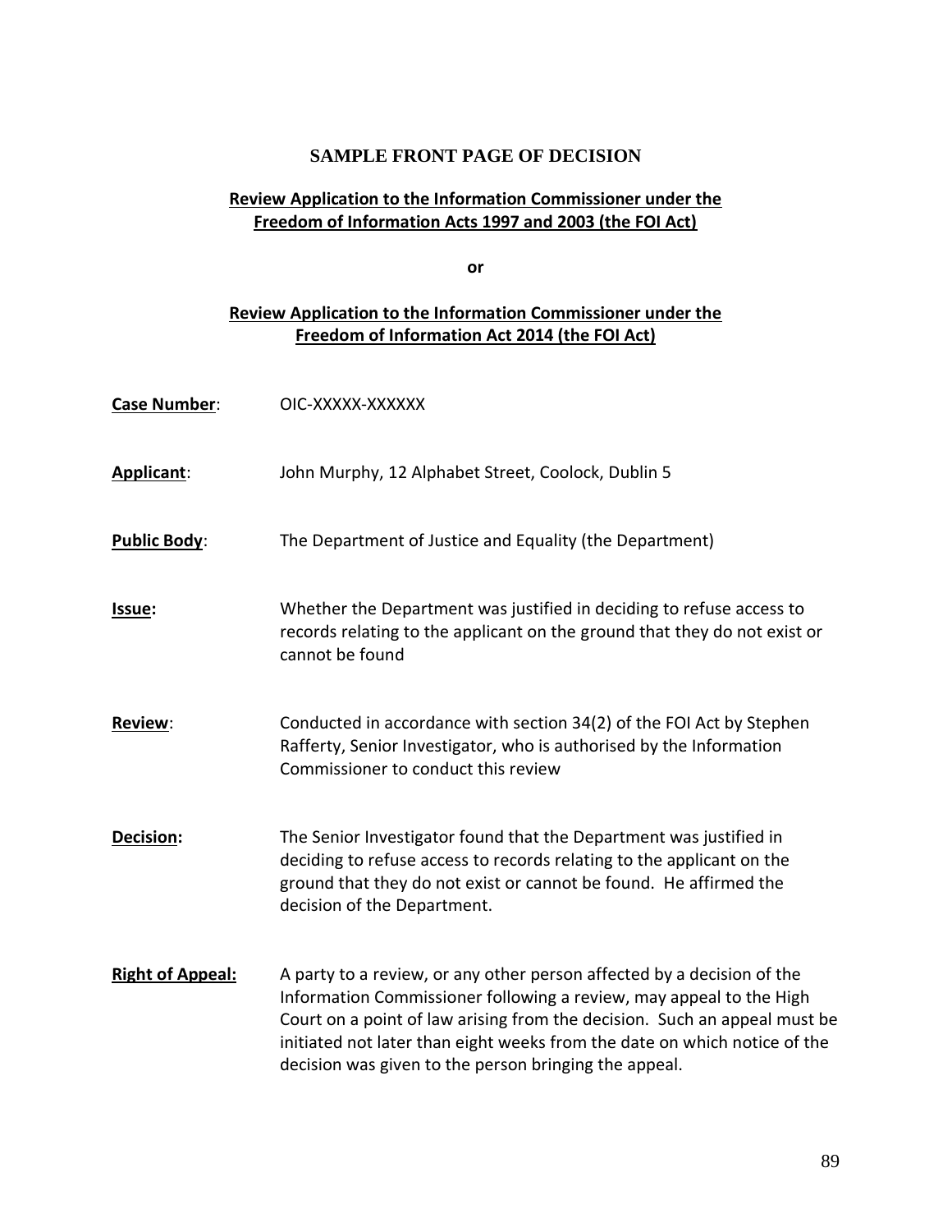## SAMPLE FRONT PAGE OF DECISION

**Review Application to the Information Commissioner under the Freedom of Information Acts 1997 and 2003 (the FOI Act)**

**or**

**Review Application to the Information Commissioner under the Freedom of Information Act 2014 (the FOI Act)**

**Case Number**: OIC-XXXXX-XXXXXX

**Applicant**: John Murphy, 12 Alphabet Street, Coolock, Dublin 5

**Public Body**: The Department of Justice and Equality (the Department)

**Issue:** Whether the Department was justified in deciding to refuse access to records relating to the applicant on the ground that they do not exist or cannot be found

**Review**: Conducted in accordance with section 34(2) of the FOI Act by Stephen Rafferty, Senior Investigator, who is authorised by the Information Commissioner to conduct this review

**Decision:** The Senior Investigator found that the Department was justified in deciding to refuse access to records relating to the applicant on the ground that they do not exist or cannot be found. He affirmed the decision of the Department.

**Right of Appeal:** A party to a review, or any other person affected by a decision of the Information Commissioner following a review, may appeal to the High Court on a point of law arising from the decision. Such an appeal must be initiated not later than eight weeks from the date on which notice of the decision was given to the person bringing the appeal.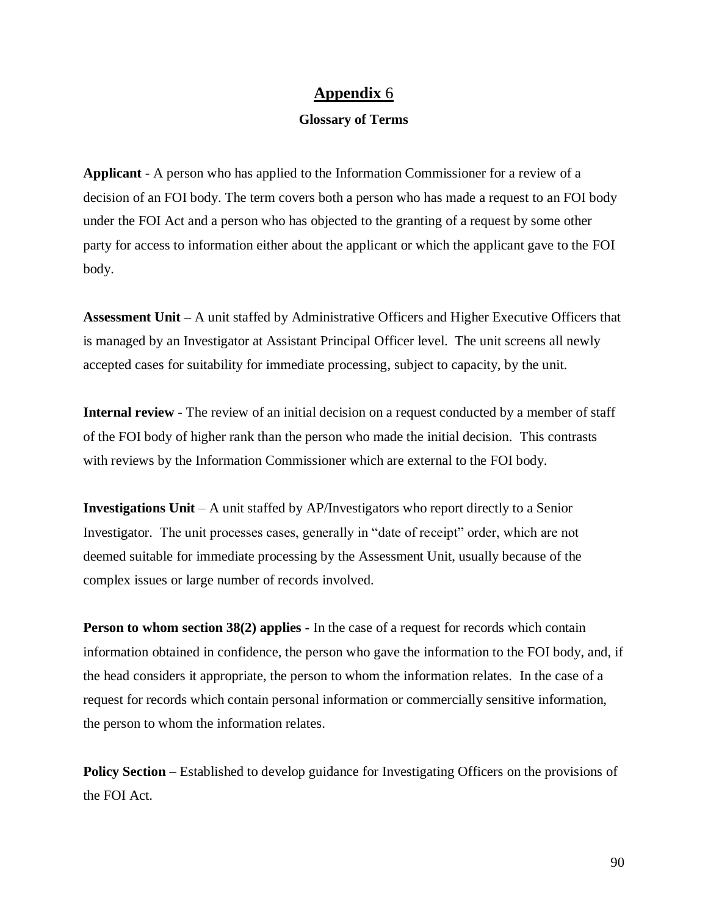# **Appendix** 6

### Glossary of Terms

**Applicant** - A person who has applied to the Information Commissioner for a review of a decision of an FOI body. The term covers both a person who has made a request to an FOI body under the FOI Act and a person who has objected to the granting of a request by some other party for access to information either about the applicant or which the applicant gave to the FOI body.

**Assessment Unit –** A unit staffed by Administrative Officers and Higher Executive Officers that is managed by an Investigator at Assistant Principal Officer level. The unit screens all newly accepted cases for suitability for immediate processing, subject to capacity, by the unit.

**Internal review** - The review of an initial decision on a request conducted by a member of staff of the FOI body of higher rank than the person who made the initial decision. This contrasts with reviews by the Information Commissioner which are external to the FOI body.

**Investigations Unit** – A unit staffed by AP/Investigators who report directly to a Senior Investigator. The unit processes cases, generally in "date of receipt" order, which are not deemed suitable for immediate processing by the Assessment Unit, usually because of the complex issues or large number of records involved.

**Person to whom section 38(2) applies** - In the case of a request for records which contain information obtained in confidence, the person who gave the information to the FOI body, and, if the head considers it appropriate, the person to whom the information relates. In the case of a request for records which contain personal information or commercially sensitive information, the person to whom the information relates.

**Policy Section** – Established to develop guidance for Investigating Officers on the provisions of the FOI Act.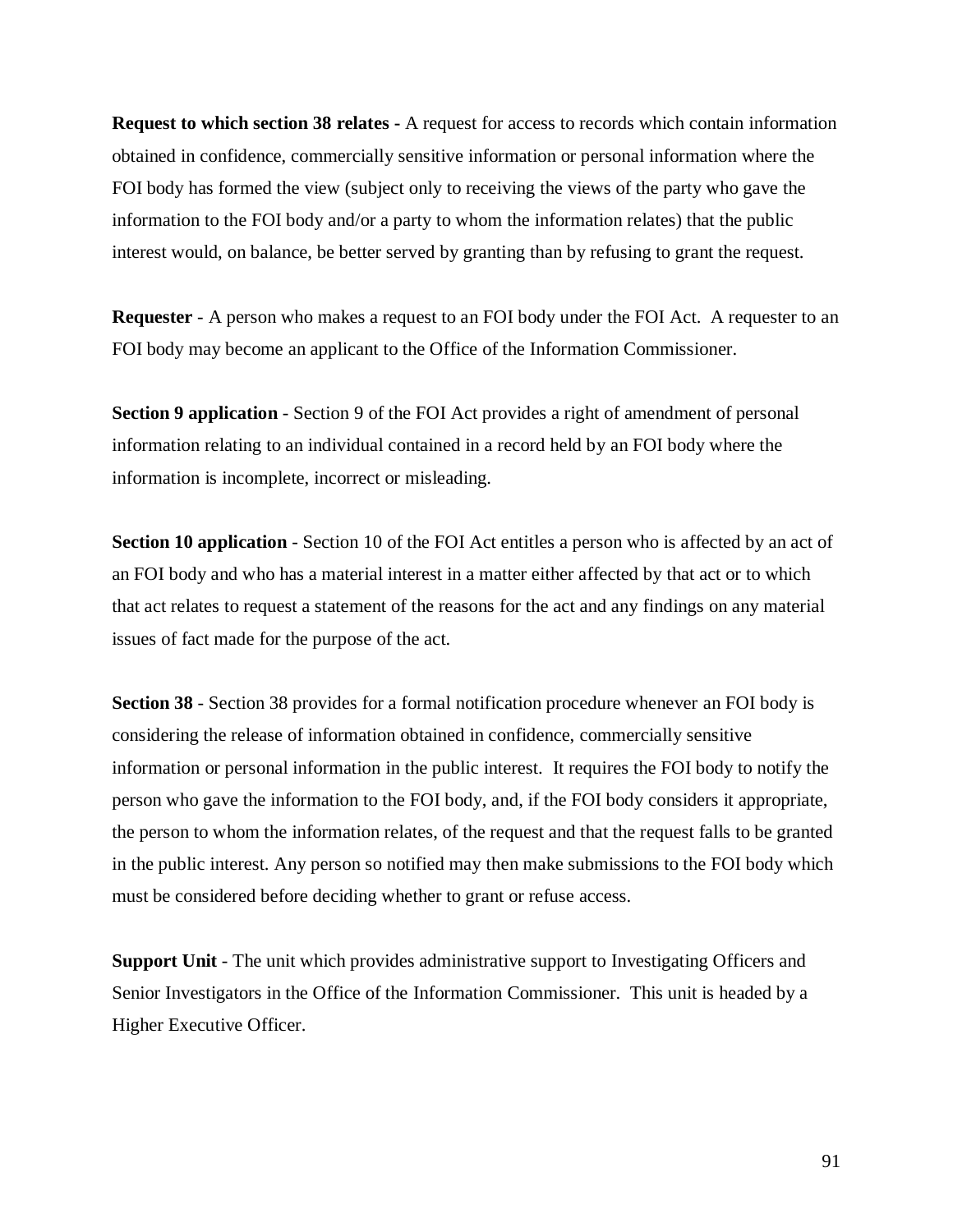**Request to which section 38 relates -** A request for access to records which contain information obtained in confidence, commercially sensitive information or personal information where the FOI body has formed the view (subject only to receiving the views of the party who gave the information to the FOI body and/or a party to whom the information relates) that the public interest would, on balance, be better served by granting than by refusing to grant the request.

**Requester** - A person who makes a request to an FOI body under the FOI Act. A requester to an FOI body may become an applicant to the Office of the Information Commissioner.

**Section 9 application** - Section 9 of the FOI Act provides a right of amendment of personal information relating to an individual contained in a record held by an FOI body where the information is incomplete, incorrect or misleading.

**Section 10 application** - Section 10 of the FOI Act entitles a person who is affected by an act of an FOI body and who has a material interest in a matter either affected by that act or to which that act relates to request a statement of the reasons for the act and any findings on any material issues of fact made for the purpose of the act.

**Section 38** - Section 38 provides for a formal notification procedure whenever an FOI body is considering the release of information obtained in confidence, commercially sensitive information or personal information in the public interest. It requires the FOI body to notify the person who gave the information to the FOI body, and, if the FOI body considers it appropriate, the person to whom the information relates, of the request and that the request falls to be granted in the public interest. Any person so notified may then make submissions to the FOI body which must be considered before deciding whether to grant or refuse access.

**Support Unit** - The unit which provides administrative support to Investigating Officers and Senior Investigators in the Office of the Information Commissioner. This unit is headed by a Higher Executive Officer.